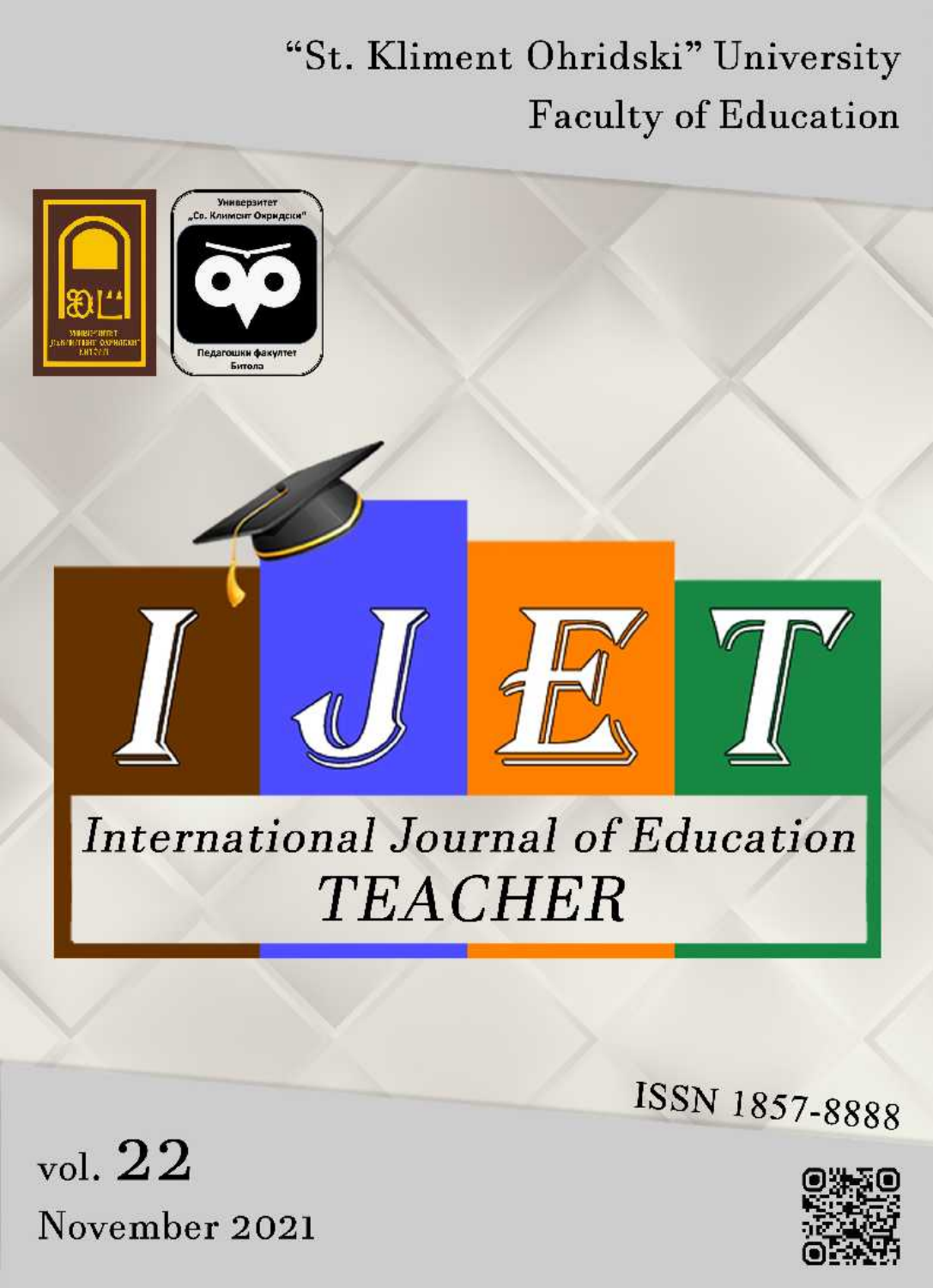“St. Kliment Ohridski” University

Faculty of Education

Универзитет „Св. Климент Охридски“

Педагошки факултет Битола

# I J E T

# International Journal of Education TEACHER

ISSN 1857-8888

vol. 22

November 2021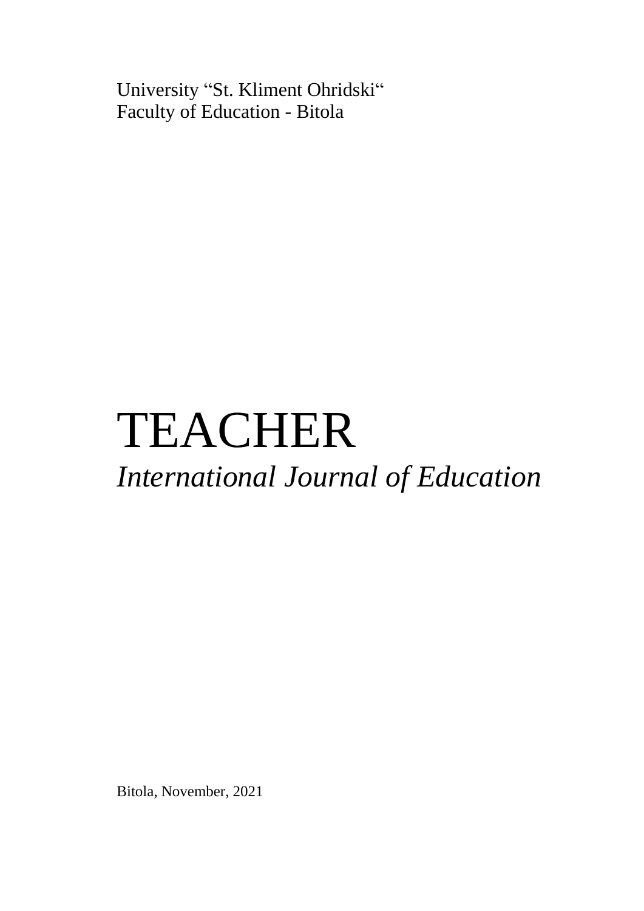University “St. Kliment Ohridski“
Faculty of Education - Bitola

# TEACHER

*International Journal of Education*

Bitola, November, 2021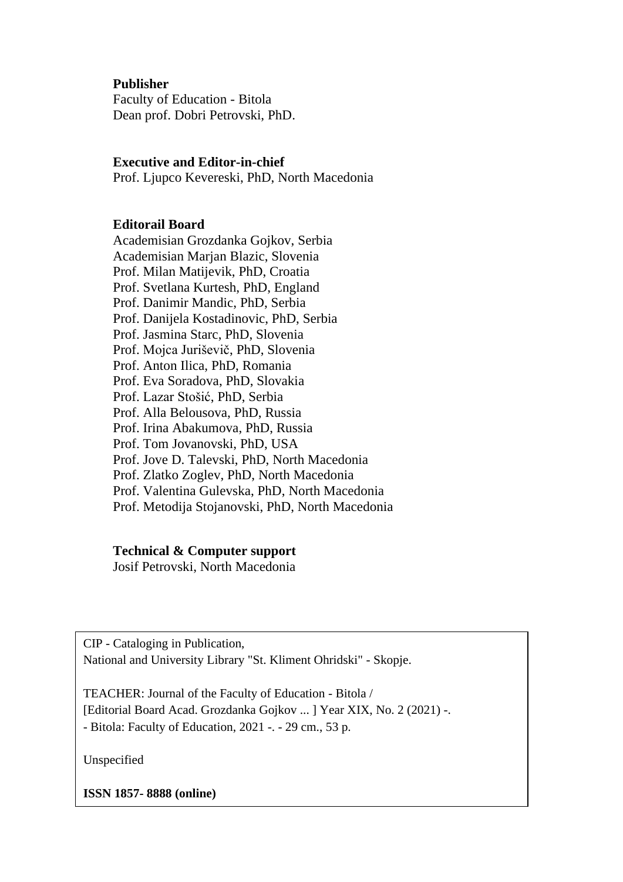**Publisher**
Faculty of Education - Bitola
Dean prof. Dobri Petrovski, PhD.

**Executive and Editor-in-chief**
Prof. Ljupco Kevereski, PhD, North Macedonia

**Editorail Board**
Academisian Grozdanka Gojkov, Serbia
Academisian Marjan Blazic, Slovenia
Prof. Milan Matijevik, PhD, Croatia
Prof. Svetlana Kurtesh, PhD, England
Prof. Danimir Mandic, PhD, Serbia
Prof. Danijela Kostadinovic, PhD, Serbia
Prof. Jasmina Starc, PhD, Slovenia
Prof. Mojca Juriševič, PhD, Slovenia
Prof. Anton Ilica, PhD, Romania
Prof. Eva Soradova, PhD, Slovakia
Prof. Lazar Stošić, PhD, Serbia
Prof. Alla Belousova, PhD, Russia
Prof. Irina Abakumova, PhD, Russia
Prof. Tom Jovanovski, PhD, USA
Prof. Jove D. Talevski, PhD, North Macedonia
Prof. Zlatko Zoglev, PhD, North Macedonia
Prof. Valentina Gulevska, PhD, North Macedonia
Prof. Metodija Stojanovski, PhD, North Macedonia

**Technical & Computer support**
Josif Petrovski, North Macedonia

CIP - Cataloging in Publication,
National and University Library "St. Kliment Ohridski" - Skopje.

TEACHER: Journal of the Faculty of Education - Bitola /
[Editorial Board Acad. Grozdanka Gojkov ... ] Year XIX, No. 2 (2021) -.
- Bitola: Faculty of Education, 2021 -. - 29 cm., 53 p.

Unspecified

**ISSN 1857- 8888 (online)**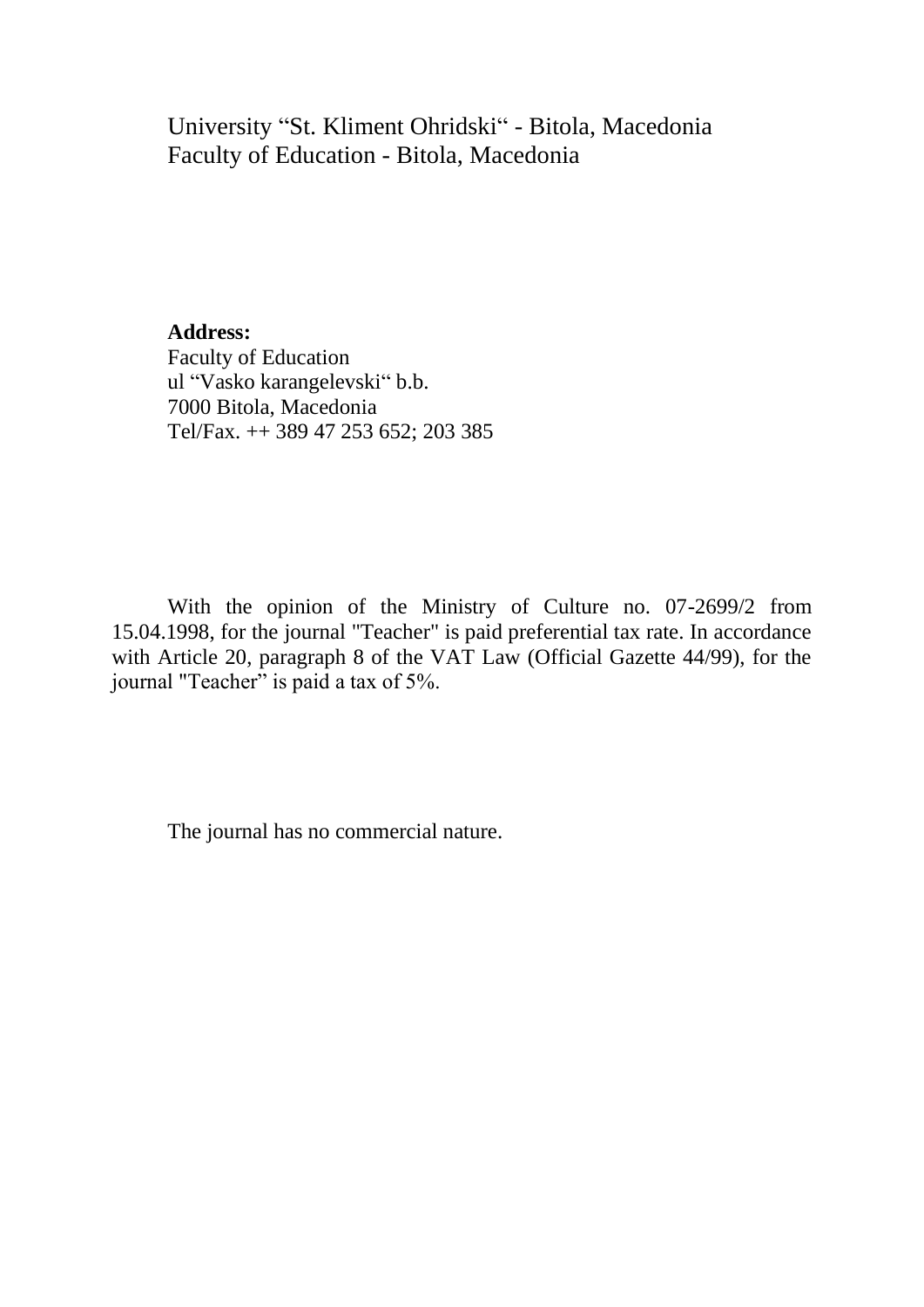University “St. Kliment Ohridski“ - Bitola, Macedonia
Faculty of Education - Bitola, Macedonia

**Address:**
Faculty of Education
ul “Vasko karangelevski“ b.b.
7000 Bitola, Macedonia
Tel/Fax. ++ 389 47 253 652; 203 385

With the opinion of the Ministry of Culture no. 07-2699/2 from 15.04.1998, for the journal "Teacher" is paid preferential tax rate. In accordance with Article 20, paragraph 8 of the VAT Law (Official Gazette 44/99), for the journal "Teacher" is paid a tax of 5%.

The journal has no commercial nature.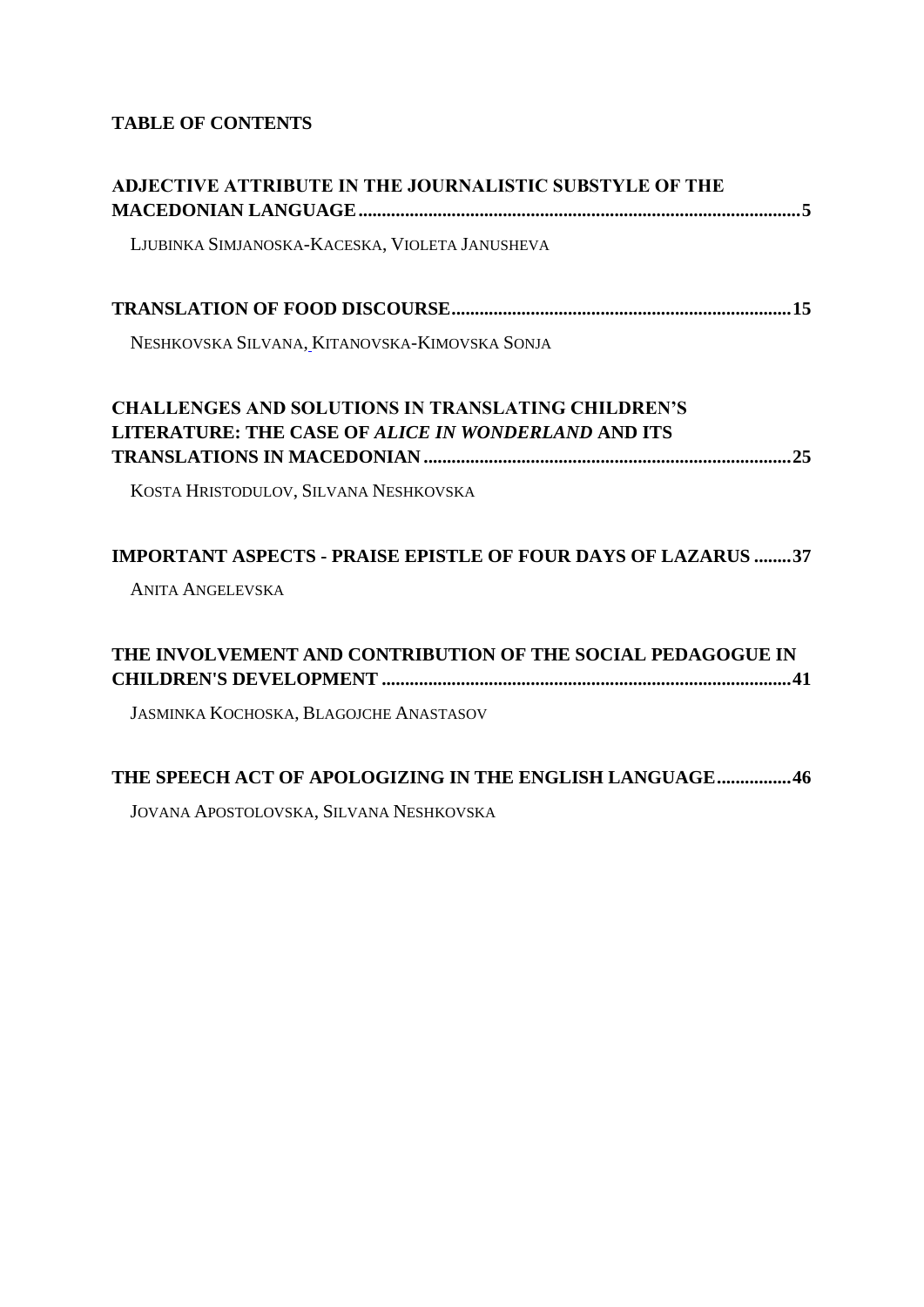# TABLE OF CONTENTS

**ADJECTIVE ATTRIBUTE IN THE JOURNALISTIC SUBSTYLE OF THE MACEDONIAN LANGUAGE..............................................................................................5**

LJUBINKA SIMJANOSKA-KACESKA, VIOLETA JANUSHEVA

**TRANSLATION OF FOOD DISCOURSE.........................................................................15**

NESHKOVSKA SILVANA, KITANOVSKA-KIMOVSKA SONJA

**CHALLENGES AND SOLUTIONS IN TRANSLATING CHILDREN'S LITERATURE: THE CASE OF *ALICE IN WONDERLAND* AND ITS TRANSLATIONS IN MACEDONIAN ...............................................................................25**

KOSTA HRISTODULOV, SILVANA NESHKOVSKA

**IMPORTANT ASPECTS - PRAISE EPISTLE OF FOUR DAYS OF LAZARUS ........37**

ANITA ANGELEVSKA

**THE INVOLVEMENT AND CONTRIBUTION OF THE SOCIAL PEDAGOGUE IN CHILDREN'S DEVELOPMENT .......................................................................................41**

JASMINKA KOCHOSKA, BLAGOJCHE ANASTASOV

**THE SPEECH ACT OF APOLOGIZING IN THE ENGLISH LANGUAGE................46**

JOVANA APOSTOLOVSKA, SILVANA NESHKOVSKA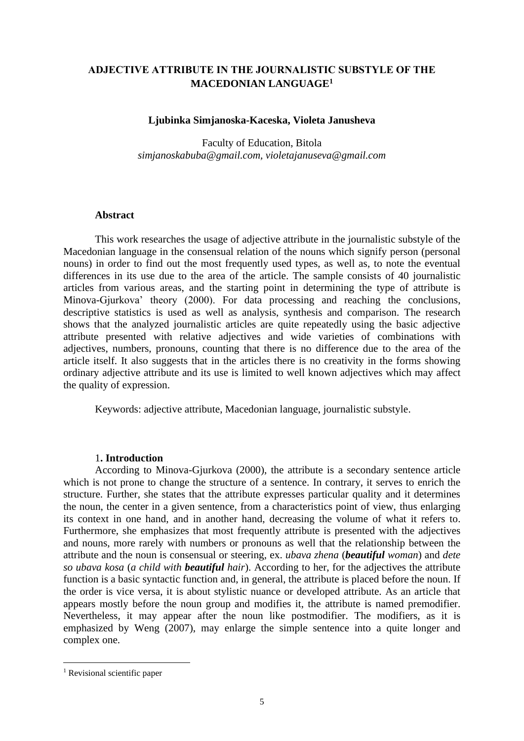# ADJECTIVE ATTRIBUTE IN THE JOURNALISTIC SUBSTYLE OF THE MACEDONIAN LANGUAGE[1]

**Ljubinka Simjanoska-Kaceska, Violeta Janusheva**

Faculty of Education, Bitola
*simjanoskabuba@gmail.com, violetajanuseva@gmail.com*

**Abstract**

This work researches the usage of adjective attribute in the journalistic substyle of the Macedonian language in the consensual relation of the nouns which signify person (personal nouns) in order to find out the most frequently used types, as well as, to note the eventual differences in its use due to the area of the article. The sample consists of 40 journalistic articles from various areas, and the starting point in determining the type of attribute is Minova-Gjurkova' theory (2000). For data processing and reaching the conclusions, descriptive statistics is used as well as analysis, synthesis and comparison. The research shows that the analyzed journalistic articles are quite repeatedly using the basic adjective attribute presented with relative adjectives and wide varieties of combinations with adjectives, numbers, pronouns, counting that there is no difference due to the area of the article itself. It also suggests that in the articles there is no creativity in the forms showing ordinary adjective attribute and its use is limited to well known adjectives which may affect the quality of expression.

Keywords: adjective attribute, Macedonian language, journalistic substyle.

## 1. Introduction

According to Minova-Gjurkova (2000), the attribute is a secondary sentence article which is not prone to change the structure of a sentence. In contrary, it serves to enrich the structure. Further, she states that the attribute expresses particular quality and it determines the noun, the center in a given sentence, from a characteristics point of view, thus enlarging its context in one hand, and in another hand, decreasing the volume of what it refers to. Furthermore, she emphasizes that most frequently attribute is presented with the adjectives and nouns, more rarely with numbers or pronouns as well that the relationship between the attribute and the noun is consensual or steering, ex. *ubava zhena* (***beautiful*** *woman*) and *dete so ubava kosa* (*a child with* ***beautiful*** *hair*). According to her, for the adjectives the attribute function is a basic syntactic function and, in general, the attribute is placed before the noun. If the order is vice versa, it is about stylistic nuance or developed attribute. As an article that appears mostly before the noun group and modifies it, the attribute is named premodifier. Nevertheless, it may appear after the noun like postmodifier. The modifiers, as it is emphasized by Weng (2007), may enlarge the simple sentence into a quite longer and complex one.

[1] Revisional scientific paper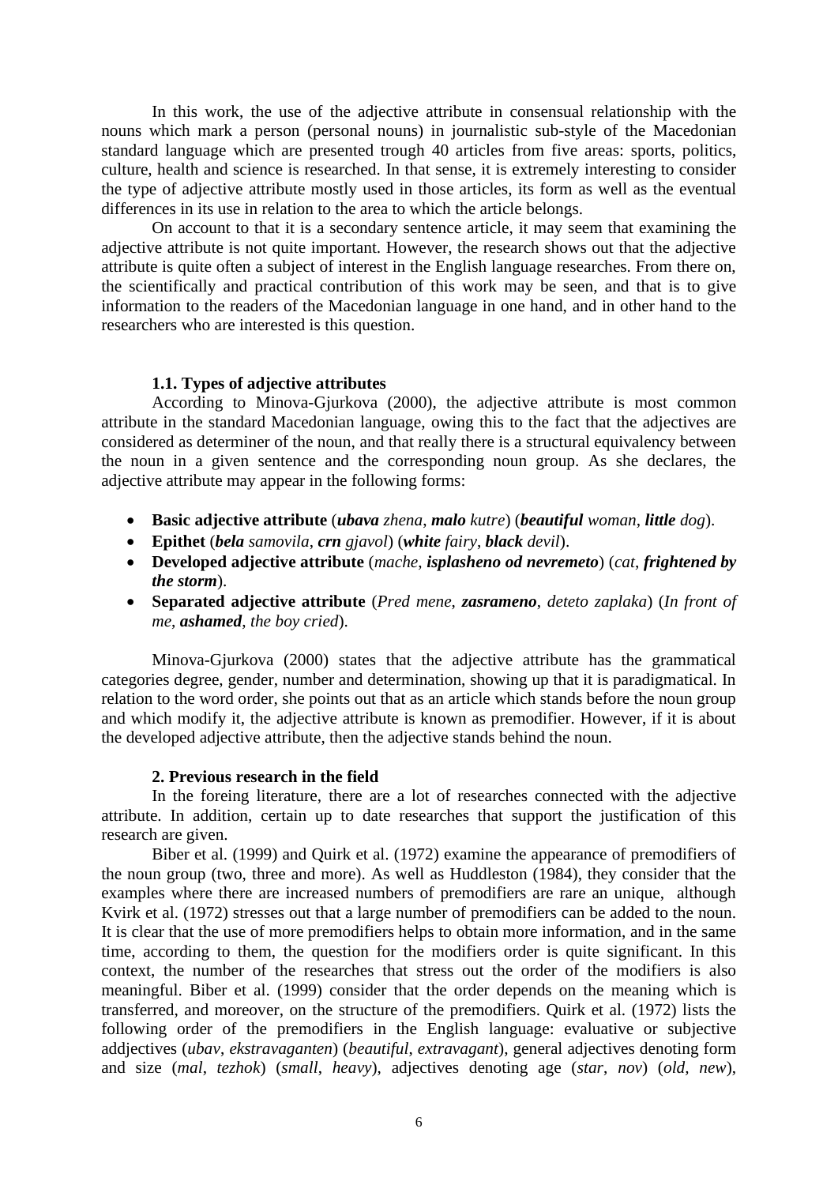In this work, the use of the adjective attribute in consensual relationship with the nouns which mark a person (personal nouns) in journalistic sub-style of the Macedonian standard language which are presented trough 40 articles from five areas: sports, politics, culture, health and science is researched. In that sense, it is extremely interesting to consider the type of adjective attribute mostly used in those articles, its form as well as the eventual differences in its use in relation to the area to which the article belongs.

On account to that it is a secondary sentence article, it may seem that examining the adjective attribute is not quite important. However, the research shows out that the adjective attribute is quite often a subject of interest in the English language researches. From there on, the scientifically and practical contribution of this work may be seen, and that is to give information to the readers of the Macedonian language in one hand, and in other hand to the researchers who are interested is this question.

### 1.1. Types of adjective attributes

According to Minova-Gjurkova (2000), the adjective attribute is most common attribute in the standard Macedonian language, owing this to the fact that the adjectives are considered as determiner of the noun, and that really there is a structural equivalency between the noun in a given sentence and the corresponding noun group. As she declares, the adjective attribute may appear in the following forms:

- **Basic adjective attribute** (***ubava*** *zhena*, ***malo*** *kutre*) (***beautiful*** *woman*, ***little*** *dog*).
- **Epithet** (***bela*** *samovila*, ***crn*** *gjavol*) (***white*** *fairy*, ***black*** *devil*).
- **Developed adjective attribute** (*mache*, ***isplasheno od nevremeto***) (*cat*, ***frightened by the storm***).
- **Separated adjective attribute** (*Pred mene*, ***zasrameno***, *deteto zaplaka*) (*In front of me*, ***ashamed***, *the boy cried*).

Minova-Gjurkova (2000) states that the adjective attribute has the grammatical categories degree, gender, number and determination, showing up that it is paradigmatical. In relation to the word order, she points out that as an article which stands before the noun group and which modify it, the adjective attribute is known as premodifier. However, if it is about the developed adjective attribute, then the adjective stands behind the noun.

### 2. Previous research in the field

In the foreing literature, there are a lot of researches connected with the adjective attribute. In addition, certain up to date researches that support the justification of this research are given.

Biber et al. (1999) and Quirk et al. (1972) examine the appearance of premodifiers of the noun group (two, three and more). As well as Huddleston (1984), they consider that the examples where there are increased numbers of premodifiers are rare an unique, although Kvirk et al. (1972) stresses out that a large number of premodifiers can be added to the noun. It is clear that the use of more premodifiers helps to obtain more information, and in the same time, according to them, the question for the modifiers order is quite significant. In this context, the number of the researches that stress out the order of the modifiers is also meaningful. Biber et al. (1999) consider that the order depends on the meaning which is transferred, and moreover, on the structure of the premodifiers. Quirk et al. (1972) lists the following order of the premodifiers in the English language: evaluative or subjective addjectives (*ubav*, *ekstravaganten*) (*beautiful*, *extravagant*), general adjectives denoting form and size (*mal*, *tezhok*) (*small*, *heavy*), adjectives denoting age (*star*, *nov*) (*old, new*),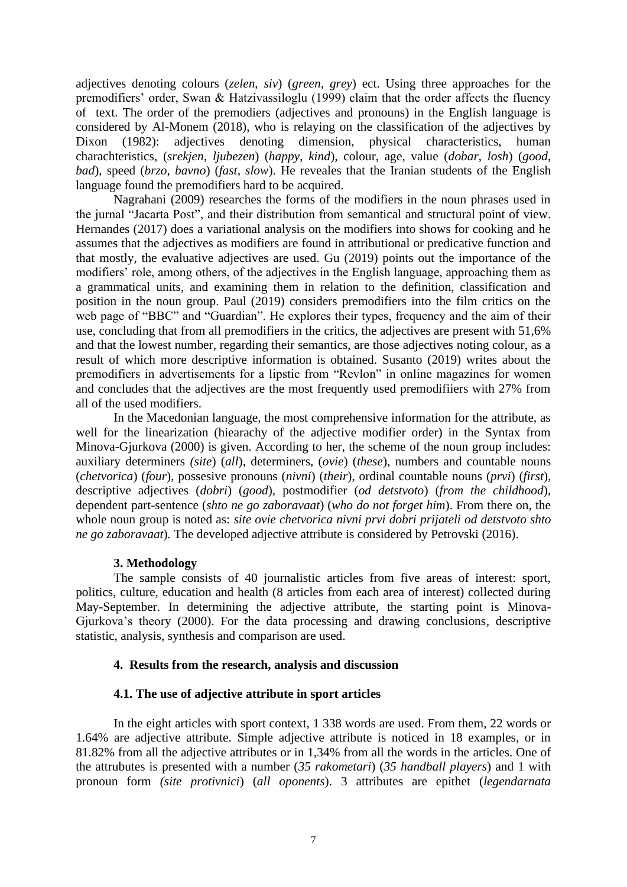adjectives denoting colours (*zelen*, *siv*) (*green*, *grey*) ect. Using three approaches for the premodifiers' order, Swan & Hatzivassiloglu (1999) claim that the order affects the fluency of text. The order of the premodiers (adjectives and pronouns) in the English language is considered by Al-Monem (2018), who is relaying on the classification of the adjectives by Dixon (1982): adjectives denoting dimension, physical characteristics, human charachteristics, (*srekjen*, *ljubezen*) (*happy*, *kind*), colour, age, value (*dobar*, *losh*) (*good*, *bad*), speed (*brzo*, *bavno*) (*fast*, *slow*). He reveales that the Iranian students of the English language found the premodifiers hard to be acquired.

Nagrahani (2009) researches the forms of the modifiers in the noun phrases used in the jurnal "Jacarta Post", and their distribution from semantical and structural point of view. Hernandes (2017) does a variational analysis on the modifiers into shows for cooking and he assumes that the adjectives as modifiers are found in attributional or predicative function and that mostly, the evaluative adjectives are used. Gu (2019) points out the importance of the modifiers' role, among others, of the adjectives in the English language, approaching them as a grammatical units, and examining them in relation to the definition, classification and position in the noun group. Paul (2019) considers premodifiers into the film critics on the web page of "BBC" and "Guardian". He explores their types, frequency and the aim of their use, concluding that from all premodifiers in the critics, the adjectives are present with 51,6% and that the lowest number, regarding their semantics, are those adjectives noting colour, as a result of which more descriptive information is obtained. Susanto (2019) writes about the premodifiers in advertisements for a lipstic from "Revlon" in online magazines for women and concludes that the adjectives are the most frequently used premodifiiers with 27% from all of the used modifiers.

In the Macedonian language, the most comprehensive information for the attribute, as well for the linearization (hiearachy of the adjective modifier order) in the Syntax from Minova-Gjurkova (2000) is given. According to her, the scheme of the noun group includes: auxiliary determiners *(site)* (*all*), determiners, (*ovie*) (*these*), numbers and countable nouns (*chetvorica*) (*four*), possesive pronouns (*nivni*) (*their*), ordinal countable nouns (*prvi*) (*first*), descriptive adjectives (*dobri*) (*good*), postmodifier (*od detstvoto*) (*from the childhood*), dependent part-sentence (*shto ne go zaboravaat*) (*who do not forget him*). From there on, the whole noun group is noted as: *site ovie chetvorica nivni prvi dobri prijateli od detstvoto shto ne go zaboravaat*. The developed adjective attribute is considered by Petrovski (2016).

### 3. Methodology

The sample consists of 40 journalistic articles from five areas of interest: sport, politics, culture, education and health (8 articles from each area of interest) collected during May-September. In determining the adjective attribute, the starting point is Minova-Gjurkova's theory (2000). For the data processing and drawing conclusions, descriptive statistic, analysis, synthesis and comparison are used.

### 4. Results from the research, analysis and discussion

#### 4.1. The use of adjective attribute in sport articles

In the eight articles with sport context, 1 338 words are used. From them, 22 words or 1.64% are adjective attribute. Simple adjective attribute is noticed in 18 examples, or in 81.82% from all the adjective attributes or in 1,34% from all the words in the articles. One of the attrubutes is presented with a number (*35 rakometari*) (*35 handball players*) and 1 with pronoun form *(site protivnici*) (*all oponents*). 3 attributes are epithet (*legendarnata*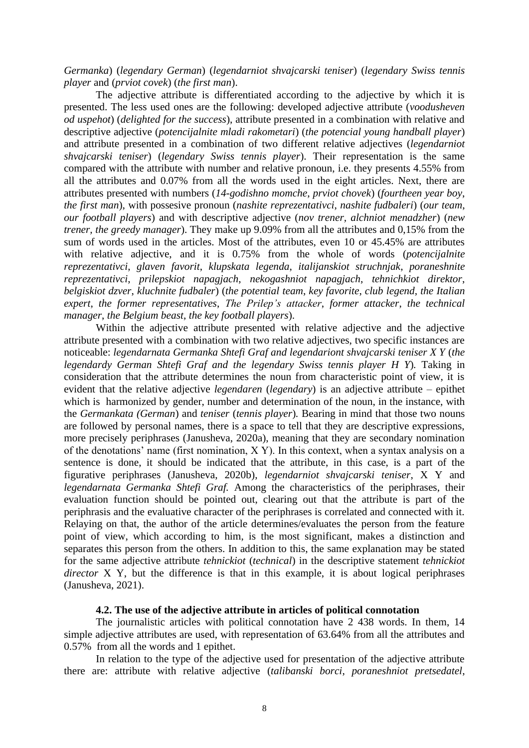*Germanka*) (*legendary German*) (*legendarniot shvajcarski teniser*) (*legendary Swiss tennis player* and (*prviot covek*) (*the first man*).

The adjective attribute is differentiated according to the adjective by which it is presented. The less used ones are the following: developed adjective attribute (*voodusheven od uspehot*) (*delighted for the success*), attribute presented in a combination with relative and descriptive adjective (*potencijalnite mladi rakometari*) (*the potencial young handball player*) and attribute presented in a combination of two different relative adjectives (*legendarniot shvajcarski teniser*) (*legendary Swiss tennis player*). Their representation is the same compared with the attribute with number and relative pronoun, i.e. they presents 4.55% from all the attributes and 0.07% from all the words used in the eight articles. Next, there are attributes presented with numbers (*14-godishno momche*, *prviot chovek*) (*fourtheen year boy*, *the first man*), with possesive pronoun (*nashite reprezentativci*, *nashite fudbaleri*) (*our team*, *our football players*) and with descriptive adjective (*nov trener, alchniot menadzher*) (*new trener, the greedy manager*). They make up 9.09% from all the attributes and 0,15% from the sum of words used in the articles. Most of the attributes, even 10 or 45.45% are attributes with relative adjective, and it is 0.75% from the whole of words (*potencijalnite reprezentativci*, *glaven favorit*, *klupskata legenda*, *italijanskiot struchnjak*, *poraneshnite reprezentativci*, *prilepskiot napagjach*, *nekogashniot napagjach*, *tehnichkiot direktor*, *belgiskiot dzver*, *kluchnite fudbaler*) (*the potential team*, *key favorite*, *club legend*, *the Italian expert*, *the former representatives*, *The Prilep's attacker*, *former attacker*, *the technical manager*, *the Belgium beast*, *the key football players*).

Within the adjective attribute presented with relative adjective and the adjective attribute presented with a combination with two relative adjectives, two specific instances are noticeable: *legendarnata Germanka Shtefi Graf and legendariont shvajcarski teniser X Y* (*the legendardy German Shtefi Graf and the legendary Swiss tennis player H Y*)*.* Taking in consideration that the attribute determines the noun from characteristic point of view, it is evident that the relative adjective *legendaren* (*legendary*) is an adjective attribute – epithet which is harmonized by gender, number and determination of the noun, in the instance, with the *Germankata (German*) and *teniser* (*tennis player*)*.* Bearing in mind that those two nouns are followed by personal names, there is a space to tell that they are descriptive expressions, more precisely periphrases (Janusheva, 2020a), meaning that they are secondary nomination of the denotations' name (first nomination, X Y). In this context, when a syntax analysis on a sentence is done, it should be indicated that the attribute, in this case, is a part of the figurative periphrases (Janusheva, 2020b), *legendarniot shvajcarski teniser*, X Y and *legendarnata Germanka Shtefi Graf.* Among the characteristics of the periphrases, their evaluation function should be pointed out, clearing out that the attribute is part of the periphrasis and the evaluative character of the periphrases is correlated and connected with it. Relaying on that, the author of the article determines/evaluates the person from the feature point of view, which according to him, is the most significant, makes a distinction and separates this person from the others. In addition to this, the same explanation may be stated for the same adjective attribute *tehnickiot* (*technical*) in the descriptive statement *tehnickiot director* X Y, but the difference is that in this example, it is about logical periphrases (Janusheva, 2021).

### 4.2. The use of the adjective attribute in articles of political connotation

The journalistic articles with political connotation have 2 438 words. In them, 14 simple adjective attributes are used, with representation of 63.64% from all the attributes and 0.57% from all the words and 1 epithet.

In relation to the type of the adjective used for presentation of the adjective attribute there are: attribute with relative adjective (*talibanski borci*, *poraneshniot pretsedatel*,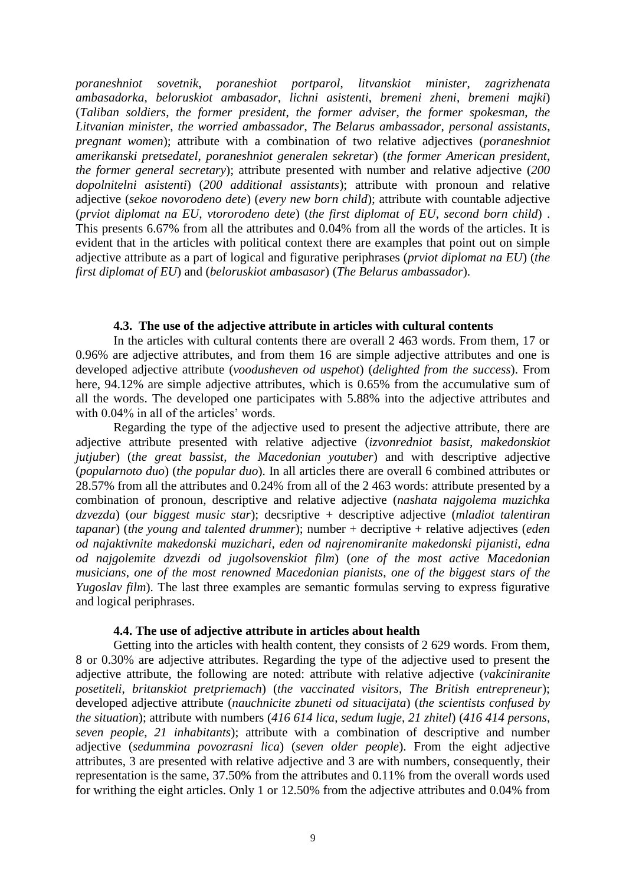*poraneshniot sovetnik*, *poraneshiot portparol*, *litvanskiot minister*, *zagrizhenata ambasadorka*, *beloruskiot ambasador*, *lichni asistenti*, *bremeni zheni*, *bremeni majki*) (*Taliban soldiers*, *the former president*, *the former adviser*, *the former spokesman*, *the Litvanian minister*, *the worried ambassador*, *The Belarus ambassador*, *personal assistants*, *pregnant women*); attribute with a combination of two relative adjectives (*poraneshniot amerikanski pretsedatel*, *poraneshniot generalen sekretar*) (*the former American president*, *the former general secretary*); attribute presented with number and relative adjective (*200 dopolnitelni asistenti*) (*200 additional assistants*); attribute with pronoun and relative adjective (*sekoe novorodeno dete*) (*every new born child*); attribute with countable adjective (*prviot diplomat na EU*, *vtororodeno dete*) (*the first diplomat of EU*, *second born child*) . This presents 6.67% from all the attributes and 0.04% from all the words of the articles. It is evident that in the articles with political context there are examples that point out on simple adjective attribute as a part of logical and figurative periphrases (*prviot diplomat na EU*) (*the first diplomat of EU*) and (*beloruskiot ambasasor*) (*The Belarus ambassador*).

### 4.3. The use of the adjective attribute in articles with cultural contents

In the articles with cultural contents there are overall 2 463 words. From them, 17 or 0.96% are adjective attributes, and from them 16 are simple adjective attributes and one is developed adjective attribute (*voodusheven od uspehot*) (*delighted from the success*). From here, 94.12% are simple adjective attributes, which is 0.65% from the accumulative sum of all the words. The developed one participates with 5.88% into the adjective attributes and with 0.04% in all of the articles' words.

Regarding the type of the adjective used to present the adjective attribute, there are adjective attribute presented with relative adjective (*izvonredniot basist*, *makedonskiot jutjuber*) (*the great bassist*, *the Macedonian youtuber*) and with descriptive adjective (*popularnoto duo*) (*the popular duo*). In all articles there are overall 6 combined attributes or 28.57% from all the attributes and 0.24% from all of the 2 463 words: attribute presented by a combination of pronoun, descriptive and relative adjective (*nashata najgolema muzichka dzvezda*) (*our biggest music star*); decsriptive + descriptive adjective (*mladiot talentiran tapanar*) (*the young and talented drummer*); number + decriptive + relative adjectives (*eden od najaktivnite makedonski muzichari*, *eden od najrenomiranite makedonski pijanisti*, *edna od najgolemite dzvezdi od jugolsovenskiot film*) (*one of the most active Macedonian musicians*, *one of the most renowned Macedonian pianists*, *one of the biggest stars of the Yugoslav film*). The last three examples are semantic formulas serving to express figurative and logical periphrases.

### 4.4. The use of adjective attribute in articles about health

Getting into the articles with health content, they consists of 2 629 words. From them, 8 or 0.30% are adjective attributes. Regarding the type of the adjective used to present the adjective attribute, the following are noted: attribute with relative adjective (*vakciniranite posetiteli*, *britanskiot pretpriemach*) (*the vaccinated visitors*, *The British entrepreneur*); developed adjective attribute (*nauchnicite zbuneti od situacijata*) (*the scientists confused by the situation*); attribute with numbers (*416 614 lica*, *sedum lugje*, *21 zhitel*) (*416 414 persons*, *seven people*, *21 inhabitants*); attribute with a combination of descriptive and number adjective (*sedummina povozrasni lica*) (*seven older people*). From the eight adjective attributes, 3 are presented with relative adjective and 3 are with numbers, consequently, their representation is the same, 37.50% from the attributes and 0.11% from the overall words used for writhing the eight articles. Only 1 or 12.50% from the adjective attributes and 0.04% from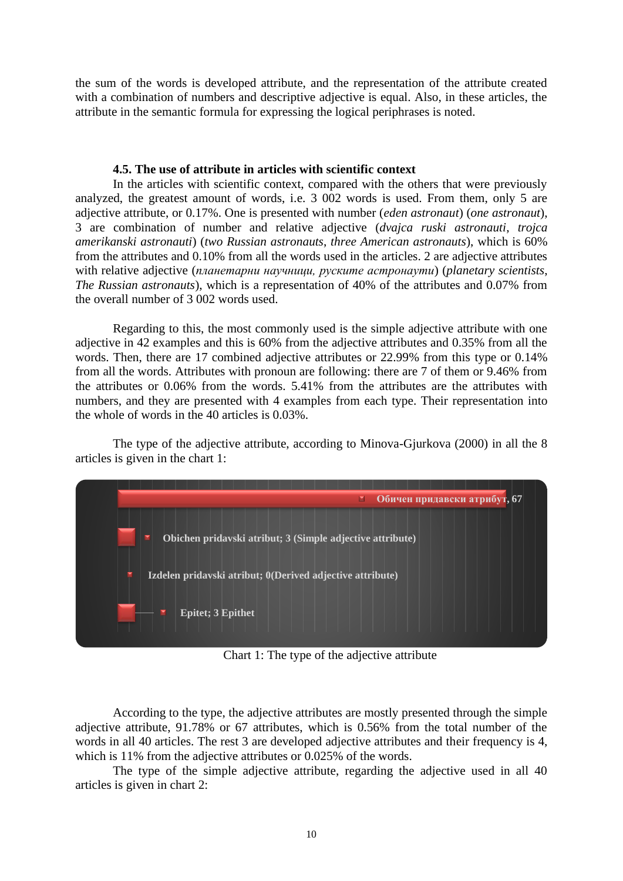the sum of the words is developed attribute, and the representation of the attribute created with a combination of numbers and descriptive adjective is equal. Also, in these articles, the attribute in the semantic formula for expressing the logical periphrases is noted.

### 4.5. The use of attribute in articles with scientific context

In the articles with scientific context, compared with the others that were previously analyzed, the greatest amount of words, i.e. 3 002 words is used. From them, only 5 are adjective attribute, or 0.17%. One is presented with number (*eden astronaut*) (*one astronaut*), 3 are combination of number and relative adjective (*dvajca ruski astronauti*, *trojca amerikanski astronauti*) (*two Russian astronauts*, *three American astronauts*), which is 60% from the attributes and 0.10% from all the words used in the articles. 2 are adjective attributes with relative adjective (*планетарни научници, руските астронаути*) (*planetary scientists*, *The Russian astronauts*), which is a representation of 40% of the attributes and 0.07% from the overall number of 3 002 words used.

Regarding to this, the most commonly used is the simple adjective attribute with one adjective in 42 examples and this is 60% from the adjective attributes and 0.35% from all the words. Then, there are 17 combined adjective attributes or 22.99% from this type or 0.14% from all the words. Attributes with pronoun are following: there are 7 of them or 9.46% from the attributes or 0.06% from the words. 5.41% from the attributes are the attributes with numbers, and they are presented with 4 examples from each type. Their representation into the whole of words in the 40 articles is 0.03%.

The type of the adjective attribute, according to Minova-Gjurkova (2000) in all the 8 articles is given in the chart 1:

Обичен придавски атрибут, 67

Obichen pridavski atribut; 3 (Simple adjective attribute)

Izdelen pridavski atribut; 0(Derived adjective attribute)

Epitet; 3 Epithet

Chart 1: The type of the adjective attribute

According to the type, the adjective attributes are mostly presented through the simple adjective attribute, 91.78% or 67 attributes, which is 0.56% from the total number of the words in all 40 articles. The rest 3 are developed adjective attributes and their frequency is 4, which is 11% from the adjective attributes or 0.025% of the words.

The type of the simple adjective attribute, regarding the adjective used in all 40 articles is given in chart 2: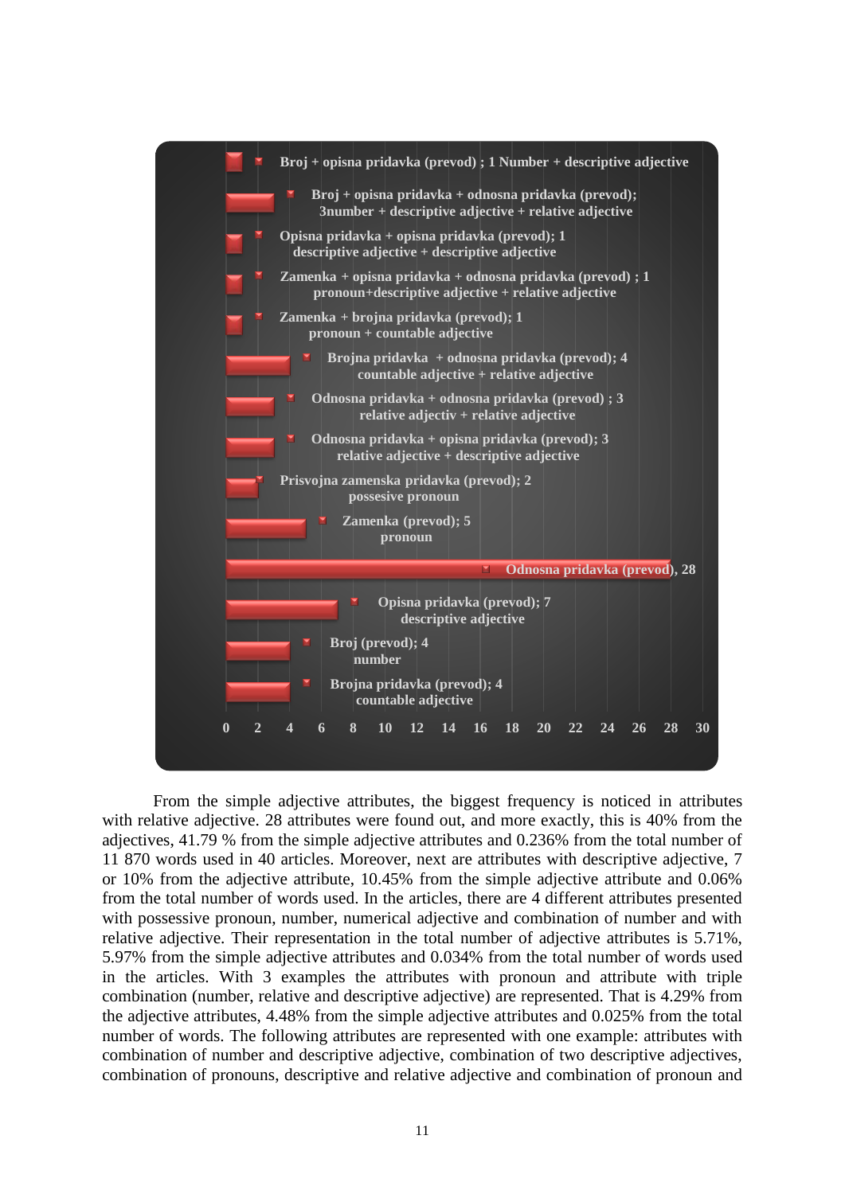Broj + opisna pridavka (prevod) ; 1 Number + descriptive adjective

Broj + opisna pridavka + odnosna pridavka (prevod); 3number + descriptive adjective + relative adjective

Opisna pridavka + opisna pridavka (prevod); 1 descriptive adjective + descriptive adjective

Zamenka + opisna pridavka + odnosna pridavka (prevod) ; 1 pronoun+descriptive adjective + relative adjective

Zamenka + brojna pridavka (prevod); 1 pronoun + countable adjective

Brojna pridavka + odnosna pridavka (prevod); 4 countable adjective + relative adjective

Odnosna pridavka + odnosna pridavka (prevod) ; 3 relative adjectiv + relative adjective

Odnosna pridavka + opisna pridavka (prevod); 3 relative adjective + descriptive adjective

Prisvojna zamenska pridavka (prevod); 2 possesive pronoun

Zamenka (prevod); 5 pronoun

Odnosna pridavka (prevod), 28

Opisna pridavka (prevod); 7 descriptive adjective

Broj (prevod); 4 number

Brojna pridavka (prevod); 4 countable adjective

0 2 4 6 8 10 12 14 16 18 20 22 24 26 28 30

From the simple adjective attributes, the biggest frequency is noticed in attributes with relative adjective. 28 attributes were found out, and more exactly, this is 40% from the adjectives, 41.79 % from the simple adjective attributes and 0.236% from the total number of 11 870 words used in 40 articles. Moreover, next are attributes with descriptive adjective, 7 or 10% from the adjective attribute, 10.45% from the simple adjective attribute and 0.06% from the total number of words used. In the articles, there are 4 different attributes presented with possessive pronoun, number, numerical adjective and combination of number and with relative adjective. Their representation in the total number of adjective attributes is 5.71%, 5.97% from the simple adjective attributes and 0.034% from the total number of words used in the articles. With 3 examples the attributes with pronoun and attribute with triple combination (number, relative and descriptive adjective) are represented. That is 4.29% from the adjective attributes, 4.48% from the simple adjective attributes and 0.025% from the total number of words. The following attributes are represented with one example: attributes with combination of number and descriptive adjective, combination of two descriptive adjectives, combination of pronouns, descriptive and relative adjective and combination of pronoun and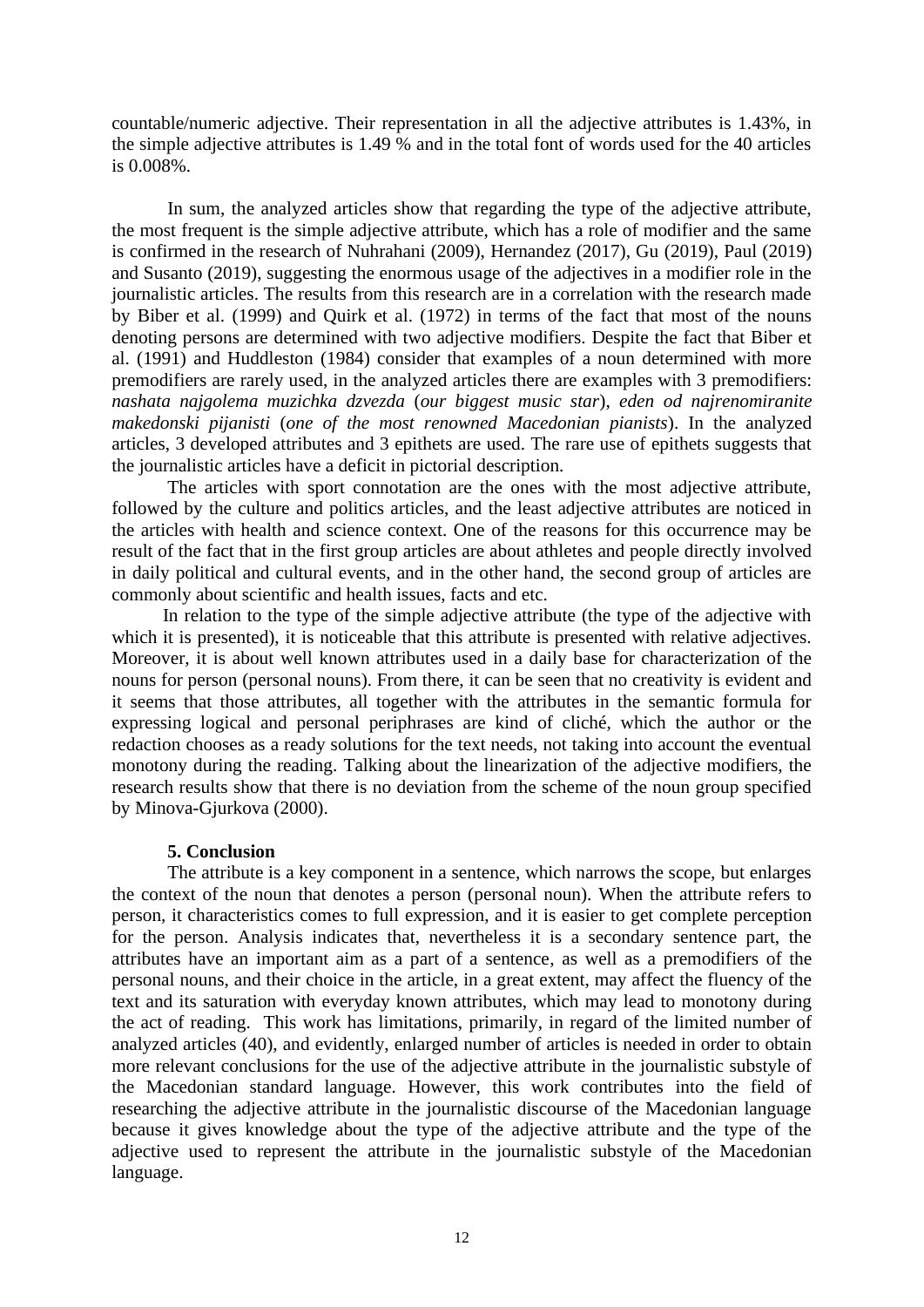countable/numeric adjective. Their representation in all the adjective attributes is 1.43%, in the simple adjective attributes is 1.49 % and in the total font of words used for the 40 articles is 0.008%.

In sum, the analyzed articles show that regarding the type of the adjective attribute, the most frequent is the simple adjective attribute, which has a role of modifier and the same is confirmed in the research of Nuhrahani (2009), Hernandez (2017), Gu (2019), Paul (2019) and Susanto (2019), suggesting the enormous usage of the adjectives in a modifier role in the journalistic articles. The results from this research are in a correlation with the research made by Biber et al. (1999) and Quirk et al. (1972) in terms of the fact that most of the nouns denoting persons are determined with two adjective modifiers. Despite the fact that Biber et al. (1991) and Huddleston (1984) consider that examples of a noun determined with more premodifiers are rarely used, in the analyzed articles there are examples with 3 premodifiers: *nashata najgolema muzichka dzvezda* (*our biggest music star*), *eden od najrenomiranite makedonski pijanisti* (*one of the most renowned Macedonian pianists*). In the analyzed articles, 3 developed attributes and 3 epithets are used. The rare use of epithets suggests that the journalistic articles have a deficit in pictorial description.

The articles with sport connotation are the ones with the most adjective attribute, followed by the culture and politics articles, and the least adjective attributes are noticed in the articles with health and science context. One of the reasons for this occurrence may be result of the fact that in the first group articles are about athletes and people directly involved in daily political and cultural events, and in the other hand, the second group of articles are commonly about scientific and health issues, facts and etc.

In relation to the type of the simple adjective attribute (the type of the adjective with which it is presented), it is noticeable that this attribute is presented with relative adjectives. Moreover, it is about well known attributes used in a daily base for characterization of the nouns for person (personal nouns). From there, it can be seen that no creativity is evident and it seems that those attributes, all together with the attributes in the semantic formula for expressing logical and personal periphrases are kind of cliché, which the author or the redaction chooses as a ready solutions for the text needs, not taking into account the eventual monotony during the reading. Talking about the linearization of the adjective modifiers, the research results show that there is no deviation from the scheme of the noun group specified by Minova-Gjurkova (2000).

## 5. Conclusion

The attribute is a key component in a sentence, which narrows the scope, but enlarges the context of the noun that denotes a person (personal noun). When the attribute refers to person, it characteristics comes to full expression, and it is easier to get complete perception for the person. Analysis indicates that, nevertheless it is a secondary sentence part, the attributes have an important aim as a part of a sentence, as well as a premodifiers of the personal nouns, and their choice in the article, in a great extent, may affect the fluency of the text and its saturation with everyday known attributes, which may lead to monotony during the act of reading. This work has limitations, primarily, in regard of the limited number of analyzed articles (40), and evidently, enlarged number of articles is needed in order to obtain more relevant conclusions for the use of the adjective attribute in the journalistic substyle of the Macedonian standard language. However, this work contributes into the field of researching the adjective attribute in the journalistic discourse of the Macedonian language because it gives knowledge about the type of the adjective attribute and the type of the adjective used to represent the attribute in the journalistic substyle of the Macedonian language.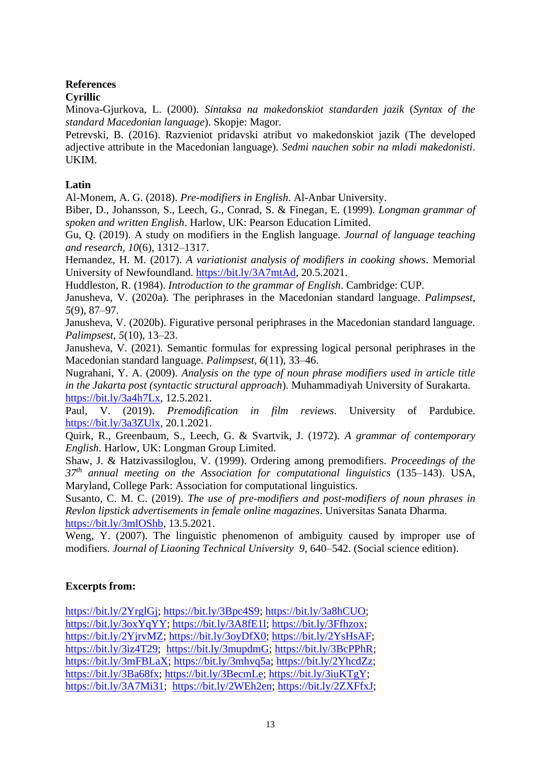## References

### Cyrillic

Minova-Gjurkova, L. (2000). *Sintaksa na makedonskiot standarden jazik* (*Syntax of the standard Macedonian language*). Skopje: Magor.

Petrevski, B. (2016). Razvieniot pridavski atribut vo makedonskiot jazik (The developed adjective attribute in the Macedonian language). *Sedmi nauchen sobir na mladi makedonisti*. UKIM.

### Latin

Al-Monem, A. G. (2018). *Pre-modifiers in English*. Al-Anbar University.

Biber, D., Johansson, S., Leech, G., Conrad, S. & Finegan, E. (1999). *Longman grammar of spoken and written English*. Harlow, UK: Pearson Education Limited.

Gu, Q. (2019). A study on modifiers in the English language. *Journal of language teaching and research, 10*(6), 1312–1317.

Hernandez, H. M. (2017). *A variationist analysis of modifiers in cooking shows*. Memorial University of Newfoundland. https://bit.ly/3A7mtAd, 20.5.2021.

Huddleston, R. (1984). *Introduction to the grammar of English*. Cambridge: CUP.

Janusheva, V. (2020a). The periphrases in the Macedonian standard language. *Palimpsest, 5*(9), 87–97.

Janusheva, V. (2020b). Figurative personal periphrases in the Macedonian standard language. *Palimpsest, 5*(10), 13–23.

Janusheva, V. (2021). Semantic formulas for expressing logical personal periphrases in the Macedonian standard language. *Palimpsest, 6*(11), 33–46.

Nugrahani, Y. A. (2009). *Analysis on the type of noun phrase modifiers used in article title in the Jakarta post (syntactic structural approach*). Muhammadiyah University of Surakarta. https://bit.ly/3a4h7Lx, 12.5.2021.

Paul, V. (2019). *Premodification in film reviews*. University of Pardubice. https://bit.ly/3a3ZUlx, 20.1.2021.

Quirk, R., Greenbaum, S., Leech, G. & Svartvik, J. (1972). *A grammar of contemporary English*. Harlow, UK: Longman Group Limited.

Shaw, J. & Hatzivassiloglou, V. (1999). Ordering among premodifiers. *Proceedings of the 37th annual meeting on the Association for computational linguistics* (135–143). USA, Maryland, College Park: Association for computational linguistics.

Susanto, C. M. C. (2019). *The use of pre-modifiers and post-modifiers of noun phrases in Revlon lipstick advertisements in female online magazines*. Universitas Sanata Dharma. https://bit.ly/3mlOShb, 13.5.2021.

Weng, Y. (2007). The linguistic phenomenon of ambiguity caused by improper use of modifiers. *Journal of Liaoning Technical University 9*, 640–542. (Social science edition).

**Excerpts from:**

https://bit.ly/2YrglGj; https://bit.ly/3Bpc4S9; https://bit.ly/3a8hCUO; https://bit.ly/3oxYqYY; https://bit.ly/3A8fE1l; https://bit.ly/3Ffhzox; https://bit.ly/2YjrvMZ; https://bit.ly/3oyDfX0; https://bit.ly/2YsHsAF; https://bit.ly/3iz4T29; https://bit.ly/3mupdmG; https://bit.ly/3BcPPhR; https://bit.ly/3mFBLaX; https://bit.ly/3mhvq5a; https://bit.ly/2YhcdZz; https://bit.ly/3Ba68fx; https://bit.ly/3BecmLe; https://bit.ly/3iuKTgY; https://bit.ly/3A7Mi31; https://bit.ly/2WEh2en; https://bit.ly/2ZXFfxJ;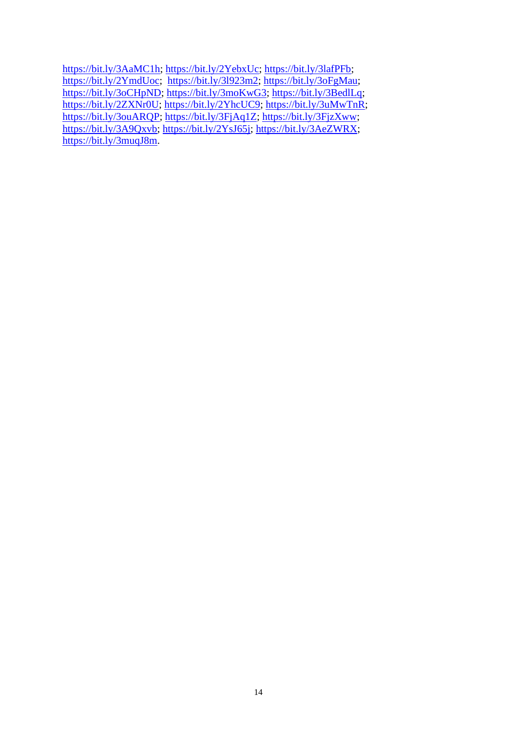https://bit.ly/3AaMC1h; https://bit.ly/2YebxUc; https://bit.ly/3lafPFb; https://bit.ly/2YmdUoc; https://bit.ly/3l923m2; https://bit.ly/3oFgMau; https://bit.ly/3oCHpND; https://bit.ly/3moKwG3; https://bit.ly/3BedlLq; https://bit.ly/2ZXNr0U; https://bit.ly/2YhcUC9; https://bit.ly/3uMwTnR; https://bit.ly/3ouARQP; https://bit.ly/3FjAq1Z; https://bit.ly/3FjzXww; https://bit.ly/3A9Qxvb; https://bit.ly/2YsJ65j; https://bit.ly/3AeZWRX; https://bit.ly/3muqJ8m.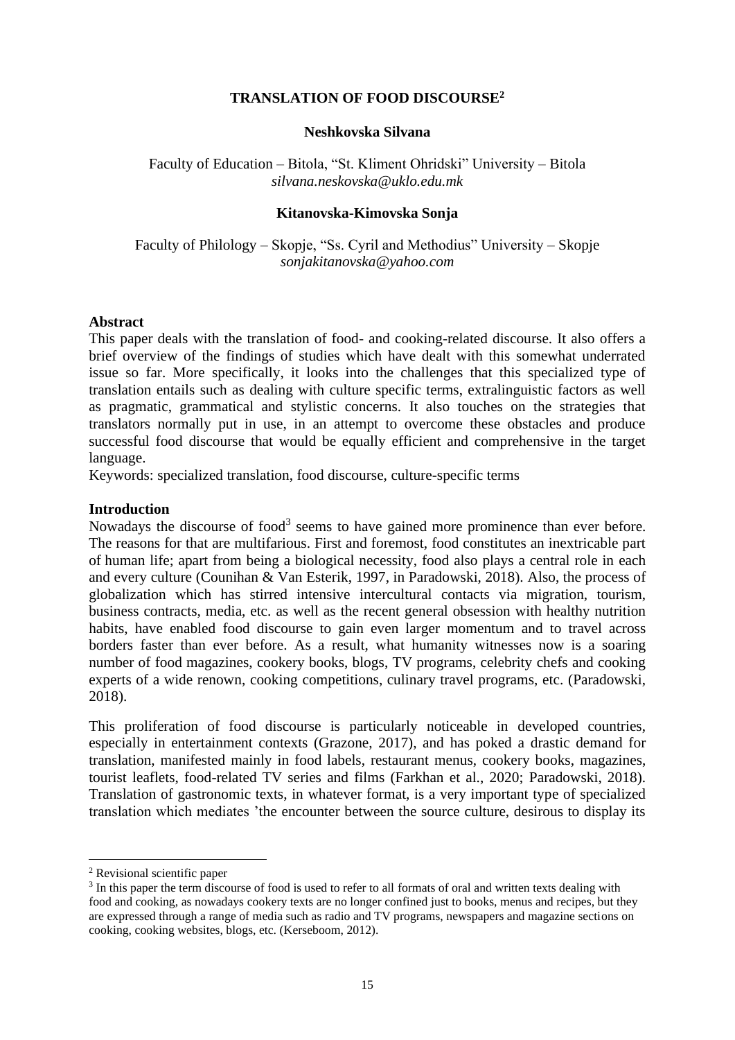# TRANSLATION OF FOOD DISCOURSE[2]

**Neshkovska Silvana**

Faculty of Education – Bitola, "St. Kliment Ohridski" University – Bitola
*silvana.neskovska@uklo.edu.mk*

**Kitanovska-Kimovska Sonja**

Faculty of Philology – Skopje, "Ss. Cyril and Methodius" University – Skopje
*sonjakitanovska@yahoo.com*

## Abstract

This paper deals with the translation of food- and cooking-related discourse. It also offers a brief overview of the findings of studies which have dealt with this somewhat underrated issue so far. More specifically, it looks into the challenges that this specialized type of translation entails such as dealing with culture specific terms, extralinguistic factors as well as pragmatic, grammatical and stylistic concerns. It also touches on the strategies that translators normally put in use, in an attempt to overcome these obstacles and produce successful food discourse that would be equally efficient and comprehensive in the target language.

Keywords: specialized translation, food discourse, culture-specific terms

## Introduction

Nowadays the discourse of food[3] seems to have gained more prominence than ever before. The reasons for that are multifarious. First and foremost, food constitutes an inextricable part of human life; apart from being a biological necessity, food also plays a central role in each and every culture (Counihan & Van Esterik, 1997, in Paradowski, 2018). Also, the process of globalization which has stirred intensive intercultural contacts via migration, tourism, business contracts, media, etc. as well as the recent general obsession with healthy nutrition habits, have enabled food discourse to gain even larger momentum and to travel across borders faster than ever before. As a result, what humanity witnesses now is a soaring number of food magazines, cookery books, blogs, TV programs, celebrity chefs and cooking experts of a wide renown, cooking competitions, culinary travel programs, etc. (Paradowski, 2018).

This proliferation of food discourse is particularly noticeable in developed countries, especially in entertainment contexts (Grazone, 2017), and has poked a drastic demand for translation, manifested mainly in food labels, restaurant menus, cookery books, magazines, tourist leaflets, food-related TV series and films (Farkhan et al., 2020; Paradowski, 2018). Translation of gastronomic texts, in whatever format, is a very important type of specialized translation which mediates 'the encounter between the source culture, desirous to display its

---

[2] Revisional scientific paper

[3] In this paper the term discourse of food is used to refer to all formats of oral and written texts dealing with food and cooking, as nowadays cookery texts are no longer confined just to books, menus and recipes, but they are expressed through a range of media such as radio and TV programs, newspapers and magazine sections on cooking, cooking websites, blogs, etc. (Kerseboom, 2012).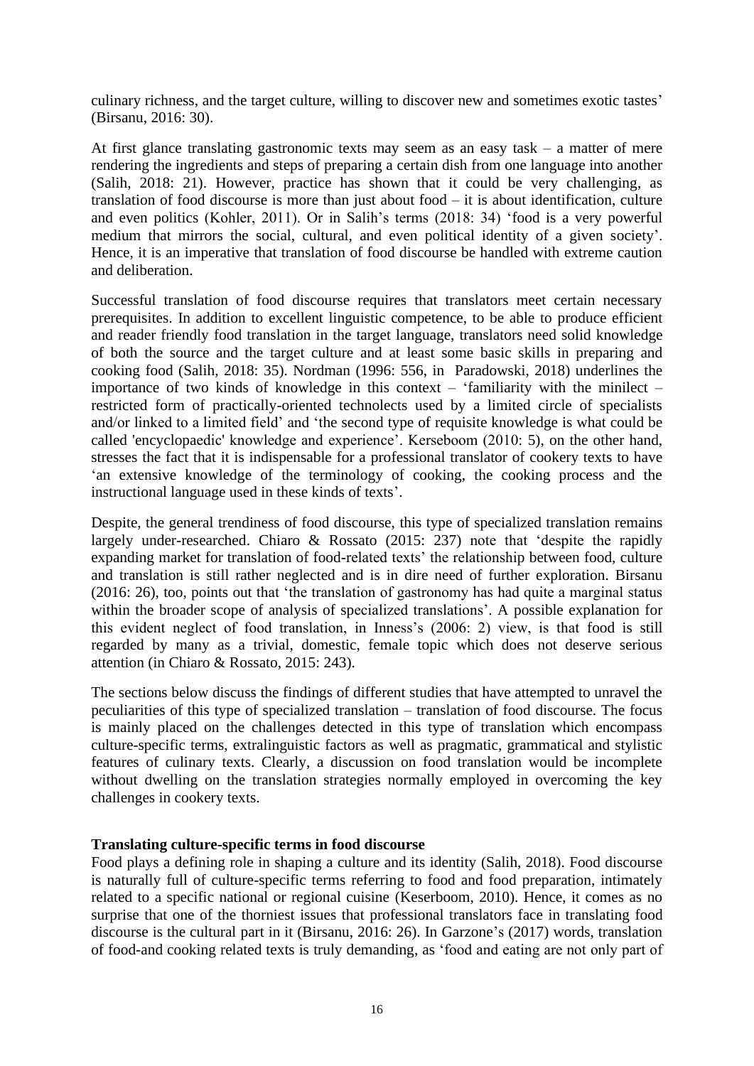culinary richness, and the target culture, willing to discover new and sometimes exotic tastes' (Birsanu, 2016: 30).

At first glance translating gastronomic texts may seem as an easy task – a matter of mere rendering the ingredients and steps of preparing a certain dish from one language into another (Salih, 2018: 21). However, practice has shown that it could be very challenging, as translation of food discourse is more than just about food – it is about identification, culture and even politics (Kohler, 2011). Or in Salih's terms (2018: 34) 'food is a very powerful medium that mirrors the social, cultural, and even political identity of a given society'. Hence, it is an imperative that translation of food discourse be handled with extreme caution and deliberation.

Successful translation of food discourse requires that translators meet certain necessary prerequisites. In addition to excellent linguistic competence, to be able to produce efficient and reader friendly food translation in the target language, translators need solid knowledge of both the source and the target culture and at least some basic skills in preparing and cooking food (Salih, 2018: 35). Nordman (1996: 556, in Paradowski, 2018) underlines the importance of two kinds of knowledge in this context – 'familiarity with the minilect – restricted form of practically-oriented technolects used by a limited circle of specialists and/or linked to a limited field' and 'the second type of requisite knowledge is what could be called 'encyclopaedic' knowledge and experience'. Kerseboom (2010: 5), on the other hand, stresses the fact that it is indispensable for a professional translator of cookery texts to have 'an extensive knowledge of the terminology of cooking, the cooking process and the instructional language used in these kinds of texts'.

Despite, the general trendiness of food discourse, this type of specialized translation remains largely under-researched. Chiaro & Rossato (2015: 237) note that 'despite the rapidly expanding market for translation of food-related texts' the relationship between food, culture and translation is still rather neglected and is in dire need of further exploration. Birsanu (2016: 26), too, points out that 'the translation of gastronomy has had quite a marginal status within the broader scope of analysis of specialized translations'. A possible explanation for this evident neglect of food translation, in Inness's (2006: 2) view, is that food is still regarded by many as a trivial, domestic, female topic which does not deserve serious attention (in Chiaro & Rossato, 2015: 243).

The sections below discuss the findings of different studies that have attempted to unravel the peculiarities of this type of specialized translation – translation of food discourse. The focus is mainly placed on the challenges detected in this type of translation which encompass culture-specific terms, extralinguistic factors as well as pragmatic, grammatical and stylistic features of culinary texts. Clearly, a discussion on food translation would be incomplete without dwelling on the translation strategies normally employed in overcoming the key challenges in cookery texts.

**Translating culture-specific terms in food discourse**

Food plays a defining role in shaping a culture and its identity (Salih, 2018). Food discourse is naturally full of culture-specific terms referring to food and food preparation, intimately related to a specific national or regional cuisine (Keserboom, 2010). Hence, it comes as no surprise that one of the thorniest issues that professional translators face in translating food discourse is the cultural part in it (Birsanu, 2016: 26). In Garzone's (2017) words, translation of food-and cooking related texts is truly demanding, as 'food and eating are not only part of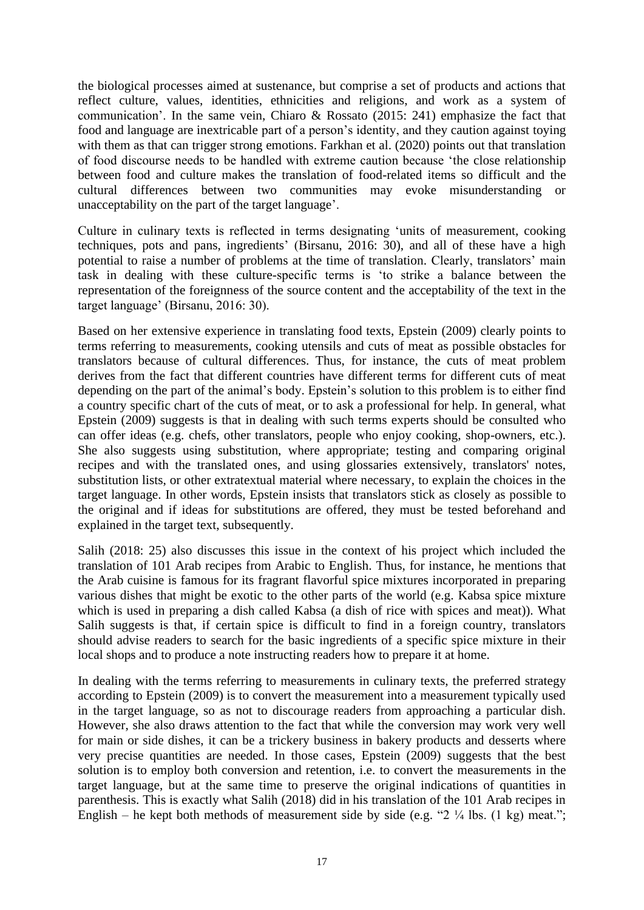the biological processes aimed at sustenance, but comprise a set of products and actions that reflect culture, values, identities, ethnicities and religions, and work as a system of communication'. In the same vein, Chiaro & Rossato (2015: 241) emphasize the fact that food and language are inextricable part of a person's identity, and they caution against toying with them as that can trigger strong emotions. Farkhan et al. (2020) points out that translation of food discourse needs to be handled with extreme caution because 'the close relationship between food and culture makes the translation of food-related items so difficult and the cultural differences between two communities may evoke misunderstanding or unacceptability on the part of the target language'.

Culture in culinary texts is reflected in terms designating 'units of measurement, cooking techniques, pots and pans, ingredients' (Birsanu, 2016: 30), and all of these have a high potential to raise a number of problems at the time of translation. Clearly, translators' main task in dealing with these culture-specific terms is 'to strike a balance between the representation of the foreignness of the source content and the acceptability of the text in the target language' (Birsanu, 2016: 30).

Based on her extensive experience in translating food texts, Epstein (2009) clearly points to terms referring to measurements, cooking utensils and cuts of meat as possible obstacles for translators because of cultural differences. Thus, for instance, the cuts of meat problem derives from the fact that different countries have different terms for different cuts of meat depending on the part of the animal's body. Epstein's solution to this problem is to either find a country specific chart of the cuts of meat, or to ask a professional for help. In general, what Epstein (2009) suggests is that in dealing with such terms experts should be consulted who can offer ideas (e.g. chefs, other translators, people who enjoy cooking, shop-owners, etc.). She also suggests using substitution, where appropriate; testing and comparing original recipes and with the translated ones, and using glossaries extensively, translators' notes, substitution lists, or other extratextual material where necessary, to explain the choices in the target language. In other words, Epstein insists that translators stick as closely as possible to the original and if ideas for substitutions are offered, they must be tested beforehand and explained in the target text, subsequently.

Salih (2018: 25) also discusses this issue in the context of his project which included the translation of 101 Arab recipes from Arabic to English. Thus, for instance, he mentions that the Arab cuisine is famous for its fragrant flavorful spice mixtures incorporated in preparing various dishes that might be exotic to the other parts of the world (e.g. Kabsa spice mixture which is used in preparing a dish called Kabsa (a dish of rice with spices and meat)). What Salih suggests is that, if certain spice is difficult to find in a foreign country, translators should advise readers to search for the basic ingredients of a specific spice mixture in their local shops and to produce a note instructing readers how to prepare it at home.

In dealing with the terms referring to measurements in culinary texts, the preferred strategy according to Epstein (2009) is to convert the measurement into a measurement typically used in the target language, so as not to discourage readers from approaching a particular dish. However, she also draws attention to the fact that while the conversion may work very well for main or side dishes, it can be a trickery business in bakery products and desserts where very precise quantities are needed. In those cases, Epstein (2009) suggests that the best solution is to employ both conversion and retention, i.e. to convert the measurements in the target language, but at the same time to preserve the original indications of quantities in parenthesis. This is exactly what Salih (2018) did in his translation of the 101 Arab recipes in English – he kept both methods of measurement side by side (e.g. "2 ¼ lbs. (1 kg) meat.";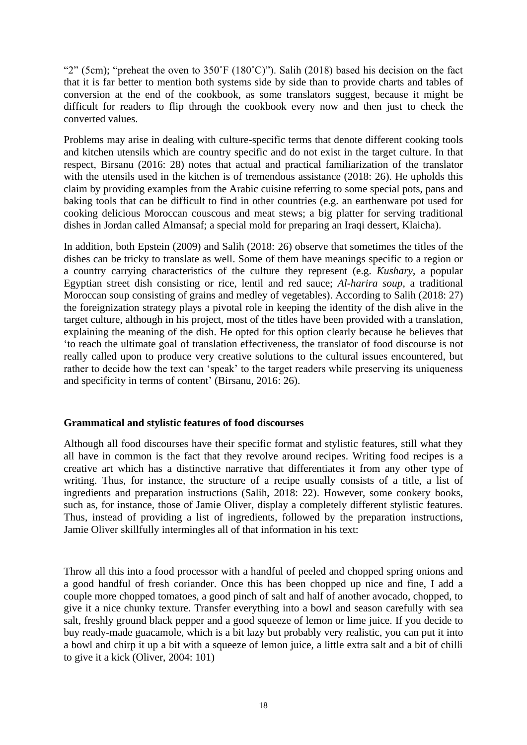"2" (5cm); "preheat the oven to 350˚F (180˚C)"). Salih (2018) based his decision on the fact that it is far better to mention both systems side by side than to provide charts and tables of conversion at the end of the cookbook, as some translators suggest, because it might be difficult for readers to flip through the cookbook every now and then just to check the converted values.

Problems may arise in dealing with culture-specific terms that denote different cooking tools and kitchen utensils which are country specific and do not exist in the target culture. In that respect, Birsanu (2016: 28) notes that actual and practical familiarization of the translator with the utensils used in the kitchen is of tremendous assistance (2018: 26). He upholds this claim by providing examples from the Arabic cuisine referring to some special pots, pans and baking tools that can be difficult to find in other countries (e.g. an earthenware pot used for cooking delicious Moroccan couscous and meat stews; a big platter for serving traditional dishes in Jordan called Almansaf; a special mold for preparing an Iraqi dessert, Klaicha).

In addition, both Epstein (2009) and Salih (2018: 26) observe that sometimes the titles of the dishes can be tricky to translate as well. Some of them have meanings specific to a region or a country carrying characteristics of the culture they represent (e.g. *Kushary*, a popular Egyptian street dish consisting or rice, lentil and red sauce; *Al-harira soup*, a traditional Moroccan soup consisting of grains and medley of vegetables). According to Salih (2018: 27) the foreignization strategy plays a pivotal role in keeping the identity of the dish alive in the target culture, although in his project, most of the titles have been provided with a translation, explaining the meaning of the dish. He opted for this option clearly because he believes that 'to reach the ultimate goal of translation effectiveness, the translator of food discourse is not really called upon to produce very creative solutions to the cultural issues encountered, but rather to decide how the text can 'speak' to the target readers while preserving its uniqueness and specificity in terms of content' (Birsanu, 2016: 26).

**Grammatical and stylistic features of food discourses**

Although all food discourses have their specific format and stylistic features, still what they all have in common is the fact that they revolve around recipes. Writing food recipes is a creative art which has a distinctive narrative that differentiates it from any other type of writing. Thus, for instance, the structure of a recipe usually consists of a title, a list of ingredients and preparation instructions (Salih, 2018: 22). However, some cookery books, such as, for instance, those of Jamie Oliver, display a completely different stylistic features. Thus, instead of providing a list of ingredients, followed by the preparation instructions, Jamie Oliver skillfully intermingles all of that information in his text:

Throw all this into a food processor with a handful of peeled and chopped spring onions and a good handful of fresh coriander. Once this has been chopped up nice and fine, I add a couple more chopped tomatoes, a good pinch of salt and half of another avocado, chopped, to give it a nice chunky texture. Transfer everything into a bowl and season carefully with sea salt, freshly ground black pepper and a good squeeze of lemon or lime juice. If you decide to buy ready-made guacamole, which is a bit lazy but probably very realistic, you can put it into a bowl and chirp it up a bit with a squeeze of lemon juice, a little extra salt and a bit of chilli to give it a kick (Oliver, 2004: 101)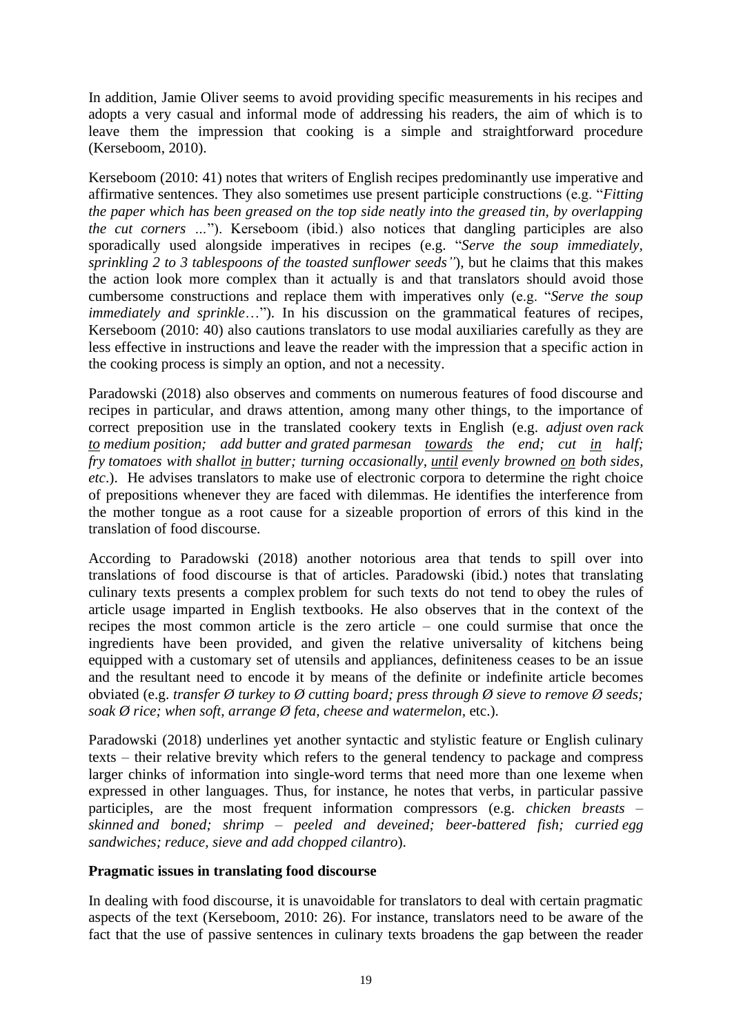In addition, Jamie Oliver seems to avoid providing specific measurements in his recipes and adopts a very casual and informal mode of addressing his readers, the aim of which is to leave them the impression that cooking is a simple and straightforward procedure (Kerseboom, 2010).

Kerseboom (2010: 41) notes that writers of English recipes predominantly use imperative and affirmative sentences. They also sometimes use present participle constructions (e.g. "*Fitting the paper which has been greased on the top side neatly into the greased tin, by overlapping the cut corners …*"). Kerseboom (ibid.) also notices that dangling participles are also sporadically used alongside imperatives in recipes (e.g. "*Serve the soup immediately, sprinkling 2 to 3 tablespoons of the toasted sunflower seeds"*), but he claims that this makes the action look more complex than it actually is and that translators should avoid those cumbersome constructions and replace them with imperatives only (e.g. "*Serve the soup immediately and sprinkle*…"). In his discussion on the grammatical features of recipes, Kerseboom (2010: 40) also cautions translators to use modal auxiliaries carefully as they are less effective in instructions and leave the reader with the impression that a specific action in the cooking process is simply an option, and not a necessity.

Paradowski (2018) also observes and comments on numerous features of food discourse and recipes in particular, and draws attention, among many other things, to the importance of correct preposition use in the translated cookery texts in English (e.g. *adjust oven rack <u>to</u> medium position; add butter and grated parmesan <u>towards</u> the end; cut <u>in</u> half; fry tomatoes with shallot <u>in</u> butter; turning occasionally, <u>until</u> evenly browned <u>on</u> both sides, etc*.). He advises translators to make use of electronic corpora to determine the right choice of prepositions whenever they are faced with dilemmas. He identifies the interference from the mother tongue as a root cause for a sizeable proportion of errors of this kind in the translation of food discourse.

According to Paradowski (2018) another notorious area that tends to spill over into translations of food discourse is that of articles. Paradowski (ibid.) notes that translating culinary texts presents a complex problem for such texts do not tend to obey the rules of article usage imparted in English textbooks. He also observes that in the context of the recipes the most common article is the zero article – one could surmise that once the ingredients have been provided, and given the relative universality of kitchens being equipped with a customary set of utensils and appliances, definiteness ceases to be an issue and the resultant need to encode it by means of the definite or indefinite article becomes obviated (e.g. *transfer Ø turkey to Ø cutting board; press through Ø sieve to remove Ø seeds; soak Ø rice; when soft, arrange Ø feta, cheese and watermelon,* etc.).

Paradowski (2018) underlines yet another syntactic and stylistic feature or English culinary texts – their relative brevity which refers to the general tendency to package and compress larger chinks of information into single-word terms that need more than one lexeme when expressed in other languages. Thus, for instance, he notes that verbs, in particular passive participles, are the most frequent information compressors (e.g. *chicken breasts – skinned and boned; shrimp – peeled and deveined; beer-battered fish; curried egg sandwiches; reduce, sieve and add chopped cilantro*).

**Pragmatic issues in translating food discourse**

In dealing with food discourse, it is unavoidable for translators to deal with certain pragmatic aspects of the text (Kerseboom, 2010: 26). For instance, translators need to be aware of the fact that the use of passive sentences in culinary texts broadens the gap between the reader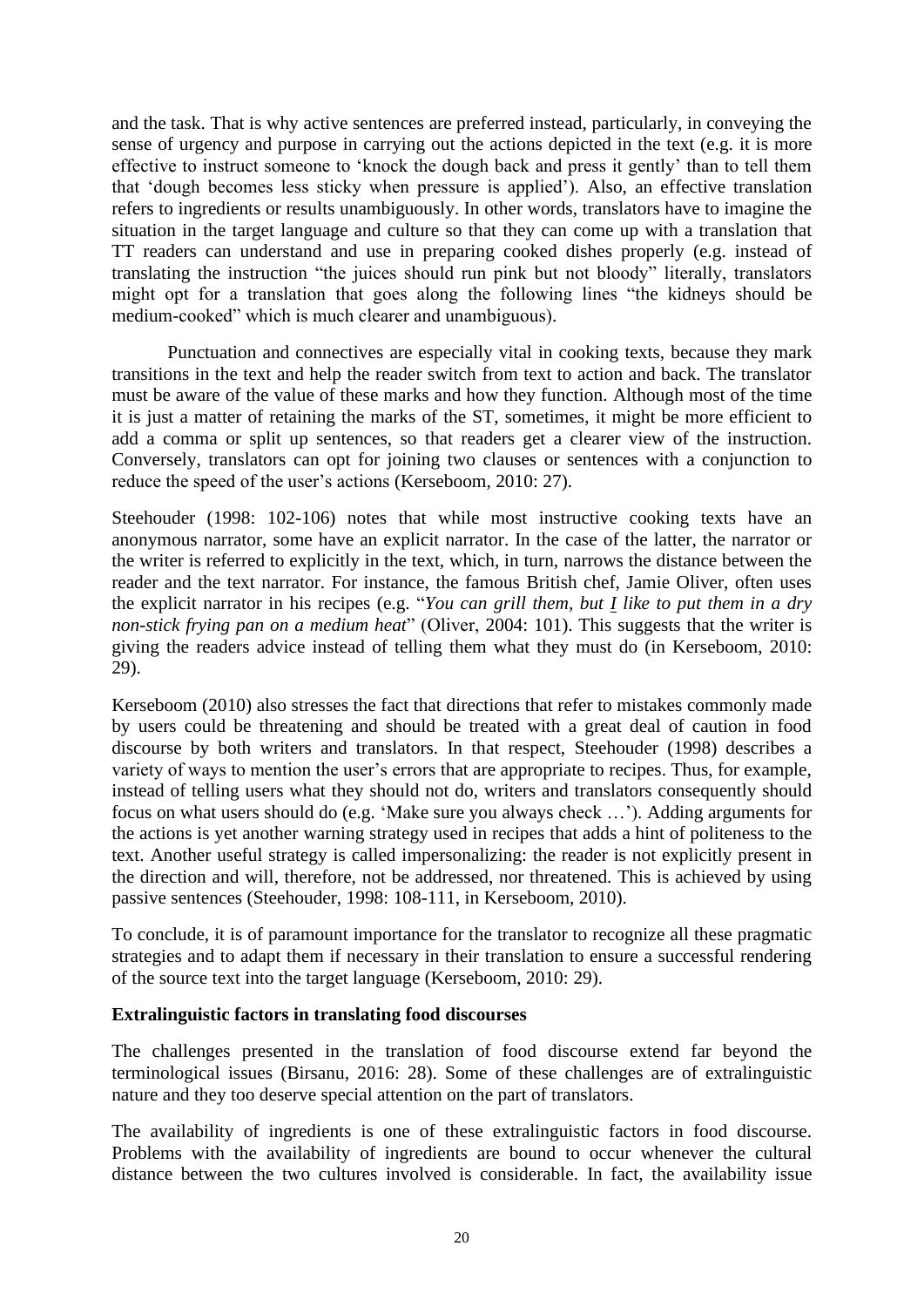and the task. That is why active sentences are preferred instead, particularly, in conveying the sense of urgency and purpose in carrying out the actions depicted in the text (e.g. it is more effective to instruct someone to 'knock the dough back and press it gently' than to tell them that 'dough becomes less sticky when pressure is applied'). Also, an effective translation refers to ingredients or results unambiguously. In other words, translators have to imagine the situation in the target language and culture so that they can come up with a translation that TT readers can understand and use in preparing cooked dishes properly (e.g. instead of translating the instruction "the juices should run pink but not bloody" literally, translators might opt for a translation that goes along the following lines "the kidneys should be medium-cooked" which is much clearer and unambiguous).

Punctuation and connectives are especially vital in cooking texts, because they mark transitions in the text and help the reader switch from text to action and back. The translator must be aware of the value of these marks and how they function. Although most of the time it is just a matter of retaining the marks of the ST, sometimes, it might be more efficient to add a comma or split up sentences, so that readers get a clearer view of the instruction. Conversely, translators can opt for joining two clauses or sentences with a conjunction to reduce the speed of the user's actions (Kerseboom, 2010: 27).

Steehouder (1998: 102-106) notes that while most instructive cooking texts have an anonymous narrator, some have an explicit narrator. In the case of the latter, the narrator or the writer is referred to explicitly in the text, which, in turn, narrows the distance between the reader and the text narrator. For instance, the famous British chef, Jamie Oliver, often uses the explicit narrator in his recipes (e.g. "*You can grill them, but <u>I</u> like to put them in a dry non-stick frying pan on a medium heat*" (Oliver, 2004: 101). This suggests that the writer is giving the readers advice instead of telling them what they must do (in Kerseboom, 2010: 29).

Kerseboom (2010) also stresses the fact that directions that refer to mistakes commonly made by users could be threatening and should be treated with a great deal of caution in food discourse by both writers and translators. In that respect, Steehouder (1998) describes a variety of ways to mention the user's errors that are appropriate to recipes. Thus, for example, instead of telling users what they should not do, writers and translators consequently should focus on what users should do (e.g. 'Make sure you always check …'). Adding arguments for the actions is yet another warning strategy used in recipes that adds a hint of politeness to the text. Another useful strategy is called impersonalizing: the reader is not explicitly present in the direction and will, therefore, not be addressed, nor threatened. This is achieved by using passive sentences (Steehouder, 1998: 108-111, in Kerseboom, 2010).

To conclude, it is of paramount importance for the translator to recognize all these pragmatic strategies and to adapt them if necessary in their translation to ensure a successful rendering of the source text into the target language (Kerseboom, 2010: 29).

**Extralinguistic factors in translating food discourses**

The challenges presented in the translation of food discourse extend far beyond the terminological issues (Birsanu, 2016: 28). Some of these challenges are of extralinguistic nature and they too deserve special attention on the part of translators.

The availability of ingredients is one of these extralinguistic factors in food discourse. Problems with the availability of ingredients are bound to occur whenever the cultural distance between the two cultures involved is considerable. In fact, the availability issue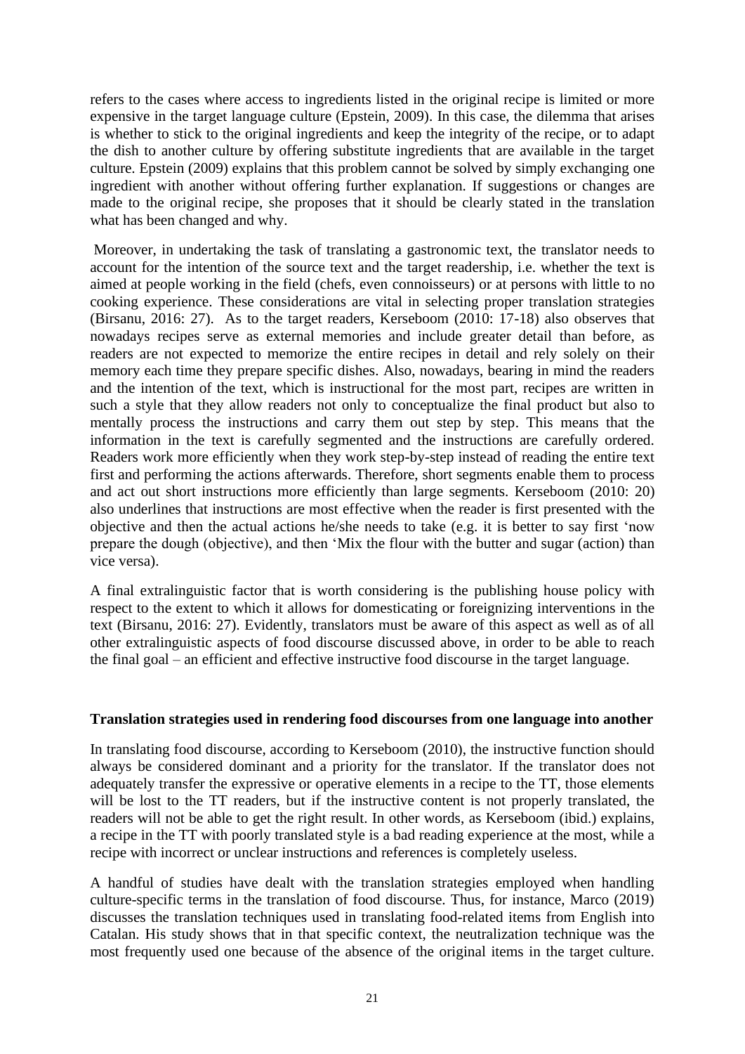refers to the cases where access to ingredients listed in the original recipe is limited or more expensive in the target language culture (Epstein, 2009). In this case, the dilemma that arises is whether to stick to the original ingredients and keep the integrity of the recipe, or to adapt the dish to another culture by offering substitute ingredients that are available in the target culture. Epstein (2009) explains that this problem cannot be solved by simply exchanging one ingredient with another without offering further explanation. If suggestions or changes are made to the original recipe, she proposes that it should be clearly stated in the translation what has been changed and why.

Moreover, in undertaking the task of translating a gastronomic text, the translator needs to account for the intention of the source text and the target readership, i.e. whether the text is aimed at people working in the field (chefs, even connoisseurs) or at persons with little to no cooking experience. These considerations are vital in selecting proper translation strategies (Birsanu, 2016: 27). As to the target readers, Kerseboom (2010: 17-18) also observes that nowadays recipes serve as external memories and include greater detail than before, as readers are not expected to memorize the entire recipes in detail and rely solely on their memory each time they prepare specific dishes. Also, nowadays, bearing in mind the readers and the intention of the text, which is instructional for the most part, recipes are written in such a style that they allow readers not only to conceptualize the final product but also to mentally process the instructions and carry them out step by step. This means that the information in the text is carefully segmented and the instructions are carefully ordered. Readers work more efficiently when they work step-by-step instead of reading the entire text first and performing the actions afterwards. Therefore, short segments enable them to process and act out short instructions more efficiently than large segments. Kerseboom (2010: 20) also underlines that instructions are most effective when the reader is first presented with the objective and then the actual actions he/she needs to take (e.g. it is better to say first 'now prepare the dough (objective), and then 'Mix the flour with the butter and sugar (action) than vice versa).

A final extralinguistic factor that is worth considering is the publishing house policy with respect to the extent to which it allows for domesticating or foreignizing interventions in the text (Birsanu, 2016: 27). Evidently, translators must be aware of this aspect as well as of all other extralinguistic aspects of food discourse discussed above, in order to be able to reach the final goal – an efficient and effective instructive food discourse in the target language.

## Translation strategies used in rendering food discourses from one language into another

In translating food discourse, according to Kerseboom (2010), the instructive function should always be considered dominant and a priority for the translator. If the translator does not adequately transfer the expressive or operative elements in a recipe to the TT, those elements will be lost to the TT readers, but if the instructive content is not properly translated, the readers will not be able to get the right result. In other words, as Kerseboom (ibid.) explains, a recipe in the TT with poorly translated style is a bad reading experience at the most, while a recipe with incorrect or unclear instructions and references is completely useless.

A handful of studies have dealt with the translation strategies employed when handling culture-specific terms in the translation of food discourse. Thus, for instance, Marco (2019) discusses the translation techniques used in translating food-related items from English into Catalan. His study shows that in that specific context, the neutralization technique was the most frequently used one because of the absence of the original items in the target culture.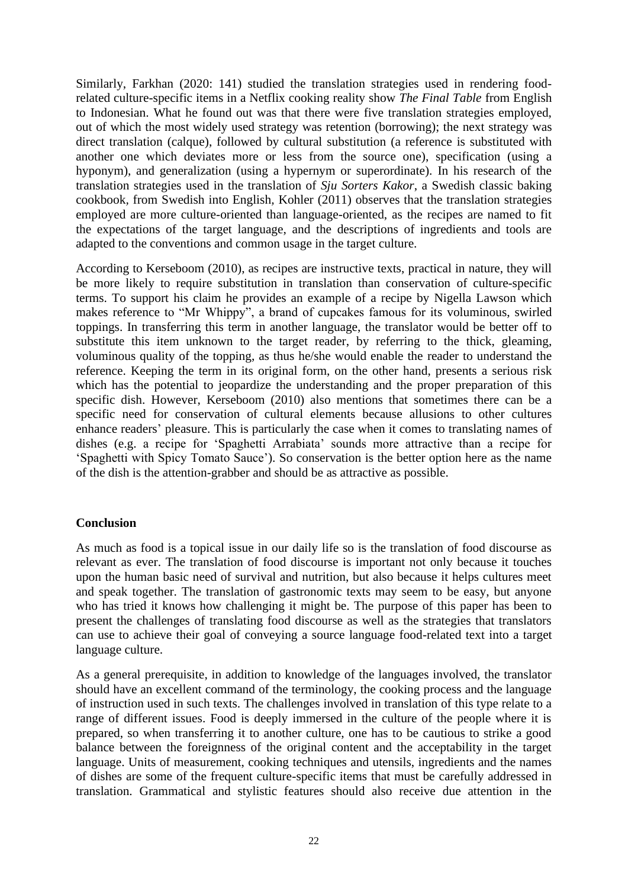Similarly, Farkhan (2020: 141) studied the translation strategies used in rendering food-related culture-specific items in a Netflix cooking reality show *The Final Table* from English to Indonesian. What he found out was that there were five translation strategies employed, out of which the most widely used strategy was retention (borrowing); the next strategy was direct translation (calque), followed by cultural substitution (a reference is substituted with another one which deviates more or less from the source one), specification (using a hyponym), and generalization (using a hypernym or superordinate). In his research of the translation strategies used in the translation of *Sju Sorters Kakor*, a Swedish classic baking cookbook, from Swedish into English, Kohler (2011) observes that the translation strategies employed are more culture-oriented than language-oriented, as the recipes are named to fit the expectations of the target language, and the descriptions of ingredients and tools are adapted to the conventions and common usage in the target culture.

According to Kerseboom (2010), as recipes are instructive texts, practical in nature, they will be more likely to require substitution in translation than conservation of culture-specific terms. To support his claim he provides an example of a recipe by Nigella Lawson which makes reference to "Mr Whippy", a brand of cupcakes famous for its voluminous, swirled toppings. In transferring this term in another language, the translator would be better off to substitute this item unknown to the target reader, by referring to the thick, gleaming, voluminous quality of the topping, as thus he/she would enable the reader to understand the reference. Keeping the term in its original form, on the other hand, presents a serious risk which has the potential to jeopardize the understanding and the proper preparation of this specific dish. However, Kerseboom (2010) also mentions that sometimes there can be a specific need for conservation of cultural elements because allusions to other cultures enhance readers' pleasure. This is particularly the case when it comes to translating names of dishes (e.g. a recipe for 'Spaghetti Arrabiata' sounds more attractive than a recipe for 'Spaghetti with Spicy Tomato Sauce'). So conservation is the better option here as the name of the dish is the attention-grabber and should be as attractive as possible.

## Conclusion

As much as food is a topical issue in our daily life so is the translation of food discourse as relevant as ever. The translation of food discourse is important not only because it touches upon the human basic need of survival and nutrition, but also because it helps cultures meet and speak together. The translation of gastronomic texts may seem to be easy, but anyone who has tried it knows how challenging it might be. The purpose of this paper has been to present the challenges of translating food discourse as well as the strategies that translators can use to achieve their goal of conveying a source language food-related text into a target language culture.

As a general prerequisite, in addition to knowledge of the languages involved, the translator should have an excellent command of the terminology, the cooking process and the language of instruction used in such texts. The challenges involved in translation of this type relate to a range of different issues. Food is deeply immersed in the culture of the people where it is prepared, so when transferring it to another culture, one has to be cautious to strike a good balance between the foreignness of the original content and the acceptability in the target language. Units of measurement, cooking techniques and utensils, ingredients and the names of dishes are some of the frequent culture-specific items that must be carefully addressed in translation. Grammatical and stylistic features should also receive due attention in the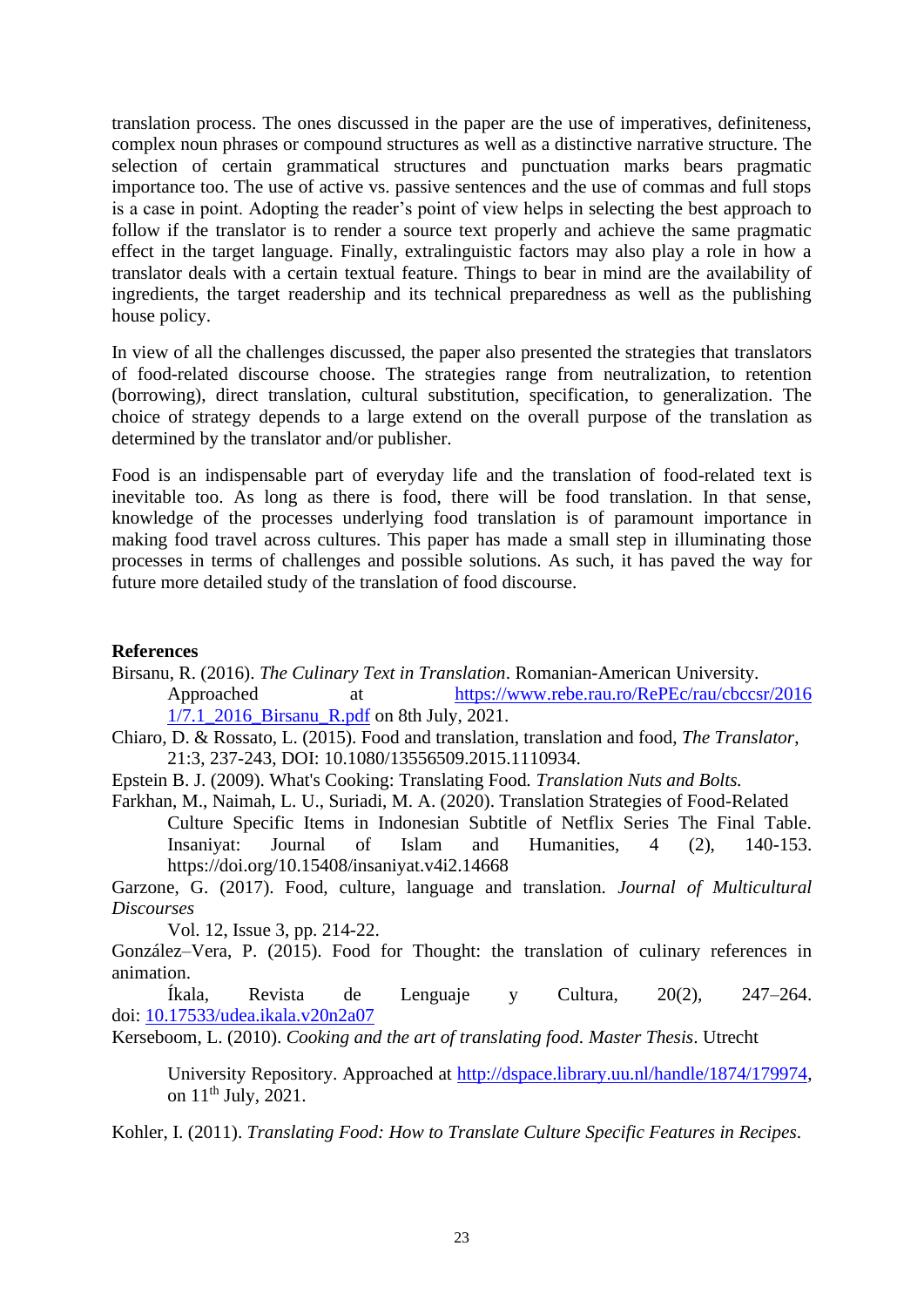translation process. The ones discussed in the paper are the use of imperatives, definiteness, complex noun phrases or compound structures as well as a distinctive narrative structure. The selection of certain grammatical structures and punctuation marks bears pragmatic importance too. The use of active vs. passive sentences and the use of commas and full stops is a case in point. Adopting the reader's point of view helps in selecting the best approach to follow if the translator is to render a source text properly and achieve the same pragmatic effect in the target language. Finally, extralinguistic factors may also play a role in how a translator deals with a certain textual feature. Things to bear in mind are the availability of ingredients, the target readership and its technical preparedness as well as the publishing house policy.

In view of all the challenges discussed, the paper also presented the strategies that translators of food-related discourse choose. The strategies range from neutralization, to retention (borrowing), direct translation, cultural substitution, specification, to generalization. The choice of strategy depends to a large extend on the overall purpose of the translation as determined by the translator and/or publisher.

Food is an indispensable part of everyday life and the translation of food-related text is inevitable too. As long as there is food, there will be food translation. In that sense, knowledge of the processes underlying food translation is of paramount importance in making food travel across cultures. This paper has made a small step in illuminating those processes in terms of challenges and possible solutions. As such, it has paved the way for future more detailed study of the translation of food discourse.

**References**

Birsanu, R. (2016). *The Culinary Text in Translation*. Romanian-American University. Approached at https://www.rebe.rau.ro/RePEc/rau/cbccsr/2016 1/7.1_2016_Birsanu_R.pdf on 8th July, 2021.

Chiaro, D. & Rossato, L. (2015). Food and translation, translation and food, *The Translator*, 21:3, 237-243, DOI: 10.1080/13556509.2015.1110934.

Epstein B. J. (2009). What's Cooking: Translating Food. *Translation Nuts and Bolts.*

Farkhan, M., Naimah, L. U., Suriadi, M. A. (2020). Translation Strategies of Food-Related Culture Specific Items in Indonesian Subtitle of Netflix Series The Final Table. Insaniyat: Journal of Islam and Humanities, 4 (2), 140-153. https://doi.org/10.15408/insaniyat.v4i2.14668

Garzone, G. (2017). Food, culture, language and translation. *Journal of Multicultural Discourses* Vol. 12, Issue 3, pp. 214-22.

González–Vera, P. (2015). Food for Thought: the translation of culinary references in animation. Íkala, Revista de Lenguaje y Cultura, 20(2), 247–264. doi: 10.17533/udea.ikala.v20n2a07

Kerseboom, L. (2010). *Cooking and the art of translating food. Master Thesis*. Utrecht University Repository. Approached at http://dspace.library.uu.nl/handle/1874/179974, on 11th July, 2021.

Kohler, I. (2011). *Translating Food: How to Translate Culture Specific Features in Recipes*.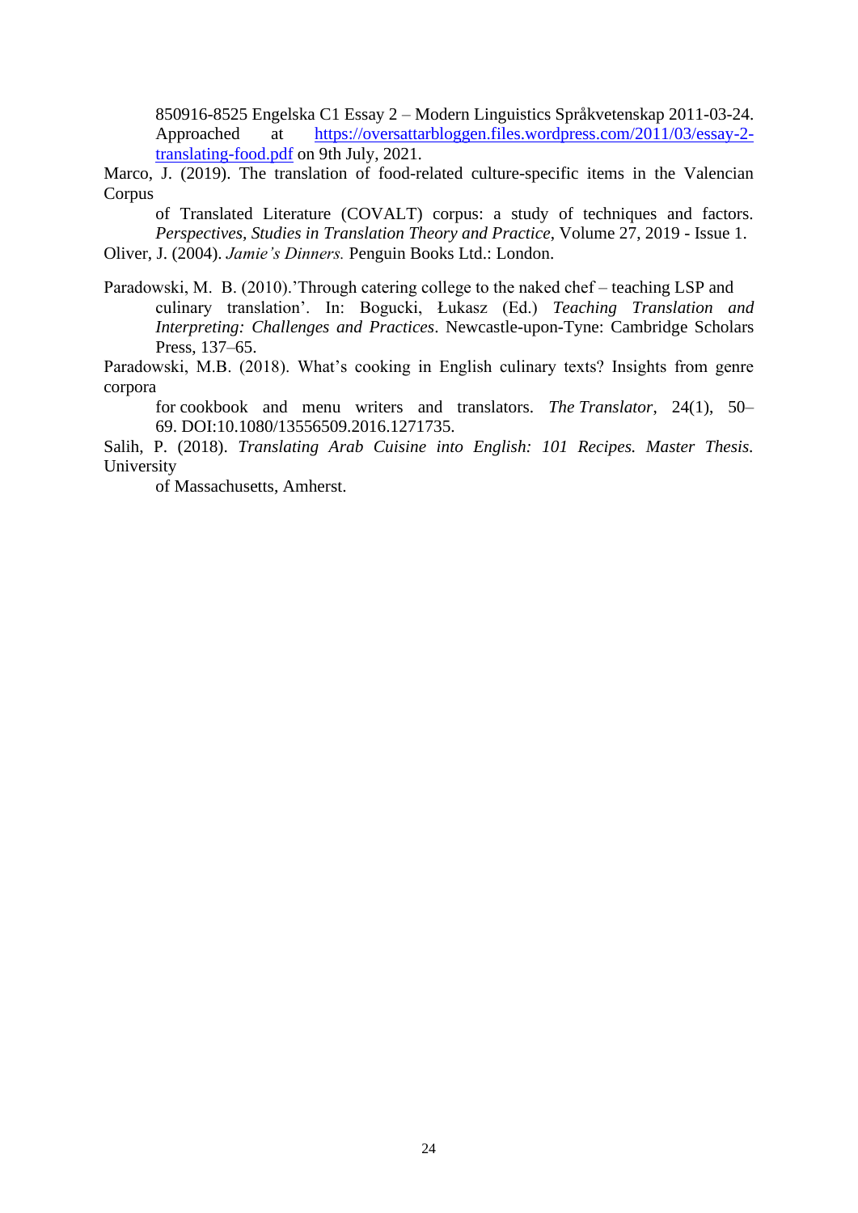850916-8525 Engelska C1 Essay 2 – Modern Linguistics Språkvetenskap 2011-03-24. Approached at https://oversattarbloggen.files.wordpress.com/2011/03/essay-2-translating-food.pdf on 9th July, 2021.

Marco, J. (2019). The translation of food-related culture-specific items in the Valencian Corpus of Translated Literature (COVALT) corpus: a study of techniques and factors. *Perspectives, Studies in Translation Theory and Practice*, Volume 27, 2019 - Issue 1.

Oliver, J. (2004). *Jamie's Dinners.* Penguin Books Ltd.: London.

Paradowski, M. B. (2010).'Through catering college to the naked chef – teaching LSP and culinary translation'. In: Bogucki, Łukasz (Ed.) *Teaching Translation and Interpreting: Challenges and Practices*. Newcastle-upon-Tyne: Cambridge Scholars Press, 137–65.

Paradowski, M.B. (2018). What's cooking in English culinary texts? Insights from genre corpora for cookbook and menu writers and translators. *The Translator*, 24(1), 50–69. DOI:10.1080/13556509.2016.1271735.

Salih, P. (2018). *Translating Arab Cuisine into English: 101 Recipes. Master Thesis.* University of Massachusetts, Amherst.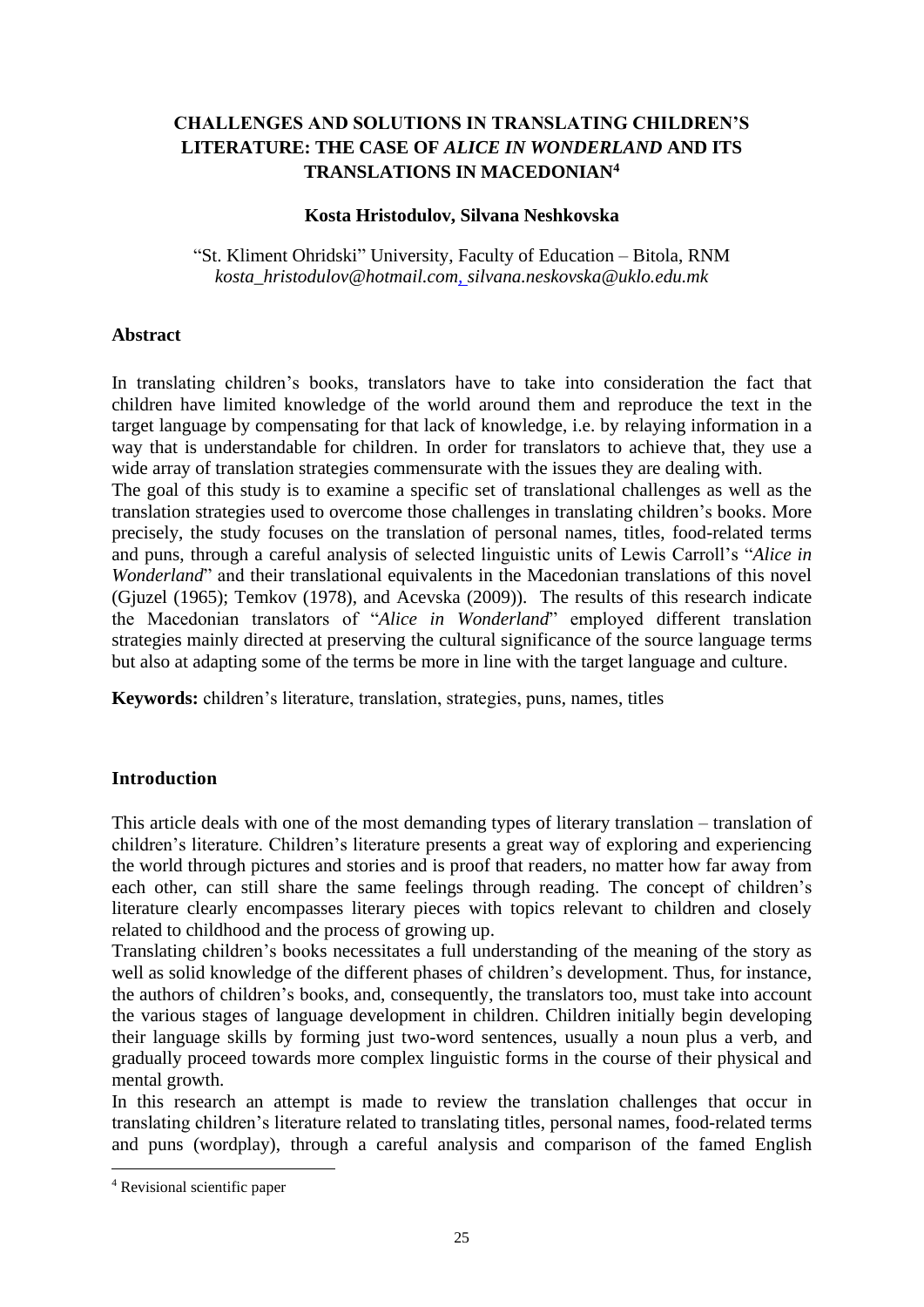# CHALLENGES AND SOLUTIONS IN TRANSLATING CHILDREN'S LITERATURE: THE CASE OF *ALICE IN WONDERLAND* AND ITS TRANSLATIONS IN MACEDONIAN[4]

**Kosta Hristodulov, Silvana Neshkovska**

"St. Kliment Ohridski" University, Faculty of Education – Bitola, RNM
*kosta_hristodulov@hotmail.com, silvana.neskovska@uklo.edu.mk*

## Abstract

In translating children's books, translators have to take into consideration the fact that children have limited knowledge of the world around them and reproduce the text in the target language by compensating for that lack of knowledge, i.e. by relaying information in a way that is understandable for children. In order for translators to achieve that, they use a wide array of translation strategies commensurate with the issues they are dealing with.

The goal of this study is to examine a specific set of translational challenges as well as the translation strategies used to overcome those challenges in translating children's books. More precisely, the study focuses on the translation of personal names, titles, food-related terms and puns, through a careful analysis of selected linguistic units of Lewis Carroll's "*Alice in Wonderland*" and their translational equivalents in the Macedonian translations of this novel (Gjuzel (1965); Temkov (1978), and Acevska (2009)). The results of this research indicate the Macedonian translators of "*Alice in Wonderland*" employed different translation strategies mainly directed at preserving the cultural significance of the source language terms but also at adapting some of the terms be more in line with the target language and culture.

**Keywords:** children's literature, translation, strategies, puns, names, titles

## Introduction

This article deals with one of the most demanding types of literary translation – translation of children's literature. Children's literature presents a great way of exploring and experiencing the world through pictures and stories and is proof that readers, no matter how far away from each other, can still share the same feelings through reading. The concept of children's literature clearly encompasses literary pieces with topics relevant to children and closely related to childhood and the process of growing up.

Translating children's books necessitates a full understanding of the meaning of the story as well as solid knowledge of the different phases of children's development. Thus, for instance, the authors of children's books, and, consequently, the translators too, must take into account the various stages of language development in children. Children initially begin developing their language skills by forming just two-word sentences, usually a noun plus a verb, and gradually proceed towards more complex linguistic forms in the course of their physical and mental growth.

In this research an attempt is made to review the translation challenges that occur in translating children's literature related to translating titles, personal names, food-related terms and puns (wordplay), through a careful analysis and comparison of the famed English

[4] Revisional scientific paper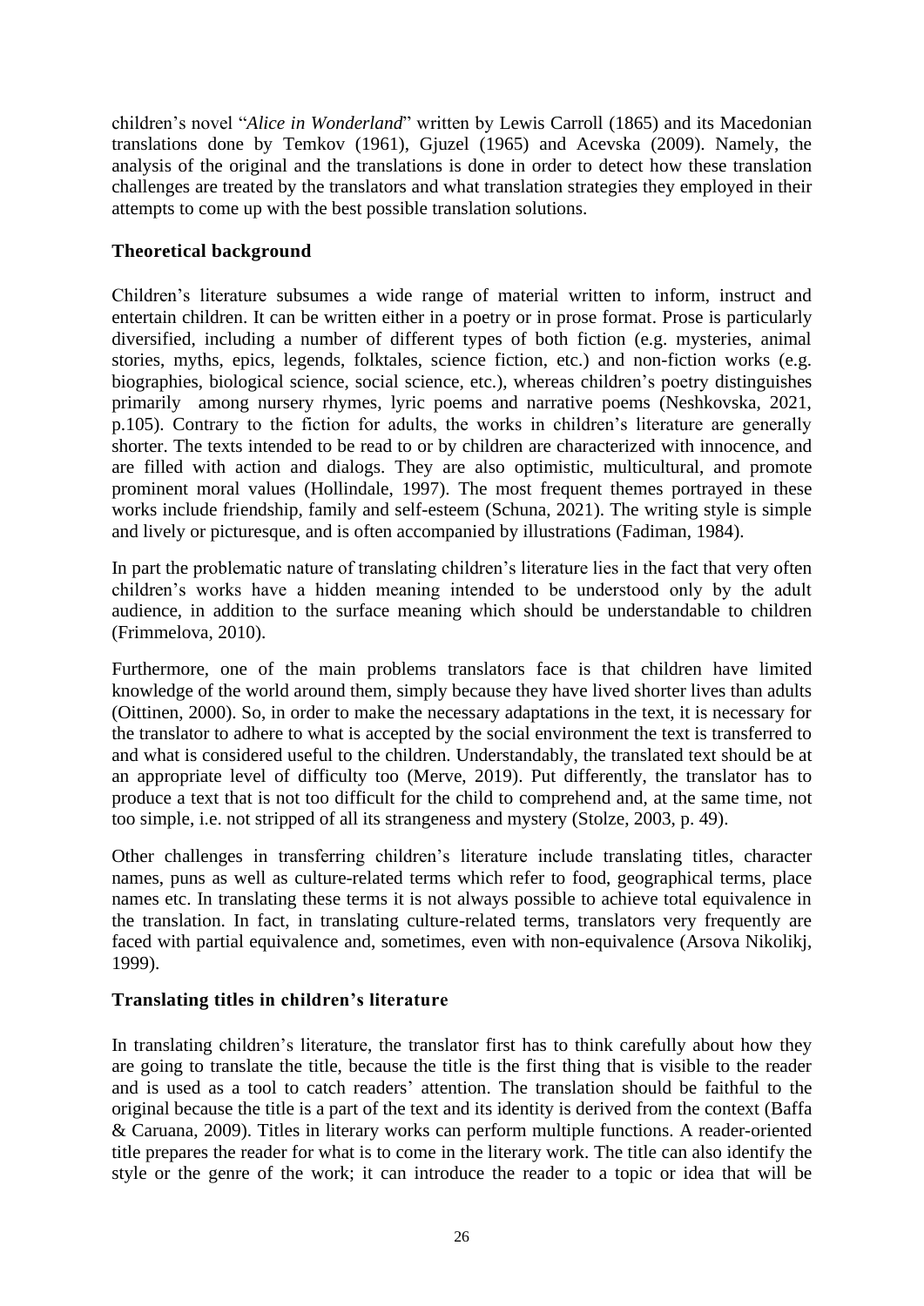children's novel "*Alice in Wonderland*" written by Lewis Carroll (1865) and its Macedonian translations done by Temkov (1961), Gjuzel (1965) and Acevska (2009). Namely, the analysis of the original and the translations is done in order to detect how these translation challenges are treated by the translators and what translation strategies they employed in their attempts to come up with the best possible translation solutions.

## Theoretical background

Children's literature subsumes a wide range of material written to inform, instruct and entertain children. It can be written either in a poetry or in prose format. Prose is particularly diversified, including a number of different types of both fiction (e.g. mysteries, animal stories, myths, epics, legends, folktales, science fiction, etc.) and non-fiction works (e.g. biographies, biological science, social science, etc.), whereas children's poetry distinguishes primarily among nursery rhymes, lyric poems and narrative poems (Neshkovska, 2021, p.105). Contrary to the fiction for adults, the works in children's literature are generally shorter. The texts intended to be read to or by children are characterized with innocence, and are filled with action and dialogs. They are also optimistic, multicultural, and promote prominent moral values (Hollindale, 1997). The most frequent themes portrayed in these works include friendship, family and self-esteem (Schuna, 2021). The writing style is simple and lively or picturesque, and is often accompanied by illustrations (Fadiman, 1984).

In part the problematic nature of translating children's literature lies in the fact that very often children's works have a hidden meaning intended to be understood only by the adult audience, in addition to the surface meaning which should be understandable to children (Frimmelova, 2010).

Furthermore, one of the main problems translators face is that children have limited knowledge of the world around them, simply because they have lived shorter lives than adults (Oittinen, 2000). So, in order to make the necessary adaptations in the text, it is necessary for the translator to adhere to what is accepted by the social environment the text is transferred to and what is considered useful to the children. Understandably, the translated text should be at an appropriate level of difficulty too (Merve, 2019). Put differently, the translator has to produce a text that is not too difficult for the child to comprehend and, at the same time, not too simple, i.e. not stripped of all its strangeness and mystery (Stolze, 2003, p. 49).

Other challenges in transferring children's literature include translating titles, character names, puns as well as culture-related terms which refer to food, geographical terms, place names etc. In translating these terms it is not always possible to achieve total equivalence in the translation. In fact, in translating culture-related terms, translators very frequently are faced with partial equivalence and, sometimes, even with non-equivalence (Arsova Nikolikj, 1999).

## Translating titles in children's literature

In translating children's literature, the translator first has to think carefully about how they are going to translate the title, because the title is the first thing that is visible to the reader and is used as a tool to catch readers' attention. The translation should be faithful to the original because the title is a part of the text and its identity is derived from the context (Baffa & Caruana, 2009). Titles in literary works can perform multiple functions. A reader-oriented title prepares the reader for what is to come in the literary work. The title can also identify the style or the genre of the work; it can introduce the reader to a topic or idea that will be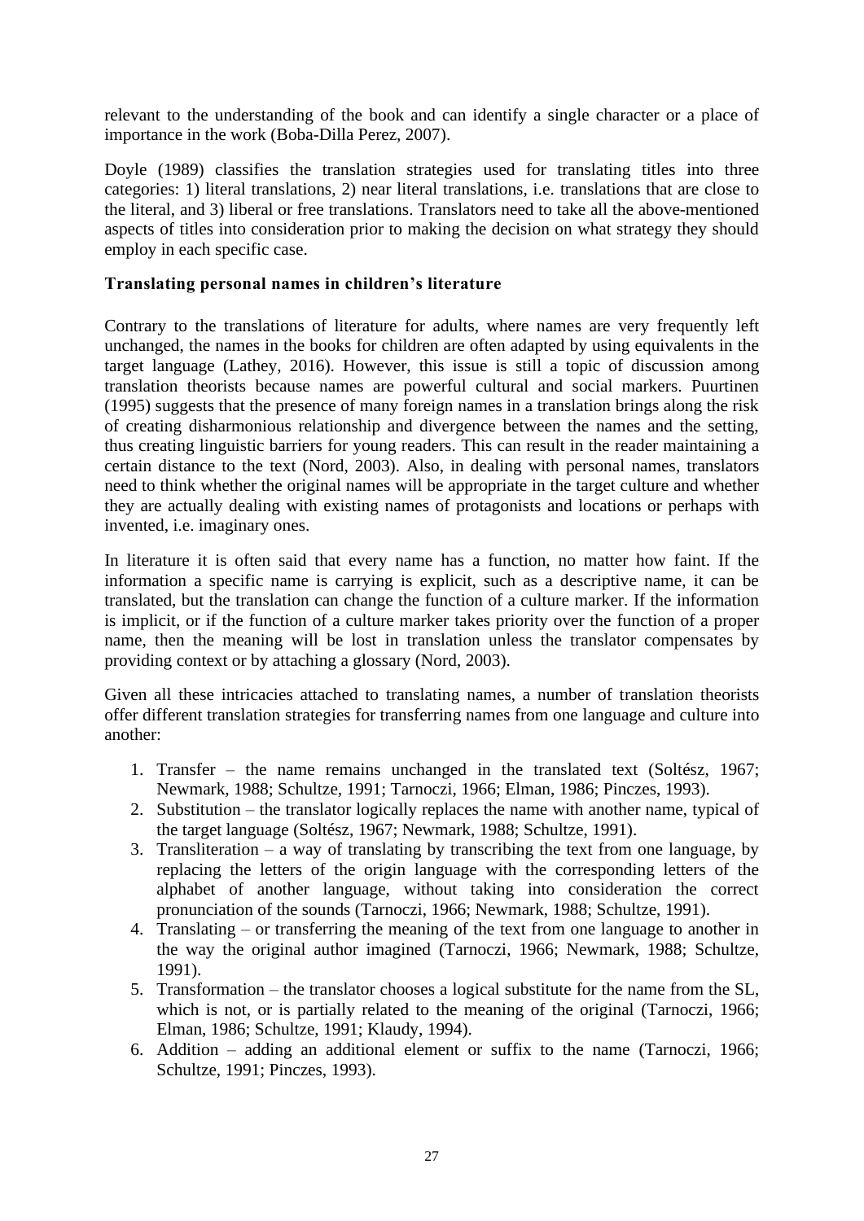relevant to the understanding of the book and can identify a single character or a place of importance in the work (Boba-Dilla Perez, 2007).

Doyle (1989) classifies the translation strategies used for translating titles into three categories: 1) literal translations, 2) near literal translations, i.e. translations that are close to the literal, and 3) liberal or free translations. Translators need to take all the above-mentioned aspects of titles into consideration prior to making the decision on what strategy they should employ in each specific case.

### Translating personal names in children's literature

Contrary to the translations of literature for adults, where names are very frequently left unchanged, the names in the books for children are often adapted by using equivalents in the target language (Lathey, 2016). However, this issue is still a topic of discussion among translation theorists because names are powerful cultural and social markers. Puurtinen (1995) suggests that the presence of many foreign names in a translation brings along the risk of creating disharmonious relationship and divergence between the names and the setting, thus creating linguistic barriers for young readers. This can result in the reader maintaining a certain distance to the text (Nord, 2003). Also, in dealing with personal names, translators need to think whether the original names will be appropriate in the target culture and whether they are actually dealing with existing names of protagonists and locations or perhaps with invented, i.e. imaginary ones.

In literature it is often said that every name has a function, no matter how faint. If the information a specific name is carrying is explicit, such as a descriptive name, it can be translated, but the translation can change the function of a culture marker. If the information is implicit, or if the function of a culture marker takes priority over the function of a proper name, then the meaning will be lost in translation unless the translator compensates by providing context or by attaching a glossary (Nord, 2003).

Given all these intricacies attached to translating names, a number of translation theorists offer different translation strategies for transferring names from one language and culture into another:

1. Transfer – the name remains unchanged in the translated text (Soltész, 1967; Newmark, 1988; Schultze, 1991; Tarnoczi, 1966; Elman, 1986; Pinczes, 1993).
2. Substitution – the translator logically replaces the name with another name, typical of the target language (Soltész, 1967; Newmark, 1988; Schultze, 1991).
3. Transliteration – a way of translating by transcribing the text from one language, by replacing the letters of the origin language with the corresponding letters of the alphabet of another language, without taking into consideration the correct pronunciation of the sounds (Tarnoczi, 1966; Newmark, 1988; Schultze, 1991).
4. Translating – or transferring the meaning of the text from one language to another in the way the original author imagined (Tarnoczi, 1966; Newmark, 1988; Schultze, 1991).
5. Transformation – the translator chooses a logical substitute for the name from the SL, which is not, or is partially related to the meaning of the original (Tarnoczi, 1966; Elman, 1986; Schultze, 1991; Klaudy, 1994).
6. Addition – adding an additional element or suffix to the name (Tarnoczi, 1966; Schultze, 1991; Pinczes, 1993).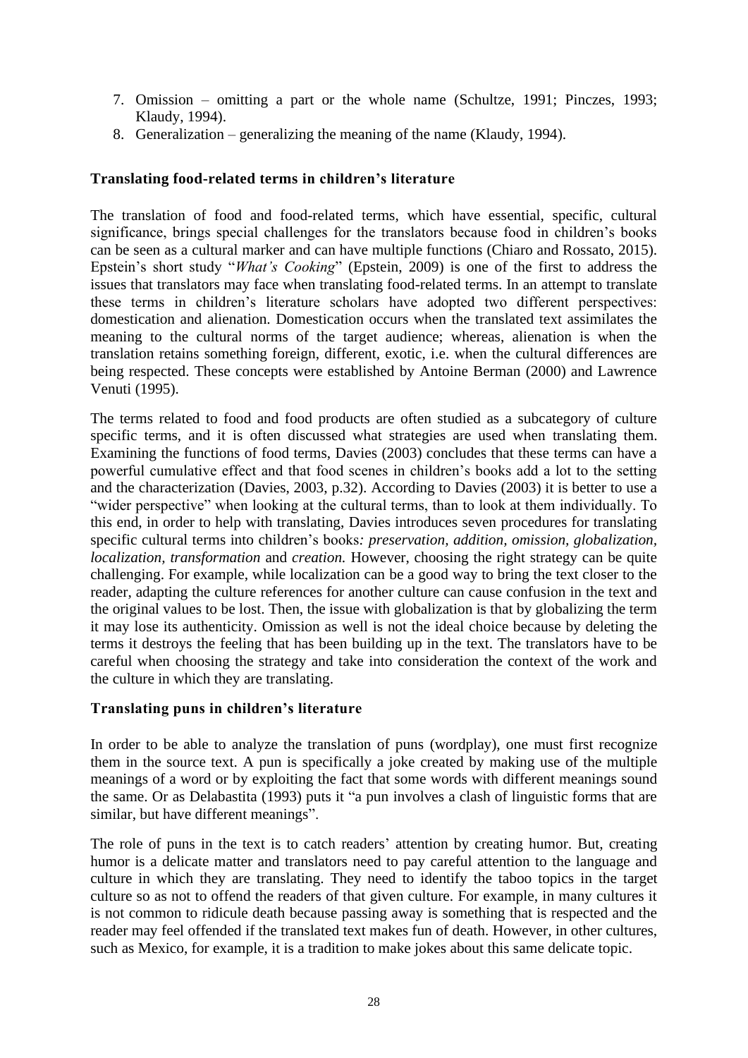7. Omission – omitting a part or the whole name (Schultze, 1991; Pinczes, 1993; Klaudy, 1994).
8. Generalization – generalizing the meaning of the name (Klaudy, 1994).

### Translating food-related terms in children's literature

The translation of food and food-related terms, which have essential, specific, cultural significance, brings special challenges for the translators because food in children's books can be seen as a cultural marker and can have multiple functions (Chiaro and Rossato, 2015). Epstein's short study "*What's Cooking*" (Epstein, 2009) is one of the first to address the issues that translators may face when translating food-related terms. In an attempt to translate these terms in children's literature scholars have adopted two different perspectives: domestication and alienation. Domestication occurs when the translated text assimilates the meaning to the cultural norms of the target audience; whereas, alienation is when the translation retains something foreign, different, exotic, i.e. when the cultural differences are being respected. These concepts were established by Antoine Berman (2000) and Lawrence Venuti (1995).

The terms related to food and food products are often studied as a subcategory of culture specific terms, and it is often discussed what strategies are used when translating them. Examining the functions of food terms, Davies (2003) concludes that these terms can have a powerful cumulative effect and that food scenes in children's books add a lot to the setting and the characterization (Davies, 2003, p.32). According to Davies (2003) it is better to use a "wider perspective" when looking at the cultural terms, than to look at them individually. To this end, in order to help with translating, Davies introduces seven procedures for translating specific cultural terms into children's books*: preservation, addition, omission, globalization, localization, transformation* and *creation.* However, choosing the right strategy can be quite challenging. For example, while localization can be a good way to bring the text closer to the reader, adapting the culture references for another culture can cause confusion in the text and the original values to be lost. Then, the issue with globalization is that by globalizing the term it may lose its authenticity. Omission as well is not the ideal choice because by deleting the terms it destroys the feeling that has been building up in the text. The translators have to be careful when choosing the strategy and take into consideration the context of the work and the culture in which they are translating.

### Translating puns in children's literature

In order to be able to analyze the translation of puns (wordplay), one must first recognize them in the source text. A pun is specifically a joke created by making use of the multiple meanings of a word or by exploiting the fact that some words with different meanings sound the same. Or as Delabastita (1993) puts it "a pun involves a clash of linguistic forms that are similar, but have different meanings".

The role of puns in the text is to catch readers' attention by creating humor. But, creating humor is a delicate matter and translators need to pay careful attention to the language and culture in which they are translating. They need to identify the taboo topics in the target culture so as not to offend the readers of that given culture. For example, in many cultures it is not common to ridicule death because passing away is something that is respected and the reader may feel offended if the translated text makes fun of death. However, in other cultures, such as Mexico, for example, it is a tradition to make jokes about this same delicate topic.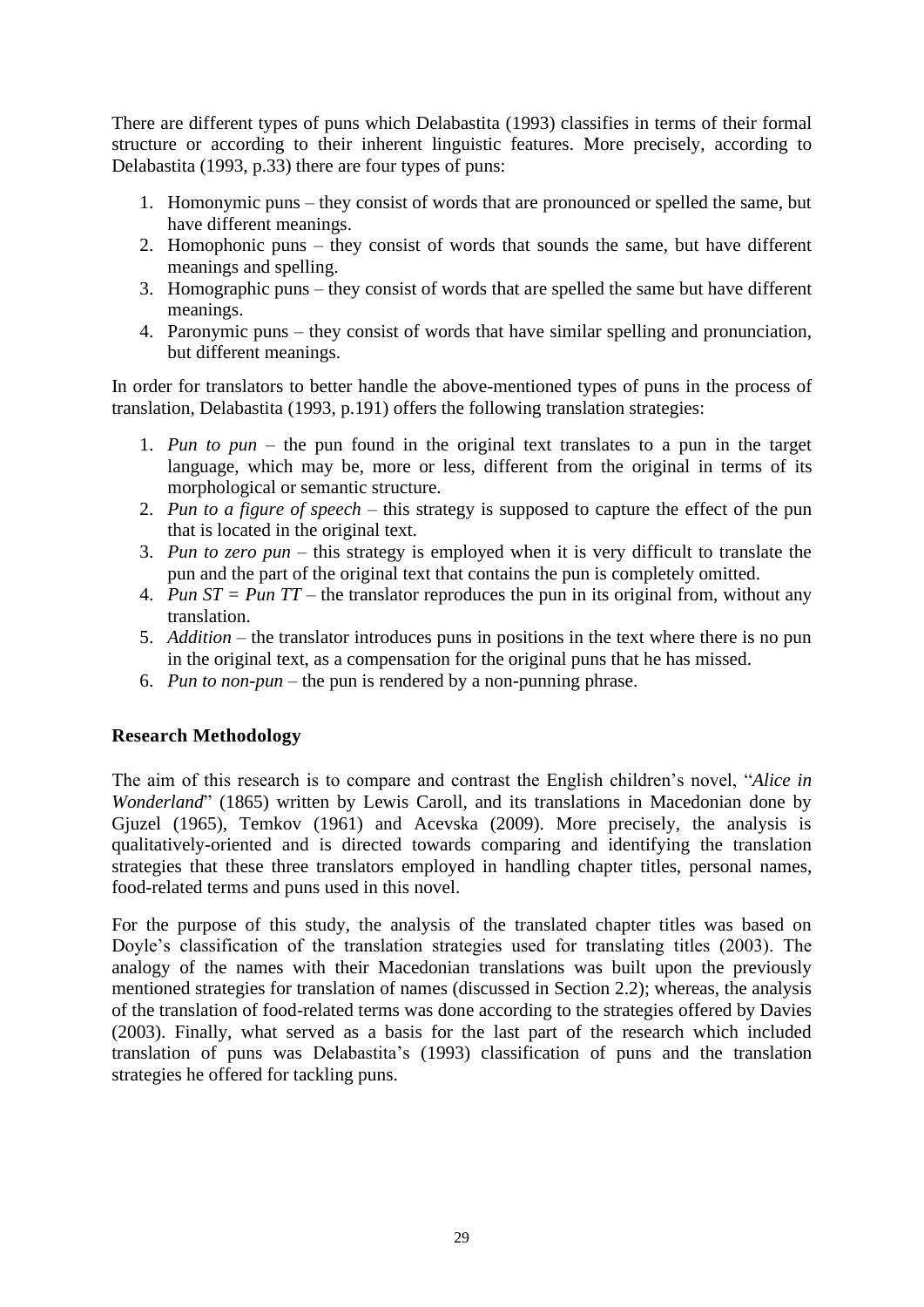There are different types of puns which Delabastita (1993) classifies in terms of their formal structure or according to their inherent linguistic features. More precisely, according to Delabastita (1993, p.33) there are four types of puns:

1. Homonymic puns – they consist of words that are pronounced or spelled the same, but have different meanings.
2. Homophonic puns – they consist of words that sounds the same, but have different meanings and spelling.
3. Homographic puns – they consist of words that are spelled the same but have different meanings.
4. Paronymic puns – they consist of words that have similar spelling and pronunciation, but different meanings.

In order for translators to better handle the above-mentioned types of puns in the process of translation, Delabastita (1993, p.191) offers the following translation strategies:

1. *Pun to pun* – the pun found in the original text translates to a pun in the target language, which may be, more or less, different from the original in terms of its morphological or semantic structure.
2. *Pun to a figure of speech* – this strategy is supposed to capture the effect of the pun that is located in the original text.
3. *Pun to zero pun* – this strategy is employed when it is very difficult to translate the pun and the part of the original text that contains the pun is completely omitted.
4. *Pun ST = Pun TT* – the translator reproduces the pun in its original from, without any translation.
5. *Addition* – the translator introduces puns in positions in the text where there is no pun in the original text, as a compensation for the original puns that he has missed.
6. *Pun to non-pun* – the pun is rendered by a non-punning phrase.

### Research Methodology

The aim of this research is to compare and contrast the English children's novel, "*Alice in Wonderland*" (1865) written by Lewis Caroll, and its translations in Macedonian done by Gjuzel (1965), Temkov (1961) and Acevska (2009). More precisely, the analysis is qualitatively-oriented and is directed towards comparing and identifying the translation strategies that these three translators employed in handling chapter titles, personal names, food-related terms and puns used in this novel.

For the purpose of this study, the analysis of the translated chapter titles was based on Doyle's classification of the translation strategies used for translating titles (2003). The analogy of the names with their Macedonian translations was built upon the previously mentioned strategies for translation of names (discussed in Section 2.2); whereas, the analysis of the translation of food-related terms was done according to the strategies offered by Davies (2003). Finally, what served as a basis for the last part of the research which included translation of puns was Delabastita's (1993) classification of puns and the translation strategies he offered for tackling puns.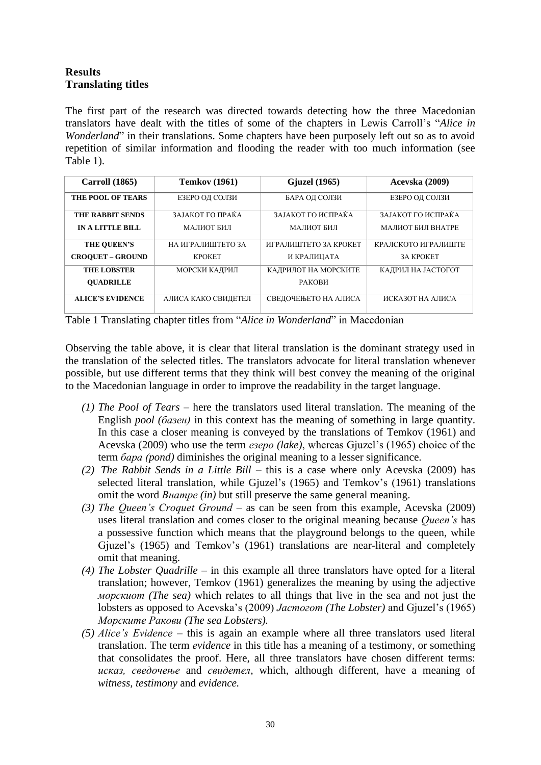## Results
## Translating titles

The first part of the research was directed towards detecting how the three Macedonian translators have dealt with the titles of some of the chapters in Lewis Carroll's "*Alice in Wonderland*" in their translations. Some chapters have been purposely left out so as to avoid repetition of similar information and flooding the reader with too much information (see Table 1).

| Carroll (1865) | Temkov (1961) | Gjuzel (1965) | Acevska (2009) |
|---|---|---|---|
| THE POOL OF TEARS | ЕЗЕРО ОД СОЛЗИ | БАРА ОД СОЛЗИ | ЕЗЕРО ОД СОЛЗИ |
| THE RABBIT SENDS IN A LITTLE BILL | ЗАЈАКОТ ГО ПРАЌА МАЛИОТ БИЛ | ЗАЈАКОТ ГО ИСПРАЌА МАЛИОТ БИЛ | ЗАЈАКОТ ГО ИСПРАЌА МАЛИОТ БИЛ ВНАТРЕ |
| THE QUEEN'S CROQUET – GROUND | НА ИГРАЛИШТЕТО ЗА КРОКЕТ | ИГРАЛИШТЕТО ЗА КРОКЕТ И КРАЛИЦАТА | КРАЛСКОТО ИГРАЛИШТЕ ЗА КРОКЕТ |
| THE LOBSTER QUADRILLE | МОРСКИ КАДРИЛ | КАДРИЛОТ НА МОРСКИТЕ РАКОВИ | КАДРИЛ НА ЈАСТОГОТ |
| ALICE'S EVIDENCE | АЛИСА КАКО СВИДЕТЕЛ | СВЕДОЧЕЊЕТО НА АЛИСА | ИСКАЗОТ НА АЛИСА |

Table 1 Translating chapter titles from "*Alice in Wonderland*" in Macedonian

Observing the table above, it is clear that literal translation is the dominant strategy used in the translation of the selected titles. The translators advocate for literal translation whenever possible, but use different terms that they think will best convey the meaning of the original to the Macedonian language in order to improve the readability in the target language.

*(1) The Pool of Tears* – here the translators used literal translation. The meaning of the English *pool (базен)* in this context has the meaning of something in large quantity. In this case a closer meaning is conveyed by the translations of Temkov (1961) and Acevska (2009) who use the term *езеро (lake)*, whereas Gjuzel's (1965) choice of the term *бара (pond)* diminishes the original meaning to a lesser significance.

*(2) The Rabbit Sends in a Little Bill* – this is a case where only Acevska (2009) has selected literal translation, while Gjuzel's (1965) and Temkov's (1961) translations omit the word *Внатре (in)* but still preserve the same general meaning.

*(3) The Queen's Croquet Ground* – as can be seen from this example, Acevska (2009) uses literal translation and comes closer to the original meaning because *Queen's* has a possessive function which means that the playground belongs to the queen, while Gjuzel's (1965) and Temkov's (1961) translations are near-literal and completely omit that meaning.

*(4) The Lobster Quadrille* – in this example all three translators have opted for a literal translation; however, Temkov (1961) generalizes the meaning by using the adjective *морскиот (The sea)* which relates to all things that live in the sea and not just the lobsters as opposed to Acevska's (2009) *Јастогот (The Lobster)* and Gjuzel's (1965) *Морските Ракови (The sea Lobsters).*

*(5) Alice's Evidence* – this is again an example where all three translators used literal translation. The term *evidence* in this title has a meaning of a testimony, or something that consolidates the proof. Here, all three translators have chosen different terms: *исказ, сведочење* and *свидетел*, which, although different, have a meaning of *witness, testimony* and *evidence.*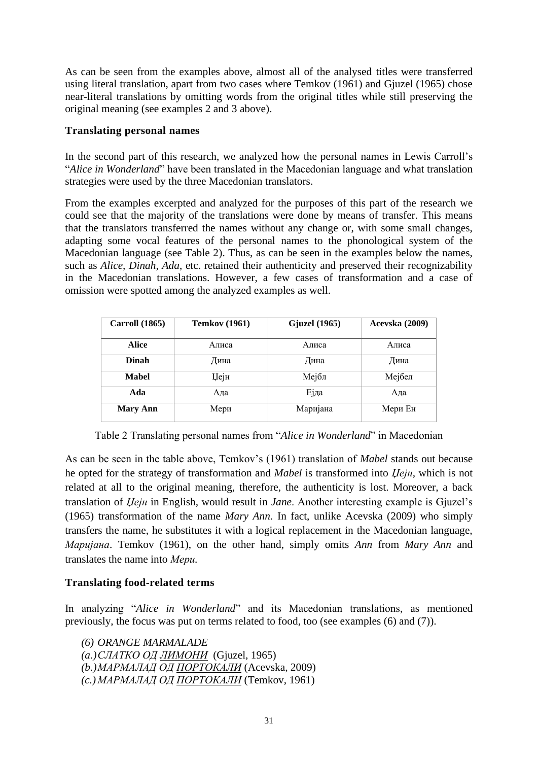As can be seen from the examples above, almost all of the analysed titles were transferred using literal translation, apart from two cases where Temkov (1961) and Gjuzel (1965) chose near-literal translations by omitting words from the original titles while still preserving the original meaning (see examples 2 and 3 above).

### Translating personal names

In the second part of this research, we analyzed how the personal names in Lewis Carroll's "*Alice in Wonderland*" have been translated in the Macedonian language and what translation strategies were used by the three Macedonian translators.

From the examples excerpted and analyzed for the purposes of this part of the research we could see that the majority of the translations were done by means of transfer. This means that the translators transferred the names without any change or, with some small changes, adapting some vocal features of the personal names to the phonological system of the Macedonian language (see Table 2). Thus, as can be seen in the examples below the names, such as *Alice*, *Dinah*, *Ada*, etc. retained their authenticity and preserved their recognizability in the Macedonian translations. However, a few cases of transformation and a case of omission were spotted among the analyzed examples as well.

| Carroll (1865) | Temkov (1961) | Gjuzel (1965) | Acevska (2009) |
|---|---|---|---|
| **Alice** | Алиса | Алиса | Алиса |
| **Dinah** | Дина | Дина | Дина |
| **Mabel** | Џејн | Мејбл | Мејбел |
| **Ada** | Ада | Ејда | Ада |
| **Mary Ann** | Мери | Маријана | Мери Ен |

Table 2 Translating personal names from "*Alice in Wonderland*" in Macedonian

As can be seen in the table above, Temkov's (1961) translation of *Mabel* stands out because he opted for the strategy of transformation and *Mabel* is transformed into *Џејн*, which is not related at all to the original meaning, therefore, the authenticity is lost. Moreover, a back translation of *Џејн* in English, would result in *Jane*. Another interesting example is Gjuzel's (1965) transformation of the name *Mary Ann.* In fact, unlike Acevska (2009) who simply transfers the name, he substitutes it with a logical replacement in the Macedonian language, *Маријана*. Temkov (1961), on the other hand, simply omits *Ann* from *Mary Ann* and translates the name into *Мери.*

### Translating food-related terms

In analyzing "*Alice in Wonderland*" and its Macedonian translations, as mentioned previously, the focus was put on terms related to food, too (see examples (6) and (7)).

*(6) ORANGE MARMALADE*
*(a.) СЛАТКО ОД ЛИМОНИ* (Gjuzel, 1965)
*(b.) МАРМАЛАД ОД ПОРТОКАЛИ* (Acevska, 2009)
*(c.) МАРМАЛАД ОД ПОРТОКАЛИ* (Temkov, 1961)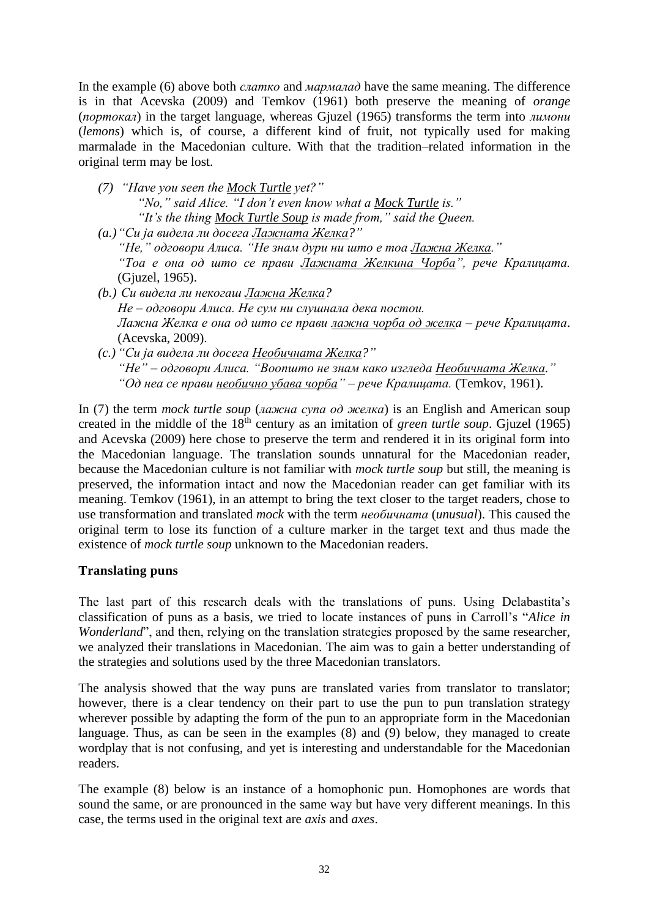In the example (6) above both *слатко* and *мармалад* have the same meaning. The difference is in that Acevska (2009) and Temkov (1961) both preserve the meaning of *orange* (*портокал*) in the target language, whereas Gjuzel (1965) transforms the term into *лимони* (*lemons*) which is, of course, a different kind of fruit, not typically used for making marmalade in the Macedonian culture. With that the tradition–related information in the original term may be lost.

*(7) "Have you seen the* <u>*Mock Turtle*</u> *yet?"*
*"No," said Alice. "I don't even know what a* <u>*Mock Turtle*</u> *is."*
*"It's the thing* <u>*Mock Turtle Soup*</u> *is made from," said the Queen.*

*(a.) "Си ја видела ли досега* <u>*Лажната Желка*</u>*?"*
*"Не," одговори Алиса. "Не знам дури ни што е тоа* <u>*Лажна Желка*</u>*."*
*"Тоа е она од што се прави* <u>*Лажната Желкина Чорба*</u>*", рече Кралицата.* (Gjuzel, 1965).

*(b.) Си видела ли некогаш* <u>*Лажна Желка*</u>*?*
*Не – одговори Алиса. Не сум ни слушнала дека постои.*
*Лажна Желка е она од што се прави* <u>*лажна чорба од желка*</u> *– рече Кралицата*. (Acevska, 2009).

*(c.) "Си ја видела ли досега* <u>*Необичната Желка*</u>*?"*
*"Не" – одговори Алиса. "Воопшто не знам како изгледа* <u>*Необичната Желка*</u>*."*
*"Од неа се прави* <u>*необично убава чорба*</u>*" – рече Кралицата.* (Temkov, 1961).

In (7) the term *mock turtle soup* (*лажна супа од желка*) is an English and American soup created in the middle of the 18th century as an imitation of *green turtle soup*. Gjuzel (1965) and Acevska (2009) here chose to preserve the term and rendered it in its original form into the Macedonian language. The translation sounds unnatural for the Macedonian reader, because the Macedonian culture is not familiar with *mock turtle soup* but still, the meaning is preserved, the information intact and now the Macedonian reader can get familiar with its meaning. Temkov (1961), in an attempt to bring the text closer to the target readers, chose to use transformation and translated *mock* with the term *необичната* (*unusual*). This caused the original term to lose its function of a culture marker in the target text and thus made the existence of *mock turtle soup* unknown to the Macedonian readers.

## Translating puns

The last part of this research deals with the translations of puns. Using Delabastita's classification of puns as a basis, we tried to locate instances of puns in Carroll's "*Alice in Wonderland*", and then, relying on the translation strategies proposed by the same researcher, we analyzed their translations in Macedonian. The aim was to gain a better understanding of the strategies and solutions used by the three Macedonian translators.

The analysis showed that the way puns are translated varies from translator to translator; however, there is a clear tendency on their part to use the pun to pun translation strategy wherever possible by adapting the form of the pun to an appropriate form in the Macedonian language. Thus, as can be seen in the examples (8) and (9) below, they managed to create wordplay that is not confusing, and yet is interesting and understandable for the Macedonian readers.

The example (8) below is an instance of a homophonic pun. Homophones are words that sound the same, or are pronounced in the same way but have very different meanings. In this case, the terms used in the original text are *axis* and *axes*.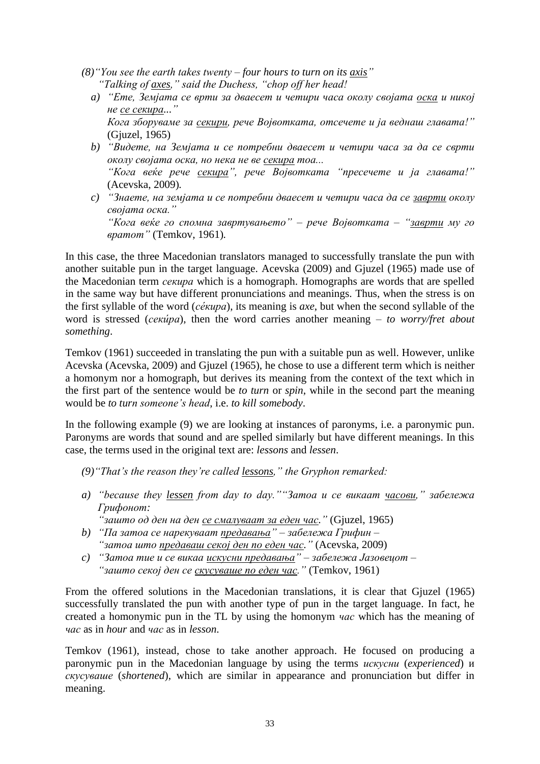*(8) "You see the earth takes twenty – four hours to turn on its <u>axis</u>"*
*"Talking of <u>axes</u>," said the Duchess, "chop off her head!*

*a) "Ете, Земјата се врти за дваесет и четири часа околу својата <u>оска</u> и никој не <u>се секира</u>..."*
*Кога зборуваме за <u>секири</u>, рече Војвотката, отсечете и ја веднаш главата!"* (Gjuzel, 1965)

*b) "Видете, на Земјата и се потребни дваесет и четири часа за да се сврти околу својата оска, но нека не ве <u>секира</u> тоа...*
*"Кога веќе рече <u>секира</u>", рече Војвотката "пресечете и ја главата!"* (Acevska, 2009).

*c) "Знаете, на земјата и се потребни дваесет и четири часа да се <u>заврти</u> околу својата оска."*
*"Кога веќе го спомна завртувањето" – рече Војвотката – "<u>заврти</u> му го вратот"* (Temkov, 1961).

In this case, the three Macedonian translators managed to successfully translate the pun with another suitable pun in the target language. Acevska (2009) and Gjuzel (1965) made use of the Macedonian term *секира* which is a homograph. Homographs are words that are spelled in the same way but have different pronunciations and meanings. Thus, when the stress is on the first syllable of the word (*се́кира*), its meaning is *axe*, but when the second syllable of the word is stressed (*секи́ра*), then the word carries another meaning – *to worry/fret about something*.

Temkov (1961) succeeded in translating the pun with a suitable pun as well. However, unlike Acevska (Acevska, 2009) and Gjuzel (1965), he chose to use a different term which is neither a homonym nor a homograph, but derives its meaning from the context of the text which in the first part of the sentence would be *to turn* or *spin*, while in the second part the meaning would be *to turn someone's head*, i.e. *to kill somebody*.

In the following example (9) we are looking at instances of paronyms, i.e. a paronymic pun. Paronyms are words that sound and are spelled similarly but have different meanings. In this case, the terms used in the original text are: *lessons* and *lessen*.

*(9) "That's the reason they're called <u>lessons</u>," the Gryphon remarked:*

*a) "because they <u>lessen</u> from day to day." "Затоа и се викаат <u>часови</u>," забележа Грифонот:*
*"зашто од ден на ден <u>се смалуваат за еден час</u>."* (Gjuzel, 1965)

*b) "Па затоа се нарекуваат <u>предавања</u>" – забележа Грифин –*
*"затоа што <u>предаваш секој ден по еден час</u>."* (Acevska, 2009)

*c) "Затоа тие и се викаа <u>искусни предавања</u>" – забележа Јазовецот –*
*"зашто секој ден се <u>скусуваше по еден час</u>."* (Temkov, 1961)

From the offered solutions in the Macedonian translations, it is clear that Gjuzel (1965) successfully translated the pun with another type of pun in the target language. In fact, he created a homonymic pun in the TL by using the homonym *час* which has the meaning of *час* as in *hour* and *час* as in *lesson*.

Temkov (1961), instead, chose to take another approach. He focused on producing a paronymic pun in the Macedonian language by using the terms *искусни* (*experienced*) и *скусуваше* (*shortened*), which are similar in appearance and pronunciation but differ in meaning.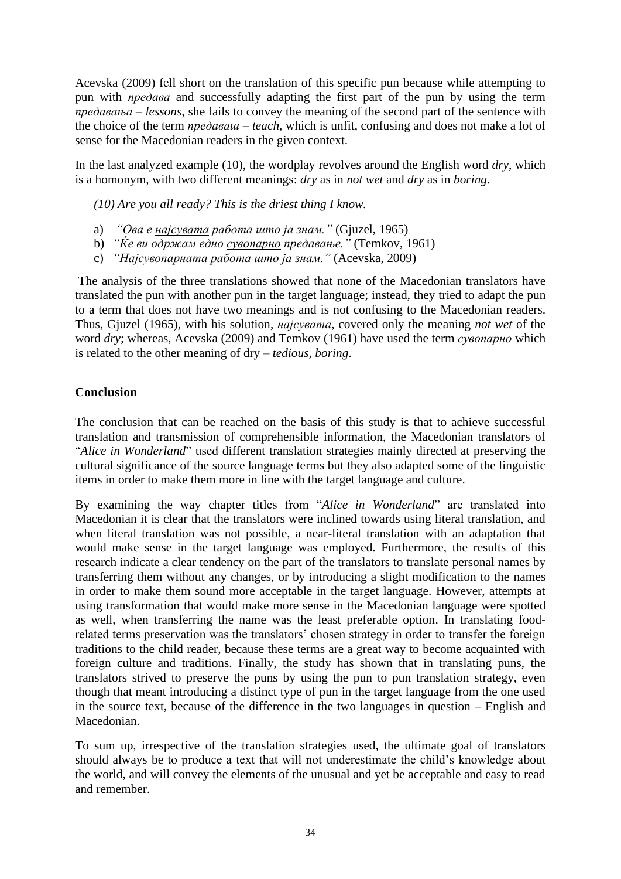Acevska (2009) fell short on the translation of this specific pun because while attempting to pun with *предава* and successfully adapting the first part of the pun by using the term *предавања* – *lessons*, she fails to convey the meaning of the second part of the sentence with the choice of the term *предаваш* – *teach*, which is unfit, confusing and does not make a lot of sense for the Macedonian readers in the given context.

In the last analyzed example (10), the wordplay revolves around the English word *dry*, which is a homonym, with two different meanings: *dry* as in *not wet* and *dry* as in *boring*.

*(10) Are you all ready? This is <u>the driest</u> thing I know.*

a) *"Ова е <u>најсувата</u> работа што јас знам."* (Gjuzel, 1965)
b) *"Ќе ви одржам едно <u>сувопарно</u> предавање."* (Temkov, 1961)
c) *"<u>Најсувопарната</u> работа што јас знам."* (Acevska, 2009)

The analysis of the three translations showed that none of the Macedonian translators have translated the pun with another pun in the target language; instead, they tried to adapt the pun to a term that does not have two meanings and is not confusing to the Macedonian readers. Thus, Gjuzel (1965), with his solution, *најсувата*, covered only the meaning *not wet* of the word *dry*; whereas, Acevska (2009) and Temkov (1961) have used the term *сувопарно* which is related to the other meaning of dry – *tedious, boring*.

## Conclusion

The conclusion that can be reached on the basis of this study is that to achieve successful translation and transmission of comprehensible information, the Macedonian translators of "*Alice in Wonderland*" used different translation strategies mainly directed at preserving the cultural significance of the source language terms but they also adapted some of the linguistic items in order to make them more in line with the target language and culture.

By examining the way chapter titles from "*Alice in Wonderland*" are translated into Macedonian it is clear that the translators were inclined towards using literal translation, and when literal translation was not possible, a near-literal translation with an adaptation that would make sense in the target language was employed. Furthermore, the results of this research indicate a clear tendency on the part of the translators to translate personal names by transferring them without any changes, or by introducing a slight modification to the names in order to make them sound more acceptable in the target language. However, attempts at using transformation that would make more sense in the Macedonian language were spotted as well, when transferring the name was the least preferable option. In translating food-related terms preservation was the translators' chosen strategy in order to transfer the foreign traditions to the child reader, because these terms are a great way to become acquainted with foreign culture and traditions. Finally, the study has shown that in translating puns, the translators strived to preserve the puns by using the pun to pun translation strategy, even though that meant introducing a distinct type of pun in the target language from the one used in the source text, because of the difference in the two languages in question – English and Macedonian.

To sum up, irrespective of the translation strategies used, the ultimate goal of translators should always be to produce a text that will not underestimate the child's knowledge about the world, and will convey the elements of the unusual and yet be acceptable and easy to read and remember.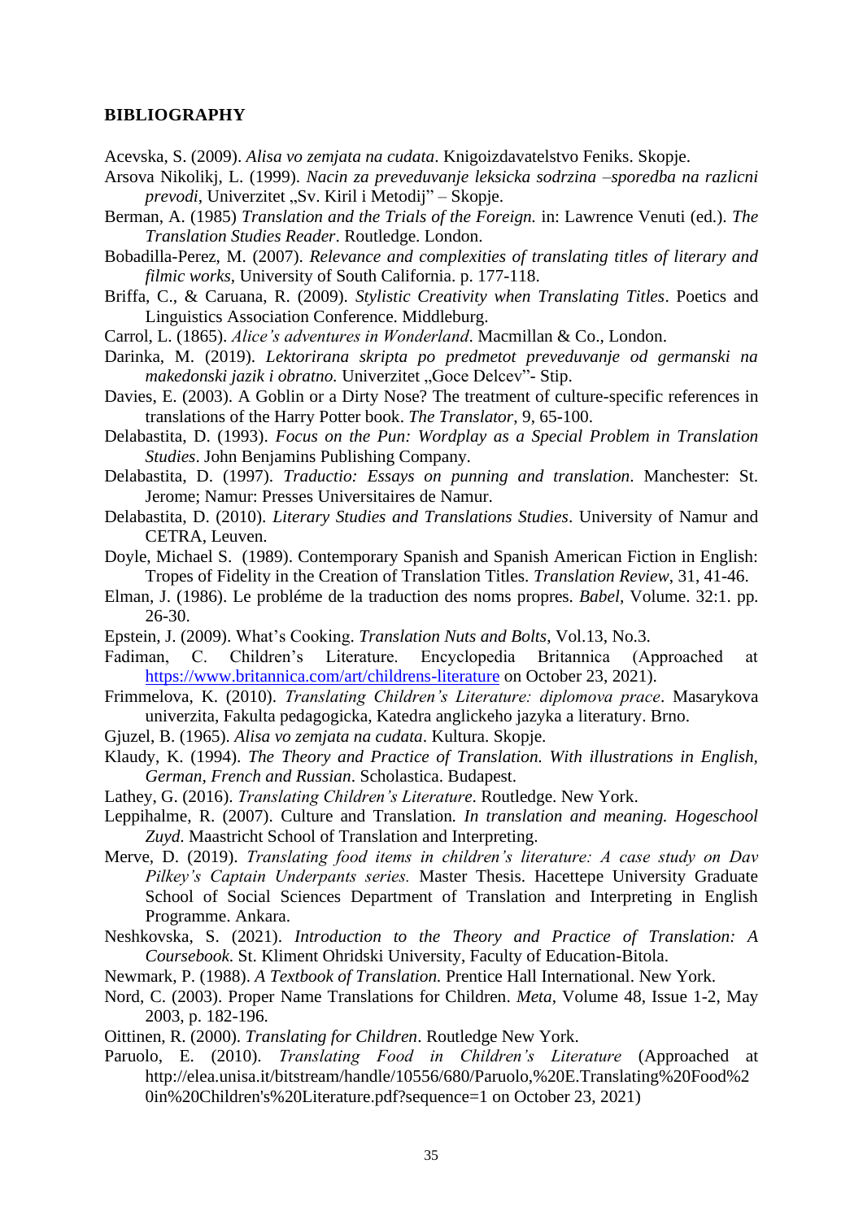## BIBLIOGRAPHY

Acevska, S. (2009). *Alisa vo zemjata na cudata*. Knigoizdavatelstvo Feniks. Skopje.

Arsova Nikolikj, L. (1999). *Nacin za preveduvanje leksicka sodrzina –sporedba na razlicni prevodi*, Univerzitet „Sv. Kiril i Metodij" – Skopje.

Berman, A. (1985) *Translation and the Trials of the Foreign.* in: Lawrence Venuti (ed.). *The Translation Studies Reader*. Routledge. London.

Bobadilla-Perez, M. (2007). *Relevance and complexities of translating titles of literary and filmic works*, University of South California. p. 177-118.

Briffa, C., & Caruana, R. (2009). *Stylistic Creativity when Translating Titles*. Poetics and Linguistics Association Conference. Middleburg.

Carrol, L. (1865). *Alice's adventures in Wonderland*. Macmillan & Co., London.

Darinka, M. (2019). *Lektorirana skripta po predmetot preveduvanje od germanski na makedonski jazik i obratno.* Univerzitet „Goce Delcev"- Stip.

Davies, E. (2003). A Goblin or a Dirty Nose? The treatment of culture-specific references in translations of the Harry Potter book. *The Translator*, 9, 65-100.

Delabastita, D. (1993). *Focus on the Pun: Wordplay as a Special Problem in Translation Studies*. John Benjamins Publishing Company.

Delabastita, D. (1997). *Traductio: Essays on punning and translation*. Manchester: St. Jerome; Namur: Presses Universitaires de Namur.

Delabastita, D. (2010). *Literary Studies and Translations Studies*. University of Namur and CETRA, Leuven.

Doyle, Michael S. (1989). Contemporary Spanish and Spanish American Fiction in English: Tropes of Fidelity in the Creation of Translation Titles. *Translation Review*, 31, 41-46.

Elman, J. (1986). Le probléme de la traduction des noms propres. *Babel*, Volume. 32:1. pp. 26-30.

Epstein, J. (2009). What's Cooking. *Translation Nuts and Bolts*, Vol.13, No.3.

Fadiman, C. Children's Literature. Encyclopedia Britannica (Approached at https://www.britannica.com/art/childrens-literature on October 23, 2021).

Frimmelova, K. (2010). *Translating Children's Literature: diplomova prace*. Masarykova univerzita, Fakulta pedagogicka, Katedra anglickeho jazyka a literatury. Brno.

Gjuzel, B. (1965). *Alisa vo zemjata na cudata*. Kultura. Skopje.

Klaudy, K. (1994). *The Theory and Practice of Translation. With illustrations in English, German, French and Russian*. Scholastica. Budapest.

Lathey, G. (2016). *Translating Children's Literature*. Routledge. New York.

Leppihalme, R. (2007). Culture and Translation. *In translation and meaning. Hogeschool Zuyd.* Maastricht School of Translation and Interpreting.

Merve, D. (2019). *Translating food items in children's literature: A case study on Dav Pilkey's Captain Underpants series.* Master Thesis. Hacettepe University Graduate School of Social Sciences Department of Translation and Interpreting in English Programme. Ankara.

Neshkovska, S. (2021). *Introduction to the Theory and Practice of Translation: A Coursebook.* St. Kliment Ohridski University, Faculty of Education-Bitola.

Newmark, P. (1988). *A Textbook of Translation.* Prentice Hall International. New York.

Nord, C. (2003). Proper Name Translations for Children. *Meta*, Volume 48, Issue 1-2, May 2003, p. 182-196.

Oittinen, R. (2000). *Translating for Children*. Routledge New York.

Paruolo, E. (2010). *Translating Food in Children's Literature* (Approached at http://elea.unisa.it/bitstream/handle/10556/680/Paruolo,%20E.Translating%20Food%20in%20Children's%20Literature.pdf?sequence=1 on October 23, 2021)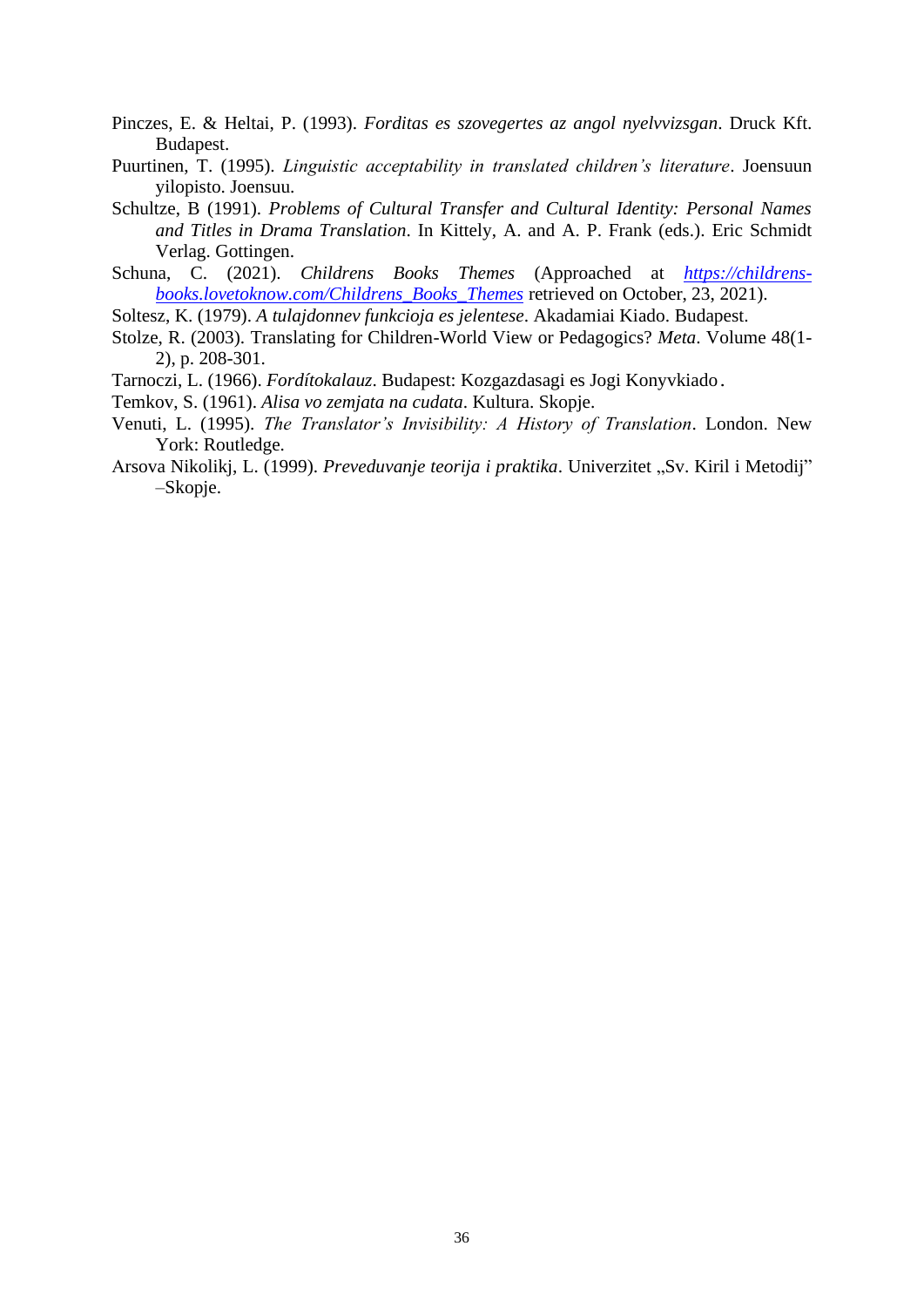Pinczes, E. & Heltai, P. (1993). *Forditas es szovegertes az angol nyelvvizsgan*. Druck Kft. Budapest.

Puurtinen, T. (1995). *Linguistic acceptability in translated children's literature*. Joensuun yilopisto. Joensuu.

Schultze, B (1991). *Problems of Cultural Transfer and Cultural Identity: Personal Names and Titles in Drama Translation*. In Kittely, A. and A. P. Frank (eds.). Eric Schmidt Verlag. Gottingen.

Schuna, C. (2021). *Childrens Books Themes* (Approached at [https://childrens-books.lovetoknow.com/Childrens_Books_Themes](https://childrens-books.lovetoknow.com/Childrens_Books_Themes) retrieved on October, 23, 2021).

Soltesz, K. (1979). *A tulajdonnev funkcioja es jelentese*. Akadamiai Kiado. Budapest.

Stolze, R. (2003). Translating for Children-World View or Pedagogics? *Meta*. Volume 48(1-2), p. 208-301.

Tarnoczi, L. (1966). *Fordítokalauz*. Budapest: Kozgazdasagi es Jogi Konyvkiado.

Temkov, S. (1961). *Alisa vo zemjata na cudata*. Kultura. Skopje.

Venuti, L. (1995). *The Translator's Invisibility: A History of Translation*. London. New York: Routledge.

Arsova Nikolikj, L. (1999). *Preveduvanje teorija i praktika*. Univerzitet „Sv. Kiril i Metodij" –Skopje.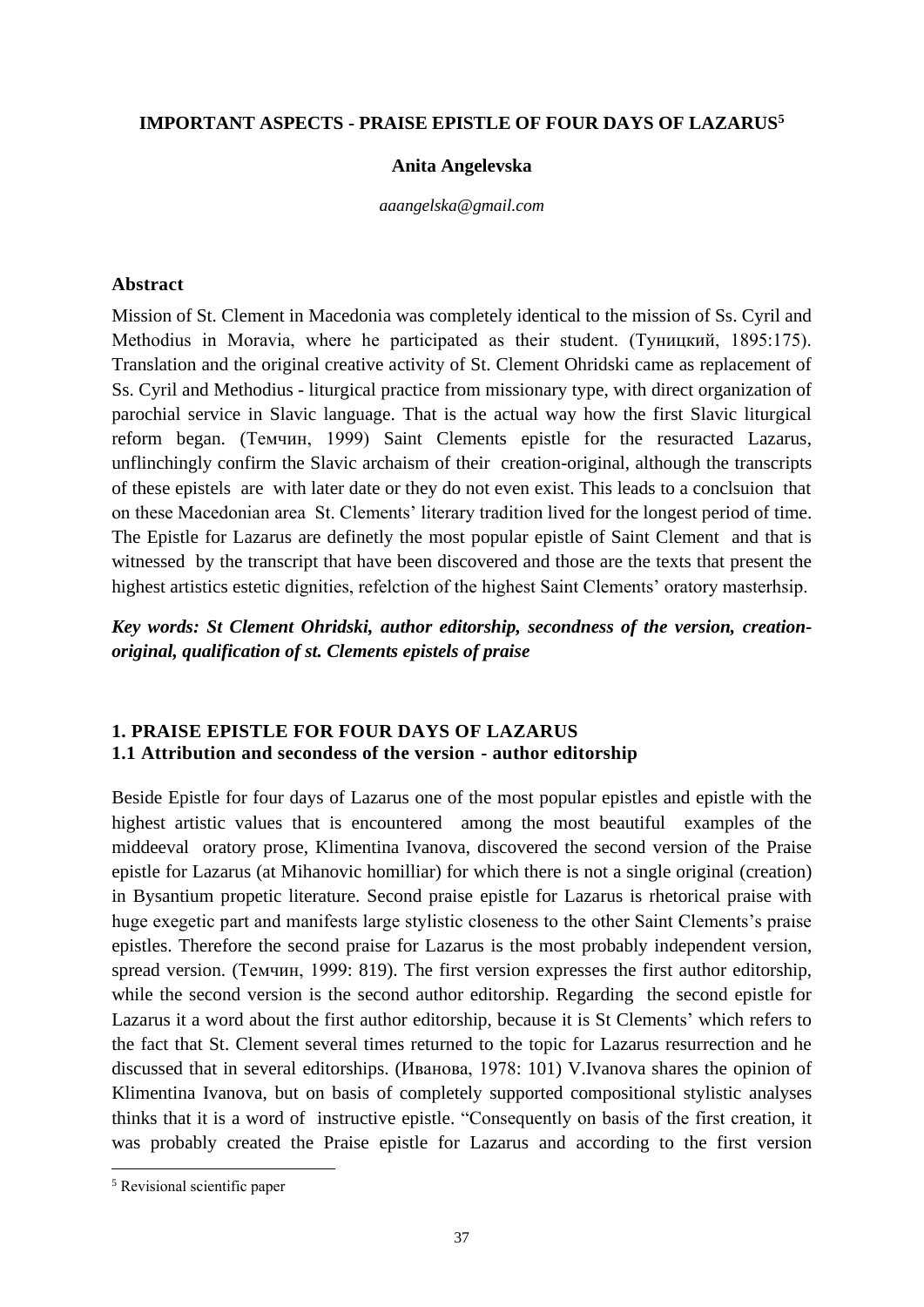**IMPORTANT ASPECTS - PRAISE EPISTLE OF FOUR DAYS OF LAZARUS**[5]

**Anita Angelevska**

*aaangelska@gmail.com*

### Abstract

Mission of St. Clement in Macedonia was completely identical to the mission of Ss. Cyril and Methodius in Moravia, where he participated as their student. (Туницкий, 1895:175). Translation and the original creative activity of St. Clement Ohridski came as replacement of Ss. Cyril and Methodius - liturgical practice from missionary type, with direct organization of parochial service in Slavic language. That is the actual way how the first Slavic liturgical reform began. (Темчин, 1999) Saint Clements epistle for the resuracted Lazarus, unflinchingly confirm the Slavic archaism of their creation-original, although the transcripts of these epistels are with later date or they do not even exist. This leads to a conclsuion that on these Macedonian area St. Clements' literary tradition lived for the longest period of time. The Epistle for Lazarus are definetly the most popular epistle of Saint Clement and that is witnessed by the transcript that have been discovered and those are the texts that present the highest artistics estetic dignities, refelction of the highest Saint Clements' oratory masterhsip.

***Key words: St Clement Ohridski, author editorship, secondness of the version, creation-original, qualification of st. Clements epistels of praise***

## 1. PRAISE EPISTLE FOR FOUR DAYS OF LAZARUS

### 1.1 Attribution and secondess of the version - author editorship

Beside Epistle for four days of Lazarus one of the most popular epistles and epistle with the highest artistic values that is encountered among the most beautiful examples of the middeeval oratory prose, Klimentina Ivanova, discovered the second version of the Praise epistle for Lazarus (at Mihanovic homilliar) for which there is not a single original (creation) in Bysantium propetic literature. Second praise epistle for Lazarus is rhetorical praise with huge exegetic part and manifests large stylistic closeness to the other Saint Clements's praise epistles. Therefore the second praise for Lazarus is the most probably independent version, spread version. (Темчин, 1999: 819). The first version expresses the first author editorship, while the second version is the second author editorship. Regarding the second epistle for Lazarus it a word about the first author editorship, because it is St Clements' which refers to the fact that St. Clement several times returned to the topic for Lazarus resurrection and he discussed that in several editorships. (Иванова, 1978: 101) V.Ivanova shares the opinion of Klimentina Ivanova, but on basis of completely supported compositional stylistic analyses thinks that it is a word of instructive epistle. "Consequently on basis of the first creation, it was probably created the Praise epistle for Lazarus and according to the first version

[5] Revisional scientific paper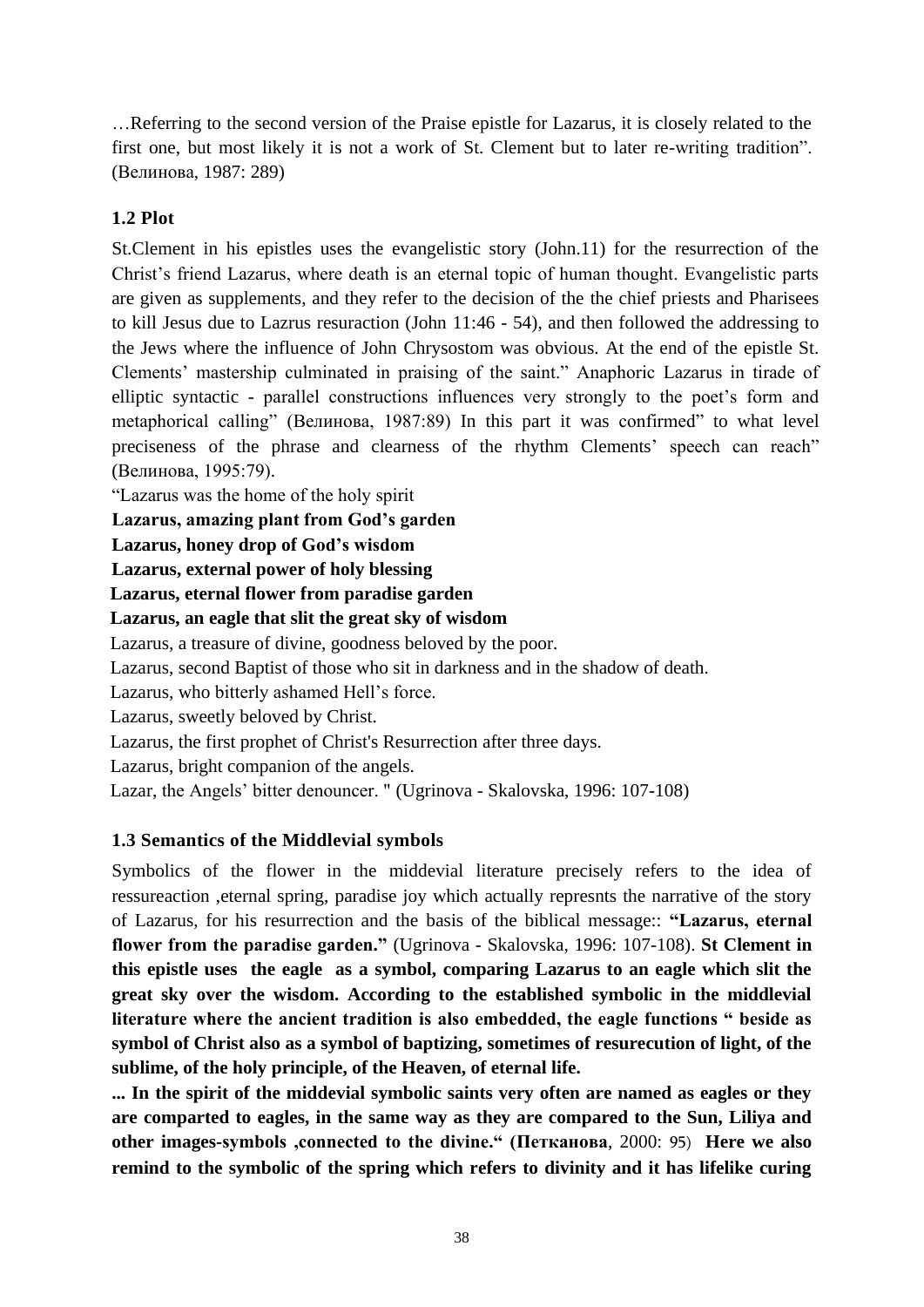…Referring to the second version of the Praise epistle for Lazarus, it is closely related to the first one, but most likely it is not a work of St. Clement but to later re-writing tradition". (Велинова, 1987: 289)

### 1.2 Plot

St.Clement in his epistles uses the evangelistic story (John.11) for the resurrection of the Christ's friend Lazarus, where death is an eternal topic of human thought. Evangelistic parts are given as supplements, and they refer to the decision of the the chief priests and Pharisees to kill Jesus due to Lazrus resuraction (John 11:46 - 54), and then followed the addressing to the Jews where the influence of John Chrysostom was obvious. At the end of the epistle St. Clements' mastership culminated in praising of the saint." Anaphoric Lazarus in tirade of elliptic syntactic - parallel constructions influences very strongly to the poet's form and metaphorical calling" (Велинова, 1987:89) In this part it was confirmed" to what level preciseness of the phrase and clearness of the rhythm Clements' speech can reach" (Велинова, 1995:79).

"Lazarus was the home of the holy spirit  
**Lazarus, amazing plant from God's garden**  
**Lazarus, honey drop of God's wisdom**  
**Lazarus, external power of holy blessing**  
**Lazarus, eternal flower from paradise garden**  
**Lazarus, an eagle that slit the great sky of wisdom**  
Lazarus, a treasure of divine, goodness beloved by the poor.  
Lazarus, second Baptist of those who sit in darkness and in the shadow of death.  
Lazarus, who bitterly ashamed Hell's force.  
Lazarus, sweetly beloved by Christ.  
Lazarus, the first prophet of Christ's Resurrection after three days.  
Lazarus, bright companion of the angels.  
Lazar, the Angels' bitter denouncer. " (Ugrinova - Skalovska, 1996: 107-108)

### 1.3 Semantics of the Middlevial symbols

Symbolics of the flower in the middevial literature precisely refers to the idea of ressureaction ,eternal spring, paradise joy which actually represnts the narrative of the story of Lazarus, for his resurrection and the basis of the biblical message:: **"Lazarus, eternal flower from the paradise garden."** (Ugrinova - Skalovska, 1996: 107-108). **St Clement in this epistle uses the eagle as a symbol, comparing Lazarus to an eagle which slit the great sky over the wisdom. According to the established symbolic in the middlevial literature where the ancient tradition is also embedded, the eagle functions " beside as symbol of Christ also as a symbol of baptizing, sometimes of resurecution of light, of the sublime, of the holy principle, of the Heaven, of eternal life.**

**... In the spirit of the middevial symbolic saints very often are named as eagles or they are comparted to eagles, in the same way as they are compared to the Sun, Liliya and other images-symbols ,connected to the divine." (Петканова**, 2000: 95) **Here we also remind to the symbolic of the spring which refers to divinity and it has lifelike curing**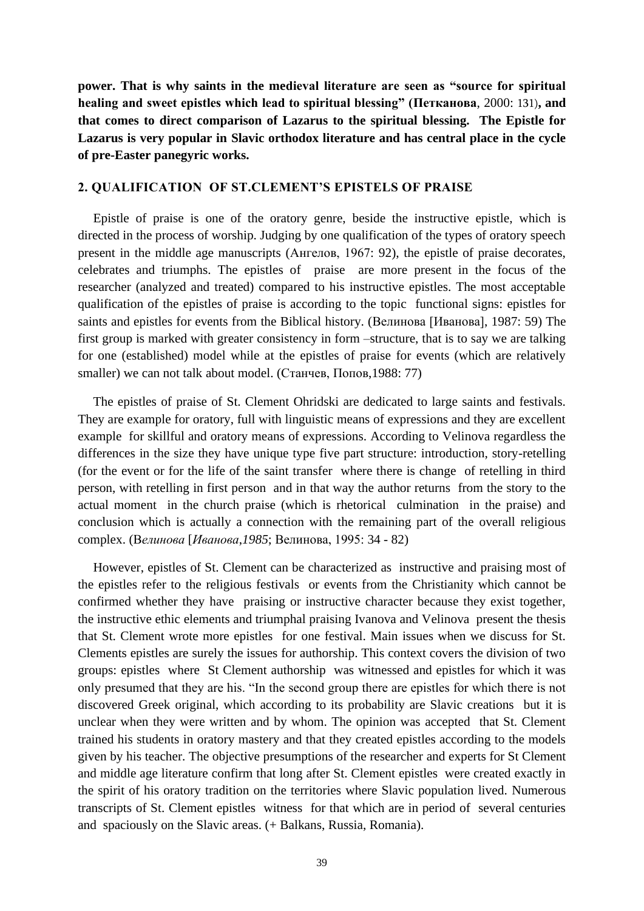**power. That is why saints in the medieval literature are seen as "source for spiritual healing and sweet epistles which lead to spiritual blessing" (Петканова, 2000: 131), and that comes to direct comparison of Lazarus to the spiritual blessing. The Epistle for Lazarus is very popular in Slavic orthodox literature and has central place in the cycle of pre-Easter panegyric works.**

## 2. QUALIFICATION OF ST.CLEMENT'S EPISTELS OF PRAISE

Epistle of praise is one of the oratory genre, beside the instructive epistle, which is directed in the process of worship. Judging by one qualification of the types of oratory speech present in the middle age manuscripts (Ангелов, 1967: 92), the epistle of praise decorates, celebrates and triumphs. The epistles of praise are more present in the focus of the researcher (analyzed and treated) compared to his instructive epistles. The most acceptable qualification of the epistles of praise is according to the topic functional signs: epistles for saints and epistles for events from the Biblical history. (Велинова [Иванова], 1987: 59) The first group is marked with greater consistency in form –structure, that is to say we are talking for one (established) model while at the epistles of praise for events (which are relatively smaller) we can not talk about model. (Станчев, Попов,1988: 77)

The epistles of praise of St. Clement Ohridski are dedicated to large saints and festivals. They are example for oratory, full with linguistic means of expressions and they are excellent example for skillful and oratory means of expressions. According to Velinova regardless the differences in the size they have unique type five part structure: introduction, story-retelling (for the event or for the life of the saint transfer where there is change of retelling in third person, with retelling in first person and in that way the author returns from the story to the actual moment in the church praise (which is rhetorical culmination in the praise) and conclusion which is actually a connection with the remaining part of the overall religious complex. (В*елинова* [*Иванова,1985*; Велинова, 1995: 34 - 82)

However, epistles of St. Clement can be characterized as instructive and praising most of the epistles refer to the religious festivals or events from the Christianity which cannot be confirmed whether they have praising or instructive character because they exist together, the instructive ethic elements and triumphal praising Ivanova and Velinova present the thesis that St. Clement wrote more epistles for one festival. Main issues when we discuss for St. Clements epistles are surely the issues for authorship. This context covers the division of two groups: epistles where St Clement authorship was witnessed and epistles for which it was only presumed that they are his. "In the second group there are epistles for which there is not discovered Greek original, which according to its probability are Slavic creations but it is unclear when they were written and by whom. The opinion was accepted that St. Clement trained his students in oratory mastery and that they created epistles according to the models given by his teacher. The objective presumptions of the researcher and experts for St Clement and middle age literature confirm that long after St. Clement epistles were created exactly in the spirit of his oratory tradition on the territories where Slavic population lived. Numerous transcripts of St. Clement epistles witness for that which are in period of several centuries and spaciously on the Slavic areas. (+ Balkans, Russia, Romania).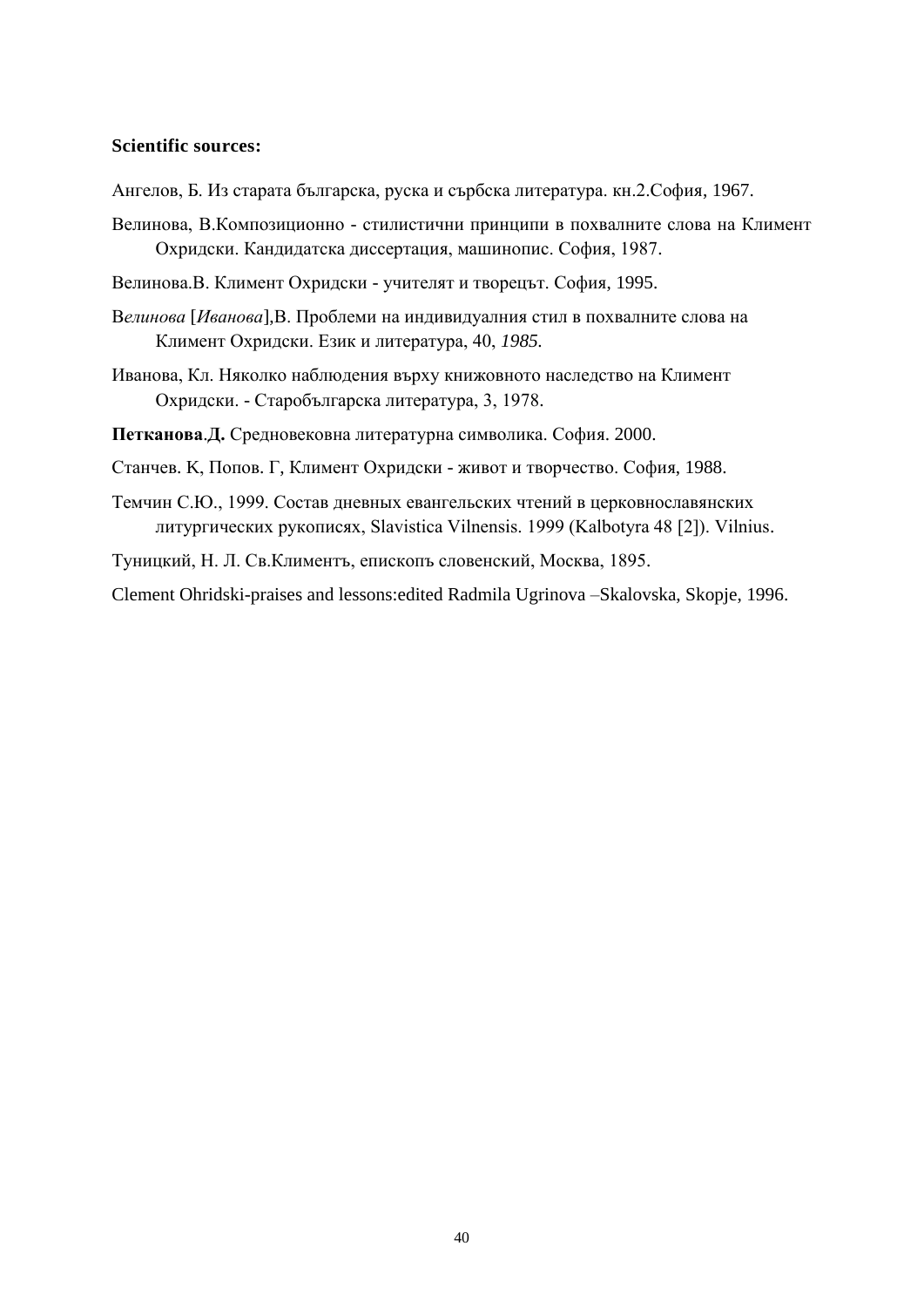**Scientific sources:**

Ангелов, Б. Из старата българска, руска и сърбска литература. кн.2.София, 1967.

Велинова, В.Композиционно - стилистични принципи в похвалните слова на Климент Охридски. Кандидатска диссертация, машинопис. София, 1987.

Велинова.В. Климент Охридски - учителят и творецът. София, 1995.

В*елинова* [*Иванова*],В. Проблеми на индивидуалния стил в похвалните слова на Климент Охридски. Език и литература, 40, *1985.*

Иванова, Кл. Няколко наблюдения върху книжовното наследство на Климент Охридски. - Старобългарска литература, 3, 1978.

**Петканова**.**Д.** Средновековна литературна символика. София. 2000.

Станчев. К, Попов. Г, Климент Охридски - живот и творчество. София, 1988.

Темчин С.Ю., 1999. Состав дневных евангельских чтений в церковнославянских литургических рукописях, Slavistica Vilnensis. 1999 (Kalbotyra 48 [2]). Vilnius.

Туницкий, Н. Л. Св.Климентъ, епископъ словенский, Москва, 1895.

Clement Ohridski-praises and lessons:edited Radmila Ugrinova –Skalovska, Skopje, 1996.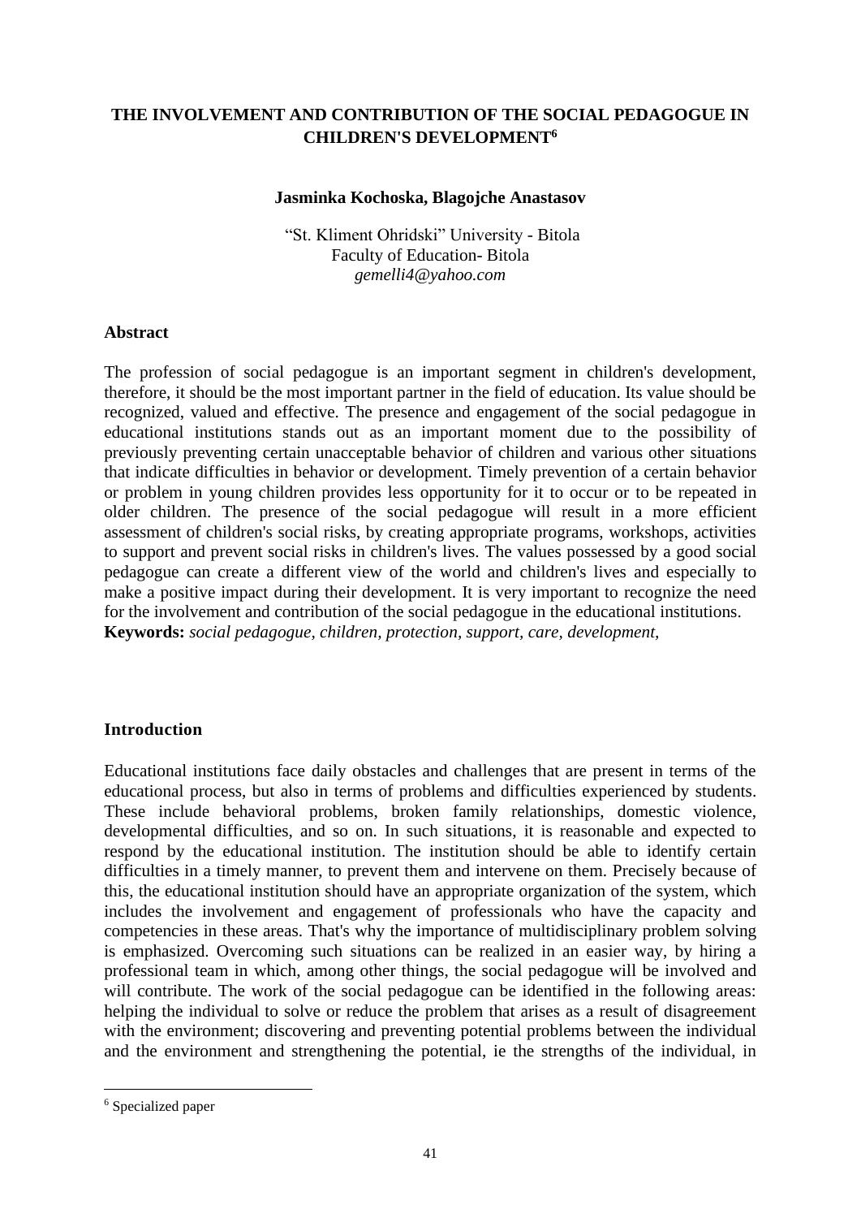# THE INVOLVEMENT AND CONTRIBUTION OF THE SOCIAL PEDAGOGUE IN CHILDREN'S DEVELOPMENT[6]

**Jasminka Kochoska, Blagojche Anastasov**

"St. Kliment Ohridski" University - Bitola
Faculty of Education- Bitola
*gemelli4@yahoo.com*

## Abstract

The profession of social pedagogue is an important segment in children's development, therefore, it should be the most important partner in the field of education. Its value should be recognized, valued and effective. The presence and engagement of the social pedagogue in educational institutions stands out as an important moment due to the possibility of previously preventing certain unacceptable behavior of children and various other situations that indicate difficulties in behavior or development. Timely prevention of a certain behavior or problem in young children provides less opportunity for it to occur or to be repeated in older children. The presence of the social pedagogue will result in a more efficient assessment of children's social risks, by creating appropriate programs, workshops, activities to support and prevent social risks in children's lives. The values possessed by a good social pedagogue can create a different view of the world and children's lives and especially to make a positive impact during their development. It is very important to recognize the need for the involvement and contribution of the social pedagogue in the educational institutions.

**Keywords:** *social pedagogue, children, protection, support, care, development,*

## Introduction

Educational institutions face daily obstacles and challenges that are present in terms of the educational process, but also in terms of problems and difficulties experienced by students. These include behavioral problems, broken family relationships, domestic violence, developmental difficulties, and so on. In such situations, it is reasonable and expected to respond by the educational institution. The institution should be able to identify certain difficulties in a timely manner, to prevent them and intervene on them. Precisely because of this, the educational institution should have an appropriate organization of the system, which includes the involvement and engagement of professionals who have the capacity and competencies in these areas. That's why the importance of multidisciplinary problem solving is emphasized. Overcoming such situations can be realized in an easier way, by hiring a professional team in which, among other things, the social pedagogue will be involved and will contribute. The work of the social pedagogue can be identified in the following areas: helping the individual to solve or reduce the problem that arises as a result of disagreement with the environment; discovering and preventing potential problems between the individual and the environment and strengthening the potential, ie the strengths of the individual, in

---

[6] Specialized paper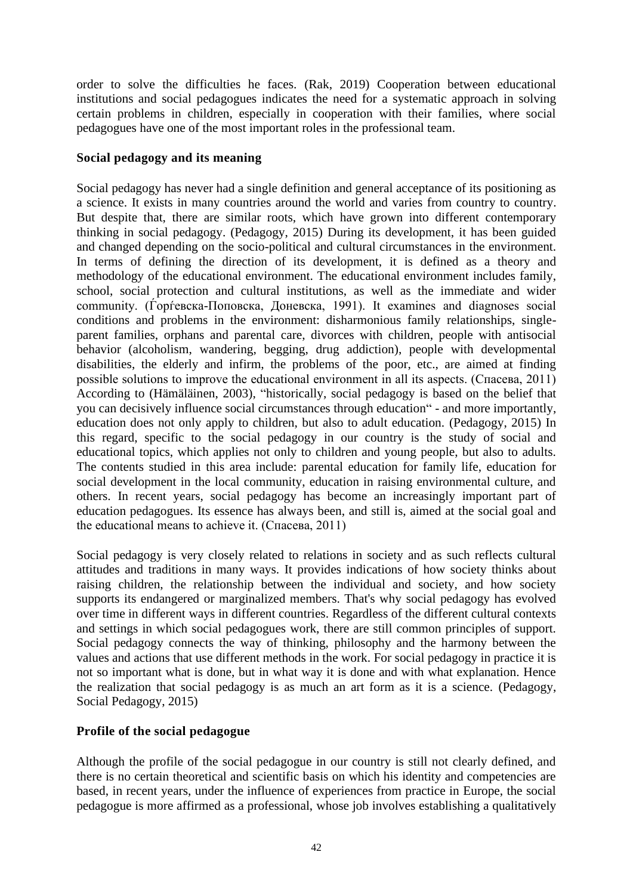order to solve the difficulties he faces. (Rak, 2019) Cooperation between educational institutions and social pedagogues indicates the need for a systematic approach in solving certain problems in children, especially in cooperation with their families, where social pedagogues have one of the most important roles in the professional team.

## Social pedagogy and its meaning

Social pedagogy has never had a single definition and general acceptance of its positioning as a science. It exists in many countries around the world and varies from country to country. But despite that, there are similar roots, which have grown into different contemporary thinking in social pedagogy. (Pedagogy, 2015) During its development, it has been guided and changed depending on the socio-political and cultural circumstances in the environment. In terms of defining the direction of its development, it is defined as a theory and methodology of the educational environment. The educational environment includes family, school, social protection and cultural institutions, as well as the immediate and wider community. (Ѓорѓевска-Поповска, Доневска, 1991). It examines and diagnoses social conditions and problems in the environment: disharmonious family relationships, single-parent families, orphans and parental care, divorces with children, people with antisocial behavior (alcoholism, wandering, begging, drug addiction), people with developmental disabilities, the elderly and infirm, the problems of the poor, etc., are aimed at finding possible solutions to improve the educational environment in all its aspects. (Спасева, 2011) According to (Hämäläinen, 2003), "historically, social pedagogy is based on the belief that you can decisively influence social circumstances through education" - and more importantly, education does not only apply to children, but also to adult education. (Pedagogy, 2015) In this regard, specific to the social pedagogy in our country is the study of social and educational topics, which applies not only to children and young people, but also to adults. The contents studied in this area include: parental education for family life, education for social development in the local community, education in raising environmental culture, and others. In recent years, social pedagogy has become an increasingly important part of education pedagogues. Its essence has always been, and still is, aimed at the social goal and the educational means to achieve it. (Спасева, 2011)

Social pedagogy is very closely related to relations in society and as such reflects cultural attitudes and traditions in many ways. It provides indications of how society thinks about raising children, the relationship between the individual and society, and how society supports its endangered or marginalized members. That's why social pedagogy has evolved over time in different ways in different countries. Regardless of the different cultural contexts and settings in which social pedagogues work, there are still common principles of support. Social pedagogy connects the way of thinking, philosophy and the harmony between the values and actions that use different methods in the work. For social pedagogy in practice it is not so important what is done, but in what way it is done and with what explanation. Hence the realization that social pedagogy is as much an art form as it is a science. (Pedagogy, Social Pedagogy, 2015)

## Profile of the social pedagogue

Although the profile of the social pedagogue in our country is still not clearly defined, and there is no certain theoretical and scientific basis on which his identity and competencies are based, in recent years, under the influence of experiences from practice in Europe, the social pedagogue is more affirmed as a professional, whose job involves establishing a qualitatively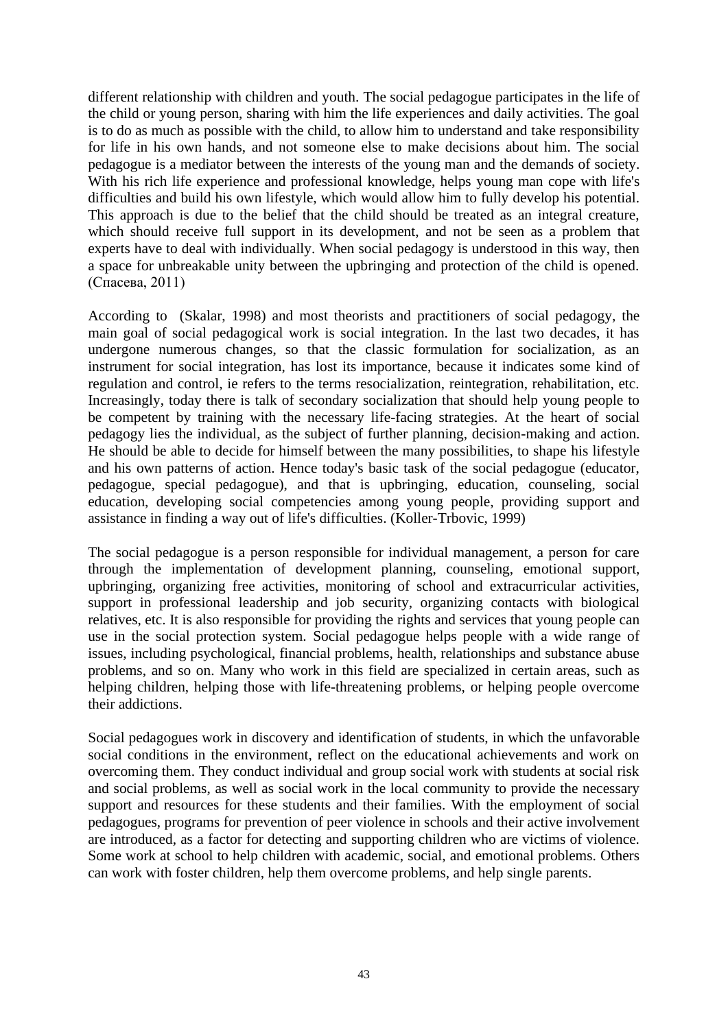different relationship with children and youth. The social pedagogue participates in the life of the child or young person, sharing with him the life experiences and daily activities. The goal is to do as much as possible with the child, to allow him to understand and take responsibility for life in his own hands, and not someone else to make decisions about him. The social pedagogue is a mediator between the interests of the young man and the demands of society. With his rich life experience and professional knowledge, helps young man cope with life's difficulties and build his own lifestyle, which would allow him to fully develop his potential. This approach is due to the belief that the child should be treated as an integral creature, which should receive full support in its development, and not be seen as a problem that experts have to deal with individually. When social pedagogy is understood in this way, then a space for unbreakable unity between the upbringing and protection of the child is opened. (Спасева, 2011)

According to (Skalar, 1998) and most theorists and practitioners of social pedagogy, the main goal of social pedagogical work is social integration. In the last two decades, it has undergone numerous changes, so that the classic formulation for socialization, as an instrument for social integration, has lost its importance, because it indicates some kind of regulation and control, ie refers to the terms resocialization, reintegration, rehabilitation, etc. Increasingly, today there is talk of secondary socialization that should help young people to be competent by training with the necessary life-facing strategies. At the heart of social pedagogy lies the individual, as the subject of further planning, decision-making and action. He should be able to decide for himself between the many possibilities, to shape his lifestyle and his own patterns of action. Hence today's basic task of the social pedagogue (educator, pedagogue, special pedagogue), and that is upbringing, education, counseling, social education, developing social competencies among young people, providing support and assistance in finding a way out of life's difficulties. (Koller-Trbovic, 1999)

The social pedagogue is a person responsible for individual management, a person for care through the implementation of development planning, counseling, emotional support, upbringing, organizing free activities, monitoring of school and extracurricular activities, support in professional leadership and job security, organizing contacts with biological relatives, etc. It is also responsible for providing the rights and services that young people can use in the social protection system. Social pedagogue helps people with a wide range of issues, including psychological, financial problems, health, relationships and substance abuse problems, and so on. Many who work in this field are specialized in certain areas, such as helping children, helping those with life-threatening problems, or helping people overcome their addictions.

Social pedagogues work in discovery and identification of students, in which the unfavorable social conditions in the environment, reflect on the educational achievements and work on overcoming them. They conduct individual and group social work with students at social risk and social problems, as well as social work in the local community to provide the necessary support and resources for these students and their families. With the employment of social pedagogues, programs for prevention of peer violence in schools and their active involvement are introduced, as a factor for detecting and supporting children who are victims of violence. Some work at school to help children with academic, social, and emotional problems. Others can work with foster children, help them overcome problems, and help single parents.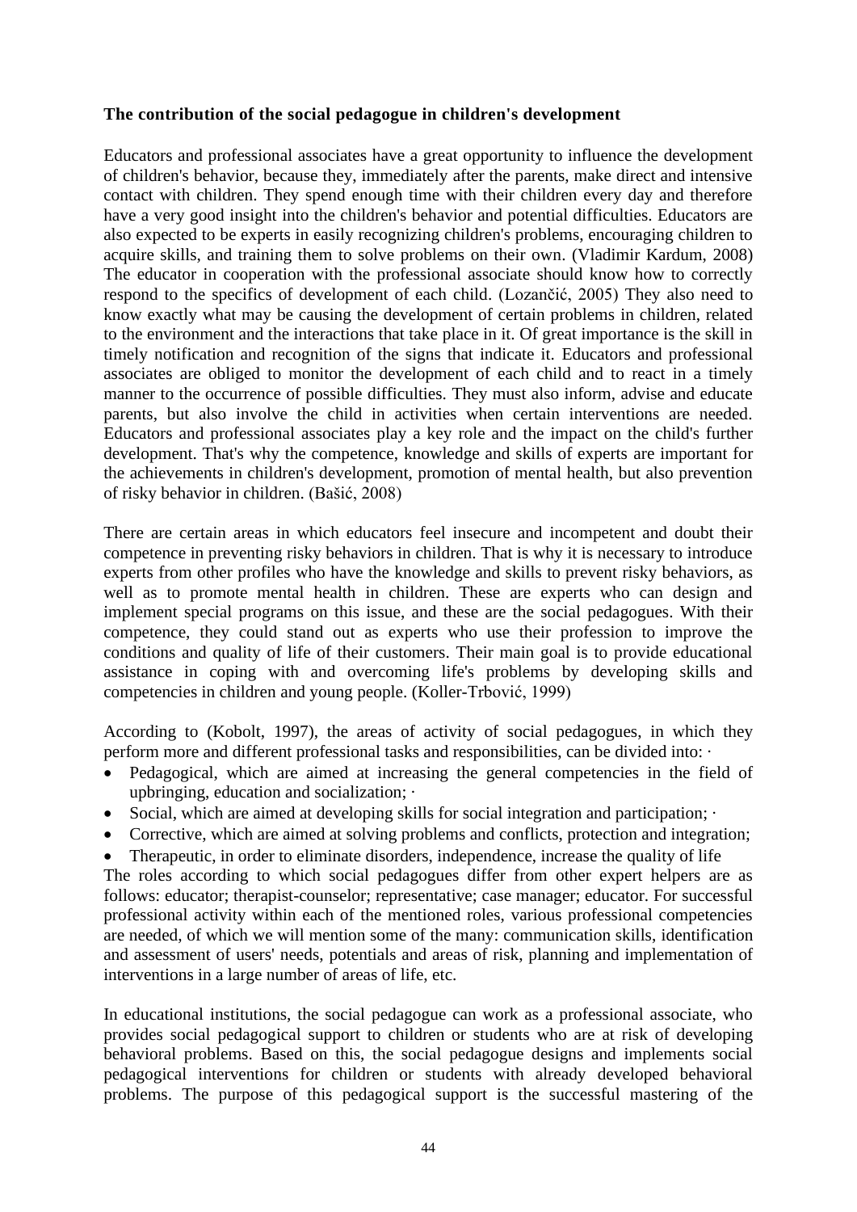**The contribution of the social pedagogue in children's development**

Educators and professional associates have a great opportunity to influence the development of children's behavior, because they, immediately after the parents, make direct and intensive contact with children. They spend enough time with their children every day and therefore have a very good insight into the children's behavior and potential difficulties. Educators are also expected to be experts in easily recognizing children's problems, encouraging children to acquire skills, and training them to solve problems on their own. (Vladimir Kardum, 2008) The educator in cooperation with the professional associate should know how to correctly respond to the specifics of development of each child. (Lozančić, 2005) They also need to know exactly what may be causing the development of certain problems in children, related to the environment and the interactions that take place in it. Of great importance is the skill in timely notification and recognition of the signs that indicate it. Educators and professional associates are obliged to monitor the development of each child and to react in a timely manner to the occurrence of possible difficulties. They must also inform, advise and educate parents, but also involve the child in activities when certain interventions are needed. Educators and professional associates play a key role and the impact on the child's further development. That's why the competence, knowledge and skills of experts are important for the achievements in children's development, promotion of mental health, but also prevention of risky behavior in children. (Bašić, 2008)

There are certain areas in which educators feel insecure and incompetent and doubt their competence in preventing risky behaviors in children. That is why it is necessary to introduce experts from other profiles who have the knowledge and skills to prevent risky behaviors, as well as to promote mental health in children. These are experts who can design and implement special programs on this issue, and these are the social pedagogues. With their competence, they could stand out as experts who use their profession to improve the conditions and quality of life of their customers. Their main goal is to provide educational assistance in coping with and overcoming life's problems by developing skills and competencies in children and young people. (Koller-Trbović, 1999)

According to (Kobolt, 1997), the areas of activity of social pedagogues, in which they perform more and different professional tasks and responsibilities, can be divided into: ·

- Pedagogical, which are aimed at increasing the general competencies in the field of upbringing, education and socialization; ·
- Social, which are aimed at developing skills for social integration and participation; ·
- Corrective, which are aimed at solving problems and conflicts, protection and integration;
- Therapeutic, in order to eliminate disorders, independence, increase the quality of life

The roles according to which social pedagogues differ from other expert helpers are as follows: educator; therapist-counselor; representative; case manager; educator. For successful professional activity within each of the mentioned roles, various professional competencies are needed, of which we will mention some of the many: communication skills, identification and assessment of users' needs, potentials and areas of risk, planning and implementation of interventions in a large number of areas of life, etc.

In educational institutions, the social pedagogue can work as a professional associate, who provides social pedagogical support to children or students who are at risk of developing behavioral problems. Based on this, the social pedagogue designs and implements social pedagogical interventions for children or students with already developed behavioral problems. The purpose of this pedagogical support is the successful mastering of the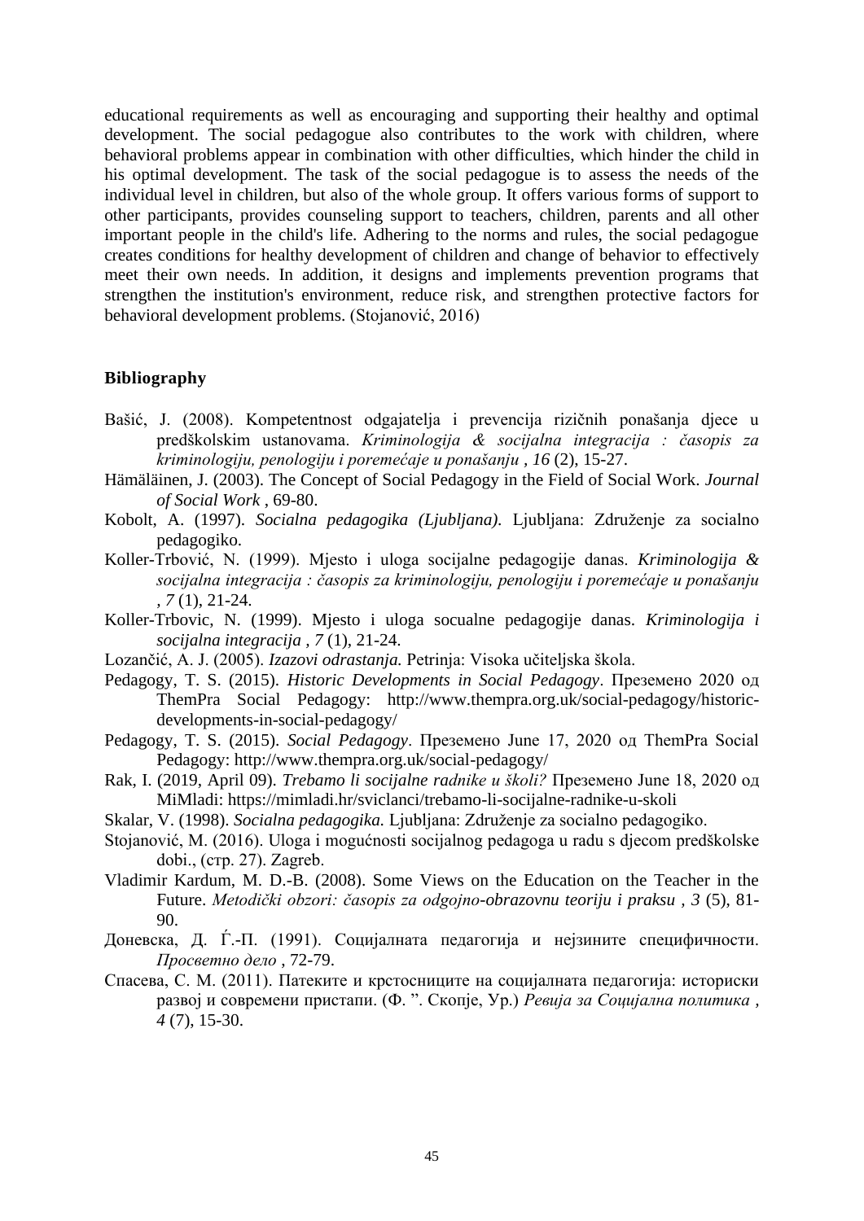educational requirements as well as encouraging and supporting their healthy and optimal development. The social pedagogue also contributes to the work with children, where behavioral problems appear in combination with other difficulties, which hinder the child in his optimal development. The task of the social pedagogue is to assess the needs of the individual level in children, but also of the whole group. It offers various forms of support to other participants, provides counseling support to teachers, children, parents and all other important people in the child's life. Adhering to the norms and rules, the social pedagogue creates conditions for healthy development of children and change of behavior to effectively meet their own needs. In addition, it designs and implements prevention programs that strengthen the institution's environment, reduce risk, and strengthen protective factors for behavioral development problems. (Stojanović, 2016)

## Bibliography

Bašić, J. (2008). Kompetentnost odgajatelja i prevencija rizičnih ponašanja djece u predškolskim ustanovama. *Kriminologija & socijalna integracija : časopis za kriminologiju, penologiju i poremećaje u ponašanju , 16* (2), 15-27.

Hämäläinen, J. (2003). The Concept of Social Pedagogy in the Field of Social Work. *Journal of Social Work* , 69-80.

Kobolt, A. (1997). *Socialna pedagogika (Ljubljana).* Ljubljana: Združenje za socialno pedagogiko.

Koller-Trbović, N. (1999). Mjesto i uloga socijalne pedagogije danas. *Kriminologija & socijalna integracija : časopis za kriminologiju, penologiju i poremećaje u ponašanju , 7* (1), 21-24.

Koller-Trbovic, N. (1999). Mjesto i uloga socualne pedagogije danas. *Kriminologija i socijalna integracija , 7* (1), 21-24.

Lozančić, A. J. (2005). *Izazovi odrastanja.* Petrinja: Visoka učiteljska škola.

Pedagogy, T. S. (2015). *Historic Developments in Social Pedagogy*. Преземено 2020 од ThemPra Social Pedagogy: http://www.thempra.org.uk/social-pedagogy/historic-developments-in-social-pedagogy/

Pedagogy, T. S. (2015). *Social Pedagogy*. Преземено June 17, 2020 од ThemPra Social Pedagogy: http://www.thempra.org.uk/social-pedagogy/

Rak, I. (2019, April 09). *Trebamo li socijalne radnike u školi?* Преземено June 18, 2020 од MiMladi: https://mimladi.hr/sviclanci/trebamo-li-socijalne-radnike-u-skoli

Skalar, V. (1998). *Socialna pedagogika.* Ljubljana: Združenje za socialno pedagogiko.

Stojanović, M. (2016). Uloga i mogućnosti socijalnog pedagoga u radu s djecom predškolske dobi., (стр. 27). Zagreb.

Vladimir Kardum, M. D.-B. (2008). Some Views on the Education on the Teacher in the Future. *Metodički obzori: časopis za odgojno-obrazovnu teoriju i praksu , 3* (5), 81-90.

Доневска, Д. Ѓ.-П. (1991). Социјалната педагогија и нејзините специфичности. *Просветно дело* , 72-79.

Спасева, С. М. (2011). Патеките и крстосниците на социјалната педагогија: историски развој и современи пристапи. (Ф. ". Скопје, Ур.) *Ревија за Социјална политика , 4* (7), 15-30.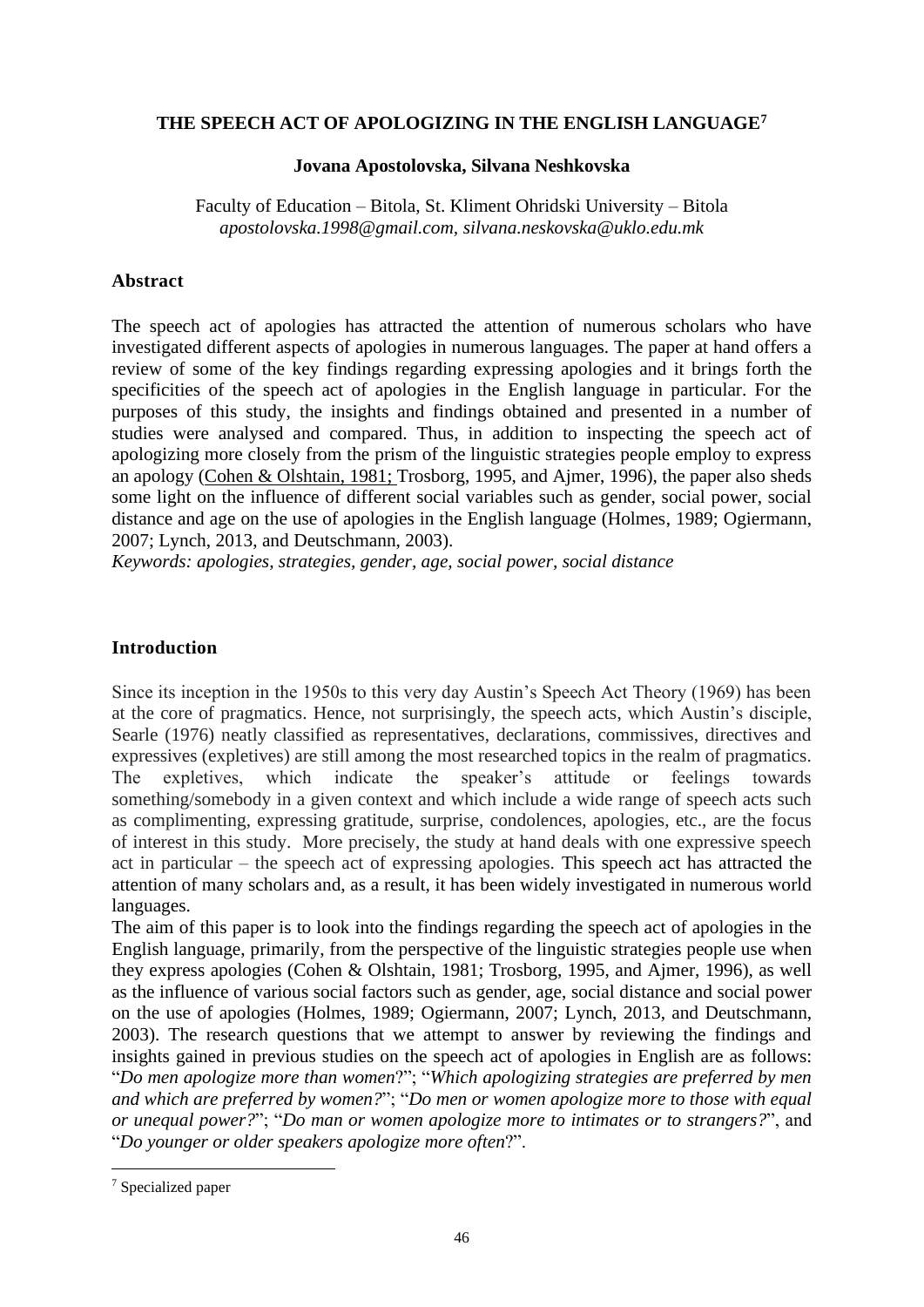## THE SPEECH ACT OF APOLOGIZING IN THE ENGLISH LANGUAGE[7]

**Jovana Apostolovska, Silvana Neshkovska**

Faculty of Education – Bitola, St. Kliment Ohridski University – Bitola
*apostolovska.1998@gmail.com, silvana.neskovska@uklo.edu.mk*

### Abstract

The speech act of apologies has attracted the attention of numerous scholars who have investigated different aspects of apologies in numerous languages. The paper at hand offers a review of some of the key findings regarding expressing apologies and it brings forth the specificities of the speech act of apologies in the English language in particular. For the purposes of this study, the insights and findings obtained and presented in a number of studies were analysed and compared. Thus, in addition to inspecting the speech act of apologizing more closely from the prism of the linguistic strategies people employ to express an apology (Cohen & Olshtain, 1981; Trosborg, 1995, and Ajmer, 1996), the paper also sheds some light on the influence of different social variables such as gender, social power, social distance and age on the use of apologies in the English language (Holmes, 1989; Ogiermann, 2007; Lynch, 2013, and Deutschmann, 2003).

*Keywords: apologies, strategies, gender, age, social power, social distance*

### Introduction

Since its inception in the 1950s to this very day Austin's Speech Act Theory (1969) has been at the core of pragmatics. Hence, not surprisingly, the speech acts, which Austin's disciple, Searle (1976) neatly classified as representatives, declarations, commissives, directives and expressives (expletives) are still among the most researched topics in the realm of pragmatics. The expletives, which indicate the speaker's attitude or feelings towards something/somebody in a given context and which include a wide range of speech acts such as complimenting, expressing gratitude, surprise, condolences, apologies, etc., are the focus of interest in this study. More precisely, the study at hand deals with one expressive speech act in particular – the speech act of expressing apologies. This speech act has attracted the attention of many scholars and, as a result, it has been widely investigated in numerous world languages.

The aim of this paper is to look into the findings regarding the speech act of apologies in the English language, primarily, from the perspective of the linguistic strategies people use when they express apologies (Cohen & Olshtain, 1981; Trosborg, 1995, and Ajmer, 1996), as well as the influence of various social factors such as gender, age, social distance and social power on the use of apologies (Holmes, 1989; Ogiermann, 2007; Lynch, 2013, and Deutschmann, 2003). The research questions that we attempt to answer by reviewing the findings and insights gained in previous studies on the speech act of apologies in English are as follows: "*Do men apologize more than women*?"; "*Which apologizing strategies are preferred by men and which are preferred by women?*"; "*Do men or women apologize more to those with equal or unequal power?*"; "*Do man or women apologize more to intimates or to strangers?*", and "*Do younger or older speakers apologize more often*?".

[7] Specialized paper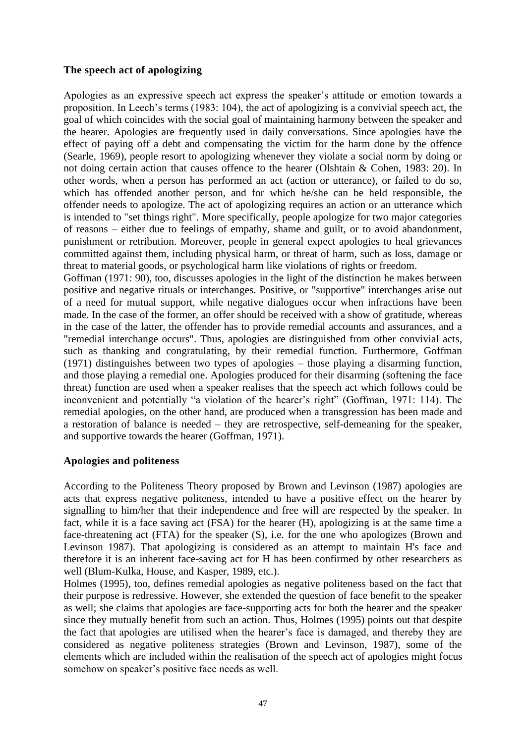### The speech act of apologizing

Apologies as an expressive speech act express the speaker's attitude or emotion towards a proposition. In Leech's terms (1983: 104), the act of apologizing is a convivial speech act, the goal of which coincides with the social goal of maintaining harmony between the speaker and the hearer. Apologies are frequently used in daily conversations. Since apologies have the effect of paying off a debt and compensating the victim for the harm done by the offence (Searle, 1969), people resort to apologizing whenever they violate a social norm by doing or not doing certain action that causes offence to the hearer (Olshtain & Cohen, 1983: 20). In other words, when a person has performed an act (action or utterance), or failed to do so, which has offended another person, and for which he/she can be held responsible, the offender needs to apologize. The act of apologizing requires an action or an utterance which is intended to "set things right". More specifically, people apologize for two major categories of reasons – either due to feelings of empathy, shame and guilt, or to avoid abandonment, punishment or retribution. Moreover, people in general expect apologies to heal grievances committed against them, including physical harm, or threat of harm, such as loss, damage or threat to material goods, or psychological harm like violations of rights or freedom.

Goffman (1971: 90), too, discusses apologies in the light of the distinction he makes between positive and negative rituals or interchanges. Positive, or "supportive" interchanges arise out of a need for mutual support, while negative dialogues occur when infractions have been made. In the case of the former, an offer should be received with a show of gratitude, whereas in the case of the latter, the offender has to provide remedial accounts and assurances, and a "remedial interchange occurs". Thus, apologies are distinguished from other convivial acts, such as thanking and congratulating, by their remedial function. Furthermore, Goffman (1971) distinguishes between two types of apologies – those playing a disarming function, and those playing a remedial one. Apologies produced for their disarming (softening the face threat) function are used when a speaker realises that the speech act which follows could be inconvenient and potentially "a violation of the hearer's right" (Goffman, 1971: 114). The remedial apologies, on the other hand, are produced when a transgression has been made and a restoration of balance is needed – they are retrospective, self-demeaning for the speaker, and supportive towards the hearer (Goffman, 1971).

### Apologies and politeness

According to the Politeness Theory proposed by Brown and Levinson (1987) apologies are acts that express negative politeness, intended to have a positive effect on the hearer by signalling to him/her that their independence and free will are respected by the speaker. In fact, while it is a face saving act (FSA) for the hearer (H), apologizing is at the same time a face-threatening act (FTA) for the speaker (S), i.e. for the one who apologizes (Brown and Levinson 1987). That apologizing is considered as an attempt to maintain H's face and therefore it is an inherent face-saving act for H has been confirmed by other researchers as well (Blum-Kulka, House, and Kasper, 1989, etc.).

Holmes (1995), too, defines remedial apologies as negative politeness based on the fact that their purpose is redressive. However, she extended the question of face benefit to the speaker as well; she claims that apologies are face-supporting acts for both the hearer and the speaker since they mutually benefit from such an action. Thus, Holmes (1995) points out that despite the fact that apologies are utilised when the hearer's face is damaged, and thereby they are considered as negative politeness strategies (Brown and Levinson, 1987), some of the elements which are included within the realisation of the speech act of apologies might focus somehow on speaker's positive face needs as well.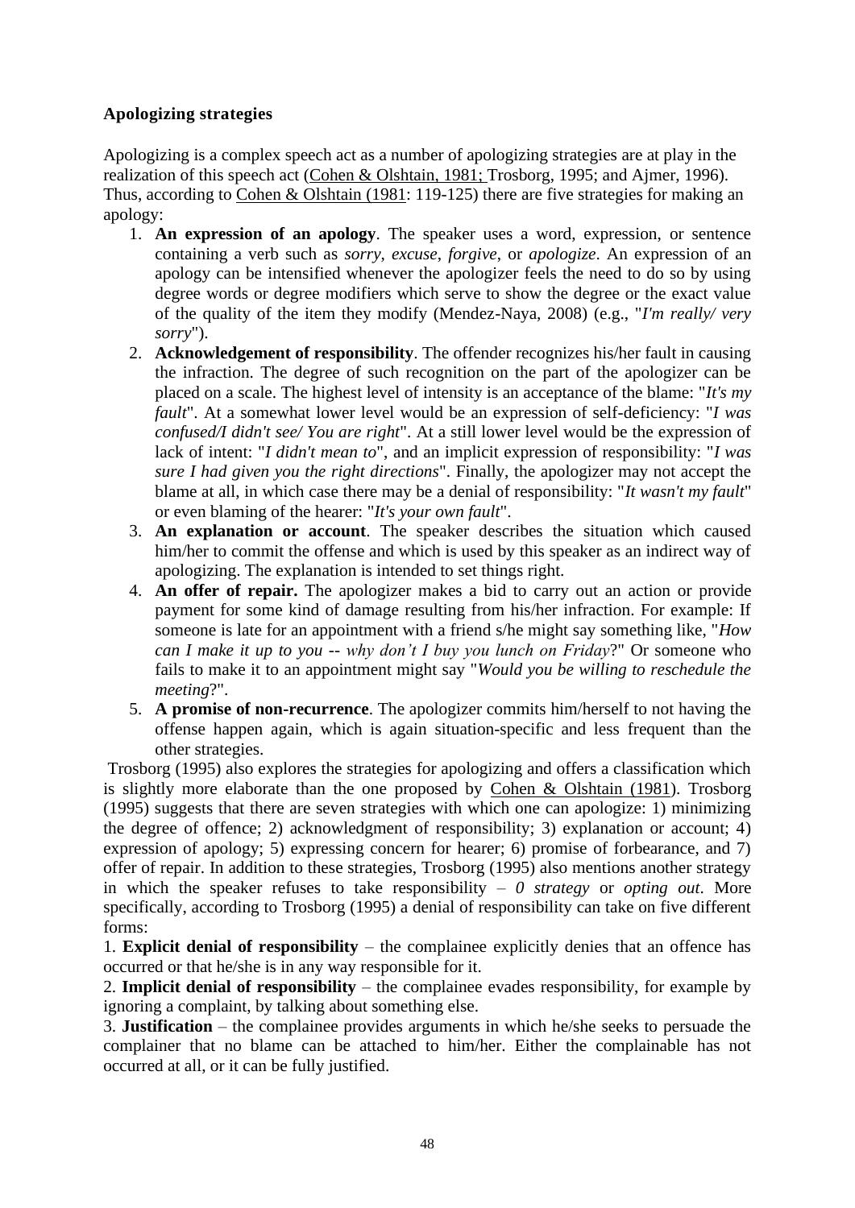**Apologizing strategies**

Apologizing is a complex speech act as a number of apologizing strategies are at play in the realization of this speech act (Cohen & Olshtain, 1981; Trosborg, 1995; and Ajmer, 1996). Thus, according to Cohen & Olshtain (1981: 119-125) there are five strategies for making an apology:

1. **An expression of an apology**. The speaker uses a word, expression, or sentence containing a verb such as *sorry*, *excuse*, *forgive*, or *apologize*. An expression of an apology can be intensified whenever the apologizer feels the need to do so by using degree words or degree modifiers which serve to show the degree or the exact value of the quality of the item they modify (Mendez-Naya, 2008) (e.g., "*I'm really/ very sorry*").
2. **Acknowledgement of responsibility**. The offender recognizes his/her fault in causing the infraction. The degree of such recognition on the part of the apologizer can be placed on a scale. The highest level of intensity is an acceptance of the blame: "*It's my fault*". At a somewhat lower level would be an expression of self-deficiency: "*I was confused/I didn't see/ You are right*". At a still lower level would be the expression of lack of intent: "*I didn't mean to*", and an implicit expression of responsibility: "*I was sure I had given you the right directions*". Finally, the apologizer may not accept the blame at all, in which case there may be a denial of responsibility: "*It wasn't my fault*" or even blaming of the hearer: "*It's your own fault*".
3. **An explanation or account**. The speaker describes the situation which caused him/her to commit the offense and which is used by this speaker as an indirect way of apologizing. The explanation is intended to set things right.
4. **An offer of repair.** The apologizer makes a bid to carry out an action or provide payment for some kind of damage resulting from his/her infraction. For example: If someone is late for an appointment with a friend s/he might say something like, "*How can I make it up to you -- why don't I buy you lunch on Friday*?" Or someone who fails to make it to an appointment might say "*Would you be willing to reschedule the meeting*?".
5. **A promise of non-recurrence**. The apologizer commits him/herself to not having the offense happen again, which is again situation-specific and less frequent than the other strategies.

Trosborg (1995) also explores the strategies for apologizing and offers a classification which is slightly more elaborate than the one proposed by Cohen & Olshtain (1981). Trosborg (1995) suggests that there are seven strategies with which one can apologize: 1) minimizing the degree of offence; 2) acknowledgment of responsibility; 3) explanation or account; 4) expression of apology; 5) expressing concern for hearer; 6) promise of forbearance, and 7) offer of repair. In addition to these strategies, Trosborg (1995) also mentions another strategy in which the speaker refuses to take responsibility – *0 strategy* or *opting out*. More specifically, according to Trosborg (1995) a denial of responsibility can take on five different forms:

1. **Explicit denial of responsibility** – the complainee explicitly denies that an offence has occurred or that he/she is in any way responsible for it.
2. **Implicit denial of responsibility** – the complainee evades responsibility, for example by ignoring a complaint, by talking about something else.
3. **Justification** – the complainee provides arguments in which he/she seeks to persuade the complainer that no blame can be attached to him/her. Either the complainable has not occurred at all, or it can be fully justified.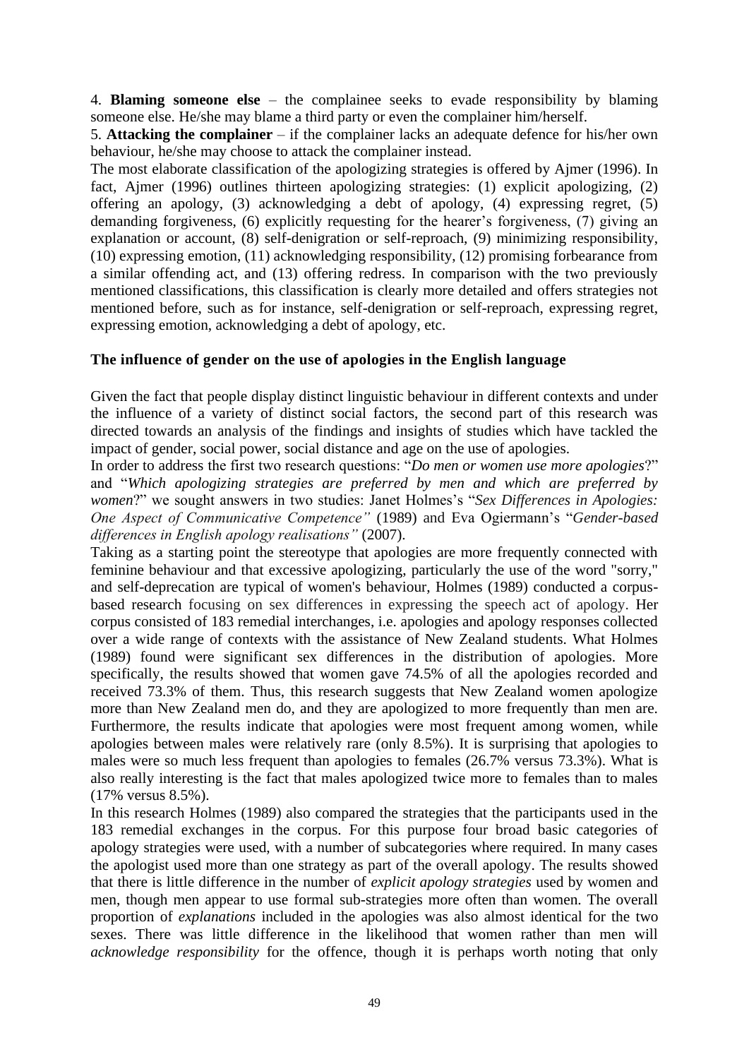4. **Blaming someone else** – the complainee seeks to evade responsibility by blaming someone else. He/she may blame a third party or even the complainer him/herself.

5. **Attacking the complainer** – if the complainer lacks an adequate defence for his/her own behaviour, he/she may choose to attack the complainer instead.

The most elaborate classification of the apologizing strategies is offered by Ajmer (1996). In fact, Ajmer (1996) outlines thirteen apologizing strategies: (1) explicit apologizing, (2) offering an apology, (3) acknowledging a debt of apology, (4) expressing regret, (5) demanding forgiveness, (6) explicitly requesting for the hearer's forgiveness, (7) giving an explanation or account, (8) self-denigration or self-reproach, (9) minimizing responsibility, (10) expressing emotion, (11) acknowledging responsibility, (12) promising forbearance from a similar offending act, and (13) offering redress. In comparison with the two previously mentioned classifications, this classification is clearly more detailed and offers strategies not mentioned before, such as for instance, self-denigration or self-reproach, expressing regret, expressing emotion, acknowledging a debt of apology, etc.

### The influence of gender on the use of apologies in the English language

Given the fact that people display distinct linguistic behaviour in different contexts and under the influence of a variety of distinct social factors, the second part of this research was directed towards an analysis of the findings and insights of studies which have tackled the impact of gender, social power, social distance and age on the use of apologies.

In order to address the first two research questions: "*Do men or women use more apologies*?" and "*Which apologizing strategies are preferred by men and which are preferred by women*?" we sought answers in two studies: Janet Holmes's "*Sex Differences in Apologies: One Aspect of Communicative Competence"* (1989) and Eva Ogiermann's "*Gender-based differences in English apology realisations"* (2007).

Taking as a starting point the stereotype that apologies are more frequently connected with feminine behaviour and that excessive apologizing, particularly the use of the word "sorry," and self-deprecation are typical of women's behaviour, Holmes (1989) conducted a corpus-based research focusing on sex differences in expressing the speech act of apology. Her corpus consisted of 183 remedial interchanges, i.e. apologies and apology responses collected over a wide range of contexts with the assistance of New Zealand students. What Holmes (1989) found were significant sex differences in the distribution of apologies. More specifically, the results showed that women gave 74.5% of all the apologies recorded and received 73.3% of them. Thus, this research suggests that New Zealand women apologize more than New Zealand men do, and they are apologized to more frequently than men are. Furthermore, the results indicate that apologies were most frequent among women, while apologies between males were relatively rare (only 8.5%). It is surprising that apologies to males were so much less frequent than apologies to females (26.7% versus 73.3%). What is also really interesting is the fact that males apologized twice more to females than to males (17% versus 8.5%).

In this research Holmes (1989) also compared the strategies that the participants used in the 183 remedial exchanges in the corpus. For this purpose four broad basic categories of apology strategies were used, with a number of subcategories where required. In many cases the apologist used more than one strategy as part of the overall apology. The results showed that there is little difference in the number of *explicit apology strategies* used by women and men, though men appear to use formal sub-strategies more often than women. The overall proportion of *explanations* included in the apologies was also almost identical for the two sexes. There was little difference in the likelihood that women rather than men will *acknowledge responsibility* for the offence, though it is perhaps worth noting that only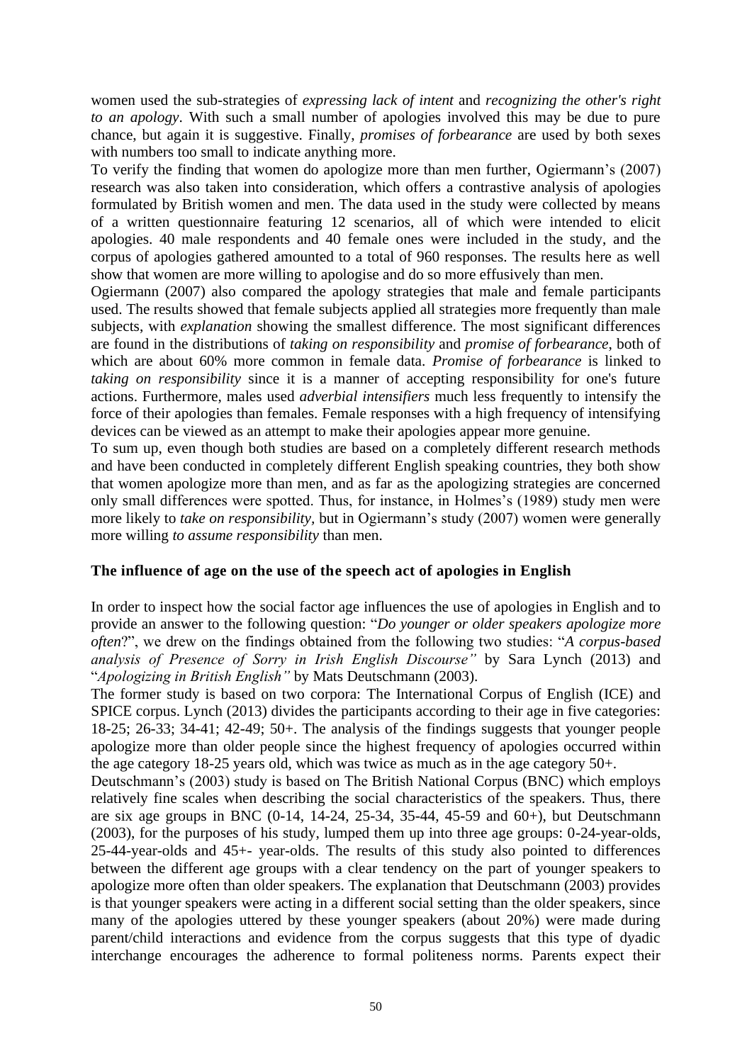women used the sub-strategies of *expressing lack of intent* and *recognizing the other's right to an apology*. With such a small number of apologies involved this may be due to pure chance, but again it is suggestive. Finally, *promises of forbearance* are used by both sexes with numbers too small to indicate anything more.

To verify the finding that women do apologize more than men further, Ogiermann's (2007) research was also taken into consideration, which offers a contrastive analysis of apologies formulated by British women and men. The data used in the study were collected by means of a written questionnaire featuring 12 scenarios, all of which were intended to elicit apologies. 40 male respondents and 40 female ones were included in the study, and the corpus of apologies gathered amounted to a total of 960 responses. The results here as well show that women are more willing to apologise and do so more effusively than men.

Ogiermann (2007) also compared the apology strategies that male and female participants used. The results showed that female subjects applied all strategies more frequently than male subjects, with *explanation* showing the smallest difference. The most significant differences are found in the distributions of *taking on responsibility* and *promise of forbearance*, both of which are about 60% more common in female data. *Promise of forbearance* is linked to *taking on responsibility* since it is a manner of accepting responsibility for one's future actions. Furthermore, males used *adverbial intensifiers* much less frequently to intensify the force of their apologies than females. Female responses with a high frequency of intensifying devices can be viewed as an attempt to make their apologies appear more genuine.

To sum up, even though both studies are based on a completely different research methods and have been conducted in completely different English speaking countries, they both show that women apologize more than men, and as far as the apologizing strategies are concerned only small differences were spotted. Thus, for instance, in Holmes's (1989) study men were more likely to *take on responsibility,* but in Ogiermann's study (2007) women were generally more willing *to assume responsibility* than men.

## The influence of age on the use of the speech act of apologies in English

In order to inspect how the social factor age influences the use of apologies in English and to provide an answer to the following question: "*Do younger or older speakers apologize more often*?", we drew on the findings obtained from the following two studies: "*A corpus-based analysis of Presence of Sorry in Irish English Discourse"* by Sara Lynch (2013) and "*Apologizing in British English"* by Mats Deutschmann (2003).

The former study is based on two corpora: The International Corpus of English (ICE) and SPICE corpus. Lynch (2013) divides the participants according to their age in five categories: 18-25; 26-33; 34-41; 42-49; 50+. The analysis of the findings suggests that younger people apologize more than older people since the highest frequency of apologies occurred within the age category 18-25 years old, which was twice as much as in the age category 50+.

Deutschmann's (2003) study is based on The British National Corpus (BNC) which employs relatively fine scales when describing the social characteristics of the speakers. Thus, there are six age groups in BNC (0-14, 14-24, 25-34, 35-44, 45-59 and 60+), but Deutschmann (2003), for the purposes of his study, lumped them up into three age groups: 0-24-year-olds, 25-44-year-olds and 45+- year-olds. The results of this study also pointed to differences between the different age groups with a clear tendency on the part of younger speakers to apologize more often than older speakers. The explanation that Deutschmann (2003) provides is that younger speakers were acting in a different social setting than the older speakers, since many of the apologies uttered by these younger speakers (about 20%) were made during parent/child interactions and evidence from the corpus suggests that this type of dyadic interchange encourages the adherence to formal politeness norms. Parents expect their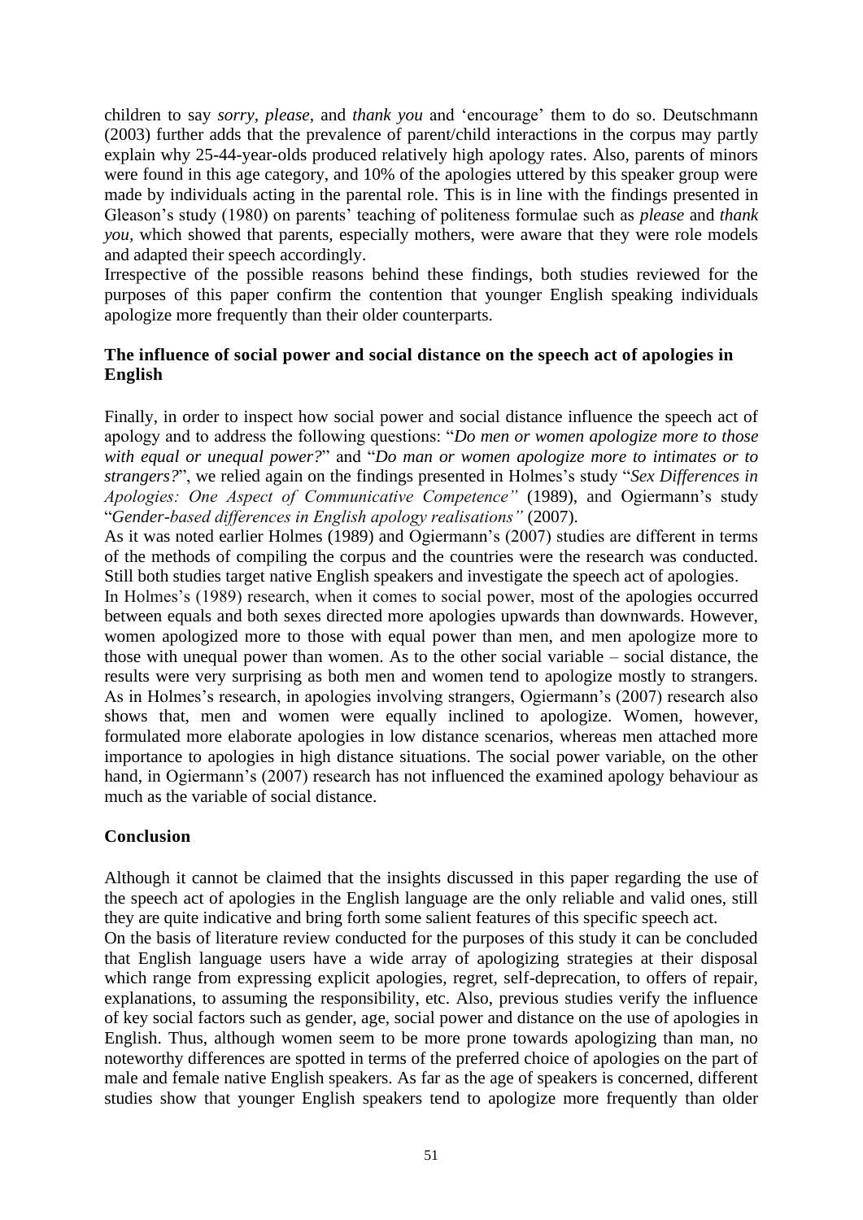children to say *sorry*, *please,* and *thank you* and 'encourage' them to do so. Deutschmann (2003) further adds that the prevalence of parent/child interactions in the corpus may partly explain why 25-44-year-olds produced relatively high apology rates. Also, parents of minors were found in this age category, and 10% of the apologies uttered by this speaker group were made by individuals acting in the parental role. This is in line with the findings presented in Gleason's study (1980) on parents' teaching of politeness formulae such as *please* and *thank you*, which showed that parents, especially mothers, were aware that they were role models and adapted their speech accordingly.

Irrespective of the possible reasons behind these findings, both studies reviewed for the purposes of this paper confirm the contention that younger English speaking individuals apologize more frequently than their older counterparts.

**The influence of social power and social distance on the speech act of apologies in English**

Finally, in order to inspect how social power and social distance influence the speech act of apology and to address the following questions: "*Do men or women apologize more to those with equal or unequal power?*" and "*Do man or women apologize more to intimates or to strangers?*", we relied again on the findings presented in Holmes's study "*Sex Differences in Apologies: One Aspect of Communicative Competence"* (1989), and Ogiermann's study "*Gender-based differences in English apology realisations"* (2007).

As it was noted earlier Holmes (1989) and Ogiermann's (2007) studies are different in terms of the methods of compiling the corpus and the countries were the research was conducted. Still both studies target native English speakers and investigate the speech act of apologies.

In Holmes's (1989) research, when it comes to social power, most of the apologies occurred between equals and both sexes directed more apologies upwards than downwards. However, women apologized more to those with equal power than men, and men apologize more to those with unequal power than women. As to the other social variable – social distance, the results were very surprising as both men and women tend to apologize mostly to strangers. As in Holmes's research, in apologies involving strangers, Ogiermann's (2007) research also shows that, men and women were equally inclined to apologize. Women, however, formulated more elaborate apologies in low distance scenarios, whereas men attached more importance to apologies in high distance situations. The social power variable, on the other hand, in Ogiermann's (2007) research has not influenced the examined apology behaviour as much as the variable of social distance.

**Conclusion**

Although it cannot be claimed that the insights discussed in this paper regarding the use of the speech act of apologies in the English language are the only reliable and valid ones, still they are quite indicative and bring forth some salient features of this specific speech act.

On the basis of literature review conducted for the purposes of this study it can be concluded that English language users have a wide array of apologizing strategies at their disposal which range from expressing explicit apologies, regret, self-deprecation, to offers of repair, explanations, to assuming the responsibility, etc. Also, previous studies verify the influence of key social factors such as gender, age, social power and distance on the use of apologies in English. Thus, although women seem to be more prone towards apologizing than man, no noteworthy differences are spotted in terms of the preferred choice of apologies on the part of male and female native English speakers. As far as the age of speakers is concerned, different studies show that younger English speakers tend to apologize more frequently than older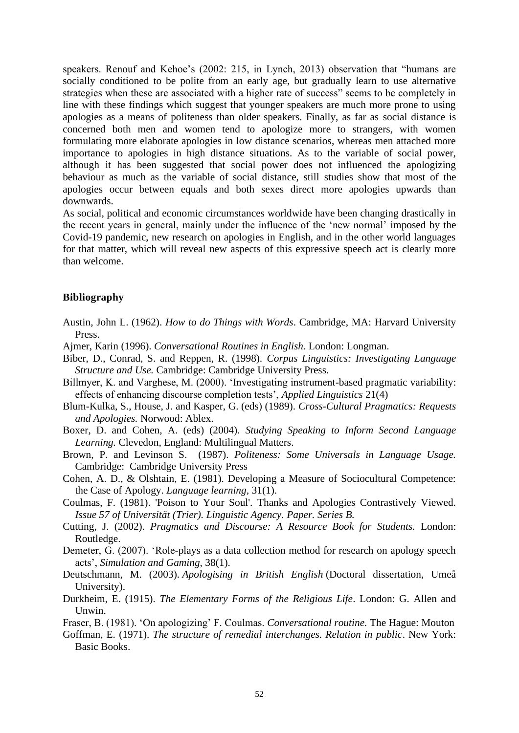speakers. Renouf and Kehoe's (2002: 215, in Lynch, 2013) observation that "humans are socially conditioned to be polite from an early age, but gradually learn to use alternative strategies when these are associated with a higher rate of success" seems to be completely in line with these findings which suggest that younger speakers are much more prone to using apologies as a means of politeness than older speakers. Finally, as far as social distance is concerned both men and women tend to apologize more to strangers, with women formulating more elaborate apologies in low distance scenarios, whereas men attached more importance to apologies in high distance situations. As to the variable of social power, although it has been suggested that social power does not influenced the apologizing behaviour as much as the variable of social distance, still studies show that most of the apologies occur between equals and both sexes direct more apologies upwards than downwards.

As social, political and economic circumstances worldwide have been changing drastically in the recent years in general, mainly under the influence of the 'new normal' imposed by the Covid-19 pandemic, new research on apologies in English, and in the other world languages for that matter, which will reveal new aspects of this expressive speech act is clearly more than welcome.

**Bibliography**

Austin, John L. (1962). *How to do Things with Words*. Cambridge, MA: Harvard University Press.

Ajmer, Karin (1996). *Conversational Routines in English*. London: Longman.

Biber, D., Conrad, S. and Reppen, R. (1998). *Corpus Linguistics: Investigating Language Structure and Use.* Cambridge: Cambridge University Press.

Billmyer, K. and Varghese, M. (2000). 'Investigating instrument-based pragmatic variability: effects of enhancing discourse completion tests', *Applied Linguistics* 21(4)

Blum-Kulka, S., House, J. and Kasper, G. (eds) (1989). *Cross-Cultural Pragmatics: Requests and Apologies.* Norwood: Ablex.

Boxer, D. and Cohen, A. (eds) (2004). *Studying Speaking to Inform Second Language Learning.* Clevedon, England: Multilingual Matters.

Brown, P. and Levinson S. (1987). *Politeness: Some Universals in Language Usage.* Cambridge: Cambridge University Press

Cohen, A. D., & Olshtain, E. (1981). Developing a Measure of Sociocultural Competence: the Case of Apology. *Language learning,* 31(1).

Coulmas, F. (1981). 'Poison to Your Soul'. Thanks and Apologies Contrastively Viewed. *Issue 57 of Universität (Trier). Linguistic Agency. Paper. Series B.*

Cutting, J. (2002). *Pragmatics and Discourse: A Resource Book for Students.* London: Routledge.

Demeter, G. (2007). 'Role-plays as a data collection method for research on apology speech acts', *Simulation and Gaming,* 38(1).

Deutschmann, M. (2003). *Apologising in British English* (Doctoral dissertation, Umeå University).

Durkheim, E. (1915). *The Elementary Forms of the Religious Life*. London: G. Allen and Unwin.

Fraser, B. (1981). 'On apologizing' F. Coulmas. *Conversational routine.* The Hague: Mouton

Goffman, E. (1971). *The structure of remedial interchanges. Relation in public*. New York: Basic Books.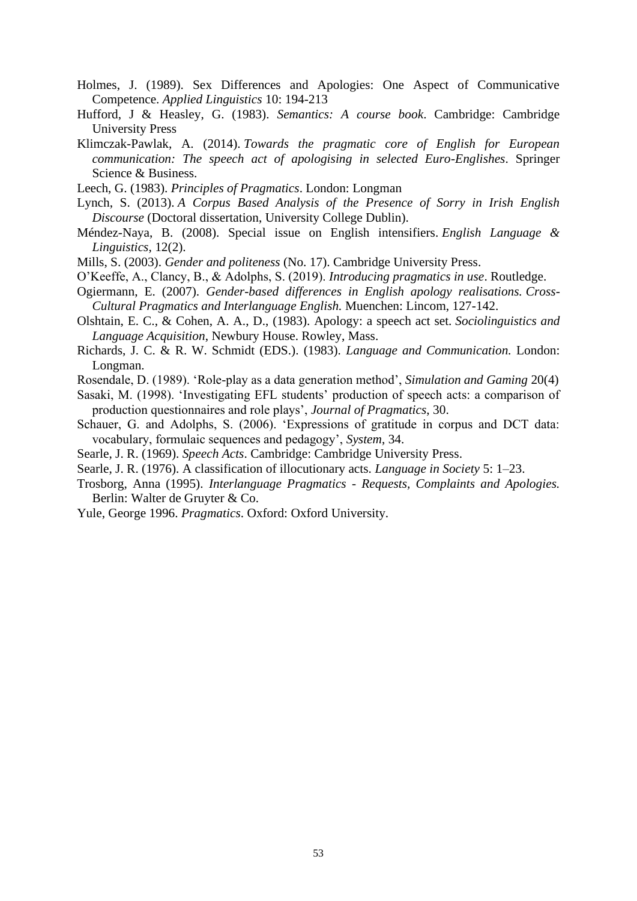Holmes, J. (1989). Sex Differences and Apologies: One Aspect of Communicative Competence. *Applied Linguistics* 10: 194-213

Hufford, J & Heasley, G. (1983). *Semantics: A course book*. Cambridge: Cambridge University Press

Klimczak-Pawlak, A. (2014). *Towards the pragmatic core of English for European communication: The speech act of apologising in selected Euro-Englishes*. Springer Science & Business.

Leech, G. (1983). *Principles of Pragmatics*. London: Longman

Lynch, S. (2013). *A Corpus Based Analysis of the Presence of Sorry in Irish English Discourse* (Doctoral dissertation, University College Dublin).

Méndez-Naya, B. (2008). Special issue on English intensifiers. *English Language & Linguistics*, 12(2).

Mills, S. (2003). *Gender and politeness* (No. 17). Cambridge University Press.

O'Keeffe, A., Clancy, B., & Adolphs, S. (2019). *Introducing pragmatics in use*. Routledge.

Ogiermann, E. (2007). *Gender-based differences in English apology realisations. Cross-Cultural Pragmatics and Interlanguage English.* Muenchen: Lincom, 127-142.

Olshtain, E. C., & Cohen, A. A., D., (1983). Apology: a speech act set. *Sociolinguistics and Language Acquisition*, Newbury House. Rowley, Mass.

Richards, J. C. & R. W. Schmidt (EDS.). (1983). *Language and Communication.* London: Longman.

Rosendale, D. (1989). 'Role-play as a data generation method', *Simulation and Gaming* 20(4)

Sasaki, M. (1998). 'Investigating EFL students' production of speech acts: a comparison of production questionnaires and role plays', *Journal of Pragmatics*, 30.

Schauer, G. and Adolphs, S. (2006). 'Expressions of gratitude in corpus and DCT data: vocabulary, formulaic sequences and pedagogy', *System*, 34.

Searle, J. R. (1969). *Speech Acts*. Cambridge: Cambridge University Press.

Searle, J. R. (1976). A classification of illocutionary acts. *Language in Society* 5: 1–23.

Trosborg, Anna (1995). *Interlanguage Pragmatics - Requests, Complaints and Apologies.* Berlin: Walter de Gruyter & Co.

Yule, George 1996. *Pragmatics*. Oxford: Oxford University.